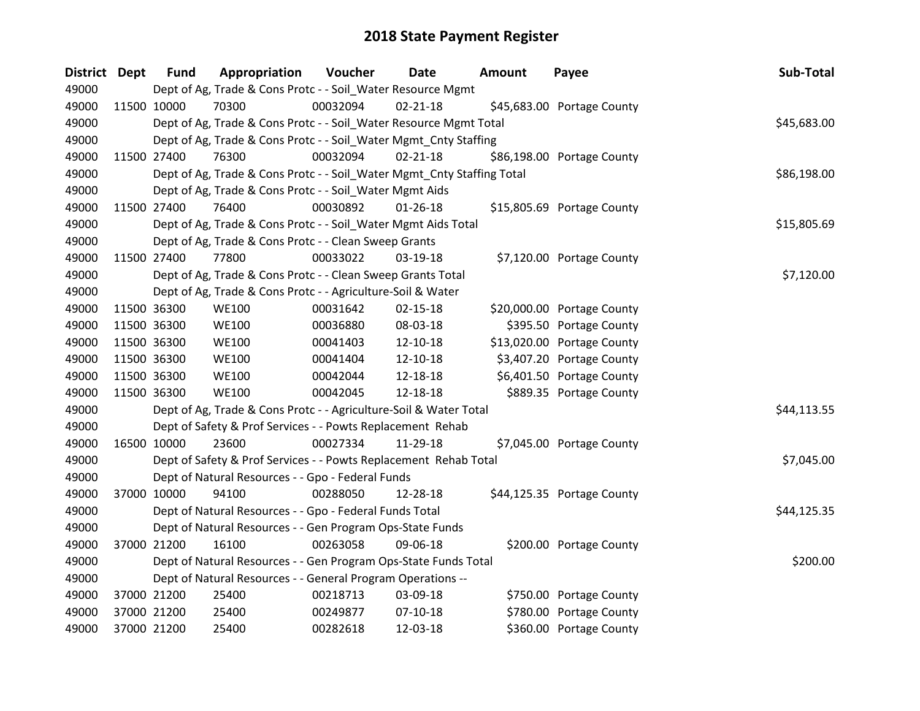# 2018 State Payment Register

| District | Dept | Fund | Appropriation | Voucher | Date | Amount | Payee | Sub-Total |
|---|---|---|---|---|---|---|---|---|
| 49000 | | Dept of Ag, Trade & Cons Protc - - Soil_Water Resource Mgmt | | | | | | |
| 49000 | 11500 | 10000 | 70300 | 00032094 | 02-21-18 | $45,683.00 | Portage County | |
| 49000 | | Dept of Ag, Trade & Cons Protc - - Soil_Water Resource Mgmt Total | | | | | | $45,683.00 |
| 49000 | | Dept of Ag, Trade & Cons Protc - - Soil_Water Mgmt_Cnty Staffing | | | | | | |
| 49000 | 11500 | 27400 | 76300 | 00032094 | 02-21-18 | $86,198.00 | Portage County | |
| 49000 | | Dept of Ag, Trade & Cons Protc - - Soil_Water Mgmt_Cnty Staffing Total | | | | | | $86,198.00 |
| 49000 | | Dept of Ag, Trade & Cons Protc - - Soil_Water Mgmt Aids | | | | | | |
| 49000 | 11500 | 27400 | 76400 | 00030892 | 01-26-18 | $15,805.69 | Portage County | |
| 49000 | | Dept of Ag, Trade & Cons Protc - - Soil_Water Mgmt Aids Total | | | | | | $15,805.69 |
| 49000 | | Dept of Ag, Trade & Cons Protc - - Clean Sweep Grants | | | | | | |
| 49000 | 11500 | 27400 | 77800 | 00033022 | 03-19-18 | $7,120.00 | Portage County | |
| 49000 | | Dept of Ag, Trade & Cons Protc - - Clean Sweep Grants Total | | | | | | $7,120.00 |
| 49000 | | Dept of Ag, Trade & Cons Protc - - Agriculture-Soil & Water | | | | | | |
| 49000 | 11500 | 36300 | WE100 | 00031642 | 02-15-18 | $20,000.00 | Portage County | |
| 49000 | 11500 | 36300 | WE100 | 00036880 | 08-03-18 | $395.50 | Portage County | |
| 49000 | 11500 | 36300 | WE100 | 00041403 | 12-10-18 | $13,020.00 | Portage County | |
| 49000 | 11500 | 36300 | WE100 | 00041404 | 12-10-18 | $3,407.20 | Portage County | |
| 49000 | 11500 | 36300 | WE100 | 00042044 | 12-18-18 | $6,401.50 | Portage County | |
| 49000 | 11500 | 36300 | WE100 | 00042045 | 12-18-18 | $889.35 | Portage County | |
| 49000 | | Dept of Ag, Trade & Cons Protc - - Agriculture-Soil & Water Total | | | | | | $44,113.55 |
| 49000 | | Dept of Safety & Prof Services - - Powts Replacement Rehab | | | | | | |
| 49000 | 16500 | 10000 | 23600 | 00027334 | 11-29-18 | $7,045.00 | Portage County | |
| 49000 | | Dept of Safety & Prof Services - - Powts Replacement Rehab Total | | | | | | $7,045.00 |
| 49000 | | Dept of Natural Resources - - Gpo - Federal Funds | | | | | | |
| 49000 | 37000 | 10000 | 94100 | 00288050 | 12-28-18 | $44,125.35 | Portage County | |
| 49000 | | Dept of Natural Resources - - Gpo - Federal Funds Total | | | | | | $44,125.35 |
| 49000 | | Dept of Natural Resources - - Gen Program Ops-State Funds | | | | | | |
| 49000 | 37000 | 21200 | 16100 | 00263058 | 09-06-18 | $200.00 | Portage County | |
| 49000 | | Dept of Natural Resources - - Gen Program Ops-State Funds Total | | | | | | $200.00 |
| 49000 | | Dept of Natural Resources - - General Program Operations -- | | | | | | |
| 49000 | 37000 | 21200 | 25400 | 00218713 | 03-09-18 | $750.00 | Portage County | |
| 49000 | 37000 | 21200 | 25400 | 00249877 | 07-10-18 | $780.00 | Portage County | |
| 49000 | 37000 | 21200 | 25400 | 00282618 | 12-03-18 | $360.00 | Portage County | |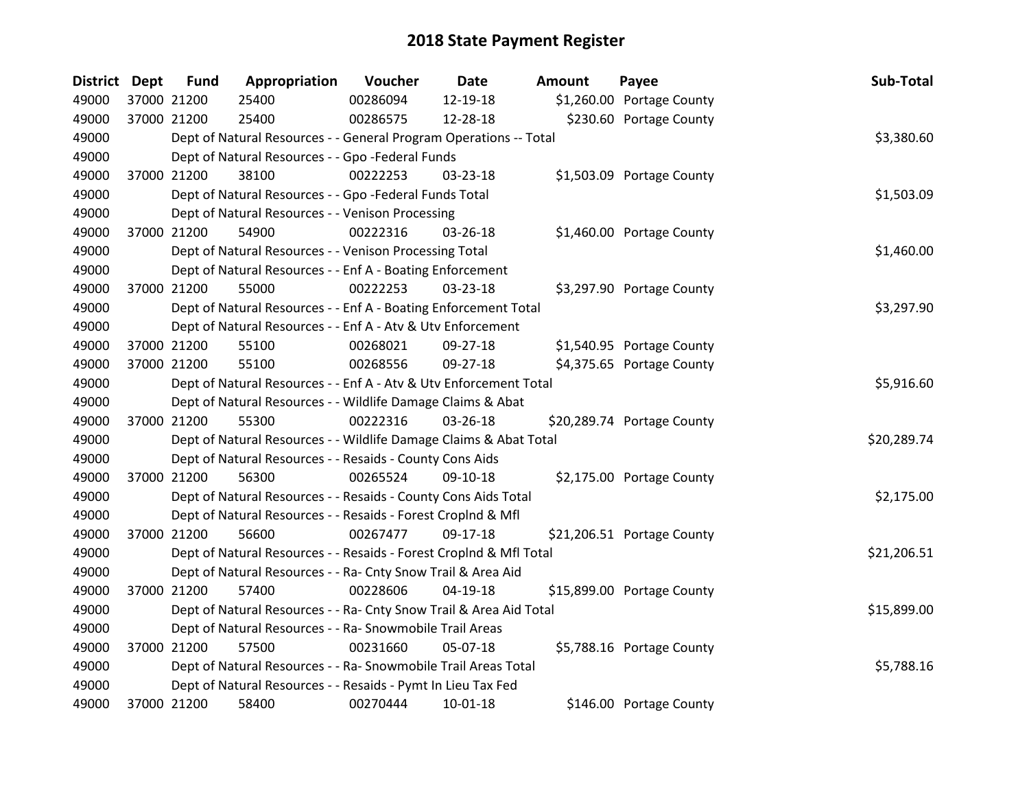# 2018 State Payment Register

| District | Dept | Fund | Appropriation | Voucher | Date | Amount | Payee | Sub-Total |
|---|---|---|---|---|---|---|---|---|
| 49000 | 37000 | 21200 | 25400 | 00286094 | 12-19-18 | $1,260.00 | Portage County | |
| 49000 | 37000 | 21200 | 25400 | 00286575 | 12-28-18 | $230.60 | Portage County | |
| 49000 | | Dept of Natural Resources - - General Program Operations -- Total | | | | | | $3,380.60 |
| 49000 | | Dept of Natural Resources - - Gpo -Federal Funds | | | | | | |
| 49000 | 37000 | 21200 | 38100 | 00222253 | 03-23-18 | $1,503.09 | Portage County | |
| 49000 | | Dept of Natural Resources - - Gpo -Federal Funds Total | | | | | | $1,503.09 |
| 49000 | | Dept of Natural Resources - - Venison Processing | | | | | | |
| 49000 | 37000 | 21200 | 54900 | 00222316 | 03-26-18 | $1,460.00 | Portage County | |
| 49000 | | Dept of Natural Resources - - Venison Processing Total | | | | | | $1,460.00 |
| 49000 | | Dept of Natural Resources - - Enf A - Boating Enforcement | | | | | | |
| 49000 | 37000 | 21200 | 55000 | 00222253 | 03-23-18 | $3,297.90 | Portage County | |
| 49000 | | Dept of Natural Resources - - Enf A - Boating Enforcement Total | | | | | | $3,297.90 |
| 49000 | | Dept of Natural Resources - - Enf A - Atv & Utv Enforcement | | | | | | |
| 49000 | 37000 | 21200 | 55100 | 00268021 | 09-27-18 | $1,540.95 | Portage County | |
| 49000 | 37000 | 21200 | 55100 | 00268556 | 09-27-18 | $4,375.65 | Portage County | |
| 49000 | | Dept of Natural Resources - - Enf A - Atv & Utv Enforcement Total | | | | | | $5,916.60 |
| 49000 | | Dept of Natural Resources - - Wildlife Damage Claims & Abat | | | | | | |
| 49000 | 37000 | 21200 | 55300 | 00222316 | 03-26-18 | $20,289.74 | Portage County | |
| 49000 | | Dept of Natural Resources - - Wildlife Damage Claims & Abat Total | | | | | | $20,289.74 |
| 49000 | | Dept of Natural Resources - - Resaids - County Cons Aids | | | | | | |
| 49000 | 37000 | 21200 | 56300 | 00265524 | 09-10-18 | $2,175.00 | Portage County | |
| 49000 | | Dept of Natural Resources - - Resaids - County Cons Aids Total | | | | | | $2,175.00 |
| 49000 | | Dept of Natural Resources - - Resaids - Forest Croplnd & Mfl | | | | | | |
| 49000 | 37000 | 21200 | 56600 | 00267477 | 09-17-18 | $21,206.51 | Portage County | |
| 49000 | | Dept of Natural Resources - - Resaids - Forest Croplnd & Mfl Total | | | | | | $21,206.51 |
| 49000 | | Dept of Natural Resources - - Ra- Cnty Snow Trail & Area Aid | | | | | | |
| 49000 | 37000 | 21200 | 57400 | 00228606 | 04-19-18 | $15,899.00 | Portage County | |
| 49000 | | Dept of Natural Resources - - Ra- Cnty Snow Trail & Area Aid Total | | | | | | $15,899.00 |
| 49000 | | Dept of Natural Resources - - Ra- Snowmobile Trail Areas | | | | | | |
| 49000 | 37000 | 21200 | 57500 | 00231660 | 05-07-18 | $5,788.16 | Portage County | |
| 49000 | | Dept of Natural Resources - - Ra- Snowmobile Trail Areas Total | | | | | | $5,788.16 |
| 49000 | | Dept of Natural Resources - - Resaids - Pymt In Lieu Tax Fed | | | | | | |
| 49000 | 37000 | 21200 | 58400 | 00270444 | 10-01-18 | $146.00 | Portage County | |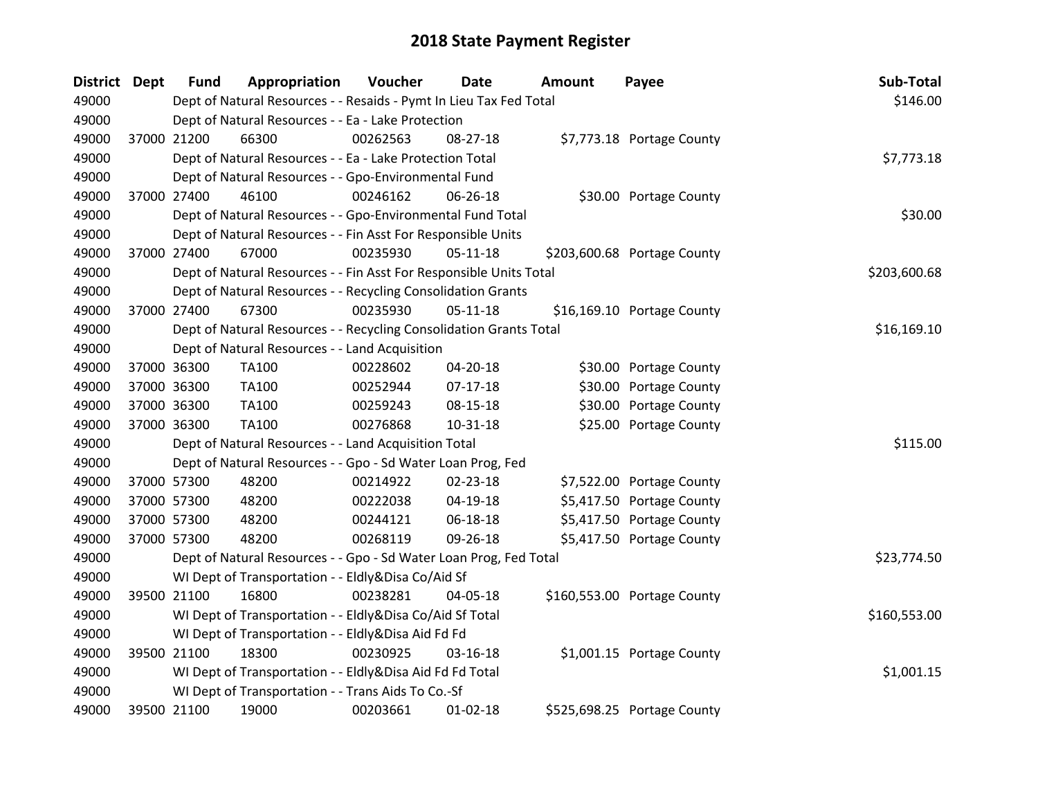# 2018 State Payment Register

| District | Dept | Fund | Appropriation | Voucher | Date | Amount | Payee | Sub-Total |
|---|---|---|---|---|---|---|---|---|
| 49000 | | Dept of Natural Resources - - Resaids - Pymt In Lieu Tax Fed Total | | | | | | $146.00 |
| 49000 | | Dept of Natural Resources - - Ea - Lake Protection | | | | | | |
| 49000 | 37000 | 21200 | 66300 | 00262563 | 08-27-18 | $7,773.18 | Portage County | |
| 49000 | | Dept of Natural Resources - - Ea - Lake Protection Total | | | | | | $7,773.18 |
| 49000 | | Dept of Natural Resources - - Gpo-Environmental Fund | | | | | | |
| 49000 | 37000 | 27400 | 46100 | 00246162 | 06-26-18 | $30.00 | Portage County | |
| 49000 | | Dept of Natural Resources - - Gpo-Environmental Fund Total | | | | | | $30.00 |
| 49000 | | Dept of Natural Resources - - Fin Asst For Responsible Units | | | | | | |
| 49000 | 37000 | 27400 | 67000 | 00235930 | 05-11-18 | $203,600.68 | Portage County | |
| 49000 | | Dept of Natural Resources - - Fin Asst For Responsible Units Total | | | | | | $203,600.68 |
| 49000 | | Dept of Natural Resources - - Recycling Consolidation Grants | | | | | | |
| 49000 | 37000 | 27400 | 67300 | 00235930 | 05-11-18 | $16,169.10 | Portage County | |
| 49000 | | Dept of Natural Resources - - Recycling Consolidation Grants Total | | | | | | $16,169.10 |
| 49000 | | Dept of Natural Resources - - Land Acquisition | | | | | | |
| 49000 | 37000 | 36300 | TA100 | 00228602 | 04-20-18 | $30.00 | Portage County | |
| 49000 | 37000 | 36300 | TA100 | 00252944 | 07-17-18 | $30.00 | Portage County | |
| 49000 | 37000 | 36300 | TA100 | 00259243 | 08-15-18 | $30.00 | Portage County | |
| 49000 | 37000 | 36300 | TA100 | 00276868 | 10-31-18 | $25.00 | Portage County | |
| 49000 | | Dept of Natural Resources - - Land Acquisition Total | | | | | | $115.00 |
| 49000 | | Dept of Natural Resources - - Gpo - Sd Water Loan Prog, Fed | | | | | | |
| 49000 | 37000 | 57300 | 48200 | 00214922 | 02-23-18 | $7,522.00 | Portage County | |
| 49000 | 37000 | 57300 | 48200 | 00222038 | 04-19-18 | $5,417.50 | Portage County | |
| 49000 | 37000 | 57300 | 48200 | 00244121 | 06-18-18 | $5,417.50 | Portage County | |
| 49000 | 37000 | 57300 | 48200 | 00268119 | 09-26-18 | $5,417.50 | Portage County | |
| 49000 | | Dept of Natural Resources - - Gpo - Sd Water Loan Prog, Fed Total | | | | | | $23,774.50 |
| 49000 | | WI Dept of Transportation - - Eldly&Disa Co/Aid Sf | | | | | | |
| 49000 | 39500 | 21100 | 16800 | 00238281 | 04-05-18 | $160,553.00 | Portage County | |
| 49000 | | WI Dept of Transportation - - Eldly&Disa Co/Aid Sf Total | | | | | | $160,553.00 |
| 49000 | | WI Dept of Transportation - - Eldly&Disa Aid Fd Fd | | | | | | |
| 49000 | 39500 | 21100 | 18300 | 00230925 | 03-16-18 | $1,001.15 | Portage County | |
| 49000 | | WI Dept of Transportation - - Eldly&Disa Aid Fd Fd Total | | | | | | $1,001.15 |
| 49000 | | WI Dept of Transportation - - Trans Aids To Co.-Sf | | | | | | |
| 49000 | 39500 | 21100 | 19000 | 00203661 | 01-02-18 | $525,698.25 | Portage County | |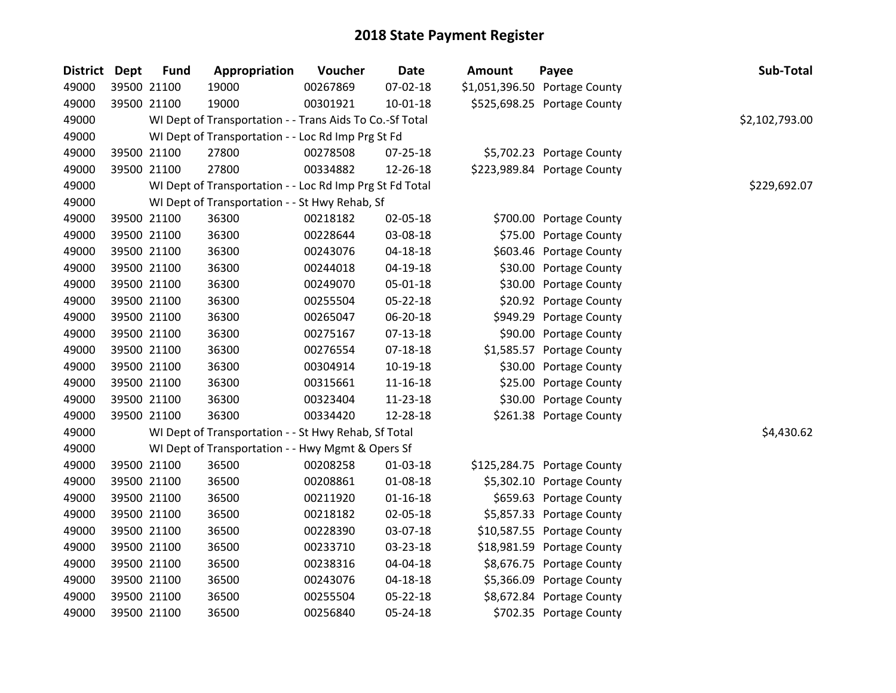# 2018 State Payment Register

| District | Dept | Fund | Appropriation | Voucher | Date | Amount | Payee | Sub-Total |
|---|---|---|---|---|---|---|---|---|
| 49000 | 39500 | 21100 | 19000 | 00267869 | 07-02-18 | $1,051,396.50 | Portage County | |
| 49000 | 39500 | 21100 | 19000 | 00301921 | 10-01-18 | $525,698.25 | Portage County | |
| 49000 | | | WI Dept of Transportation - - Trans Aids To Co.-Sf Total | | | | | $2,102,793.00 |
| 49000 | | | WI Dept of Transportation - - Loc Rd Imp Prg St Fd | | | | | |
| 49000 | 39500 | 21100 | 27800 | 00278508 | 07-25-18 | $5,702.23 | Portage County | |
| 49000 | 39500 | 21100 | 27800 | 00334882 | 12-26-18 | $223,989.84 | Portage County | |
| 49000 | | | WI Dept of Transportation - - Loc Rd Imp Prg St Fd Total | | | | | $229,692.07 |
| 49000 | | | WI Dept of Transportation - - St Hwy Rehab, Sf | | | | | |
| 49000 | 39500 | 21100 | 36300 | 00218182 | 02-05-18 | $700.00 | Portage County | |
| 49000 | 39500 | 21100 | 36300 | 00228644 | 03-08-18 | $75.00 | Portage County | |
| 49000 | 39500 | 21100 | 36300 | 00243076 | 04-18-18 | $603.46 | Portage County | |
| 49000 | 39500 | 21100 | 36300 | 00244018 | 04-19-18 | $30.00 | Portage County | |
| 49000 | 39500 | 21100 | 36300 | 00249070 | 05-01-18 | $30.00 | Portage County | |
| 49000 | 39500 | 21100 | 36300 | 00255504 | 05-22-18 | $20.92 | Portage County | |
| 49000 | 39500 | 21100 | 36300 | 00265047 | 06-20-18 | $949.29 | Portage County | |
| 49000 | 39500 | 21100 | 36300 | 00275167 | 07-13-18 | $90.00 | Portage County | |
| 49000 | 39500 | 21100 | 36300 | 00276554 | 07-18-18 | $1,585.57 | Portage County | |
| 49000 | 39500 | 21100 | 36300 | 00304914 | 10-19-18 | $30.00 | Portage County | |
| 49000 | 39500 | 21100 | 36300 | 00315661 | 11-16-18 | $25.00 | Portage County | |
| 49000 | 39500 | 21100 | 36300 | 00323404 | 11-23-18 | $30.00 | Portage County | |
| 49000 | 39500 | 21100 | 36300 | 00334420 | 12-28-18 | $261.38 | Portage County | |
| 49000 | | | WI Dept of Transportation - - St Hwy Rehab, Sf Total | | | | | $4,430.62 |
| 49000 | | | WI Dept of Transportation - - Hwy Mgmt & Opers Sf | | | | | |
| 49000 | 39500 | 21100 | 36500 | 00208258 | 01-03-18 | $125,284.75 | Portage County | |
| 49000 | 39500 | 21100 | 36500 | 00208861 | 01-08-18 | $5,302.10 | Portage County | |
| 49000 | 39500 | 21100 | 36500 | 00211920 | 01-16-18 | $659.63 | Portage County | |
| 49000 | 39500 | 21100 | 36500 | 00218182 | 02-05-18 | $5,857.33 | Portage County | |
| 49000 | 39500 | 21100 | 36500 | 00228390 | 03-07-18 | $10,587.55 | Portage County | |
| 49000 | 39500 | 21100 | 36500 | 00233710 | 03-23-18 | $18,981.59 | Portage County | |
| 49000 | 39500 | 21100 | 36500 | 00238316 | 04-04-18 | $8,676.75 | Portage County | |
| 49000 | 39500 | 21100 | 36500 | 00243076 | 04-18-18 | $5,366.09 | Portage County | |
| 49000 | 39500 | 21100 | 36500 | 00255504 | 05-22-18 | $8,672.84 | Portage County | |
| 49000 | 39500 | 21100 | 36500 | 00256840 | 05-24-18 | $702.35 | Portage County | |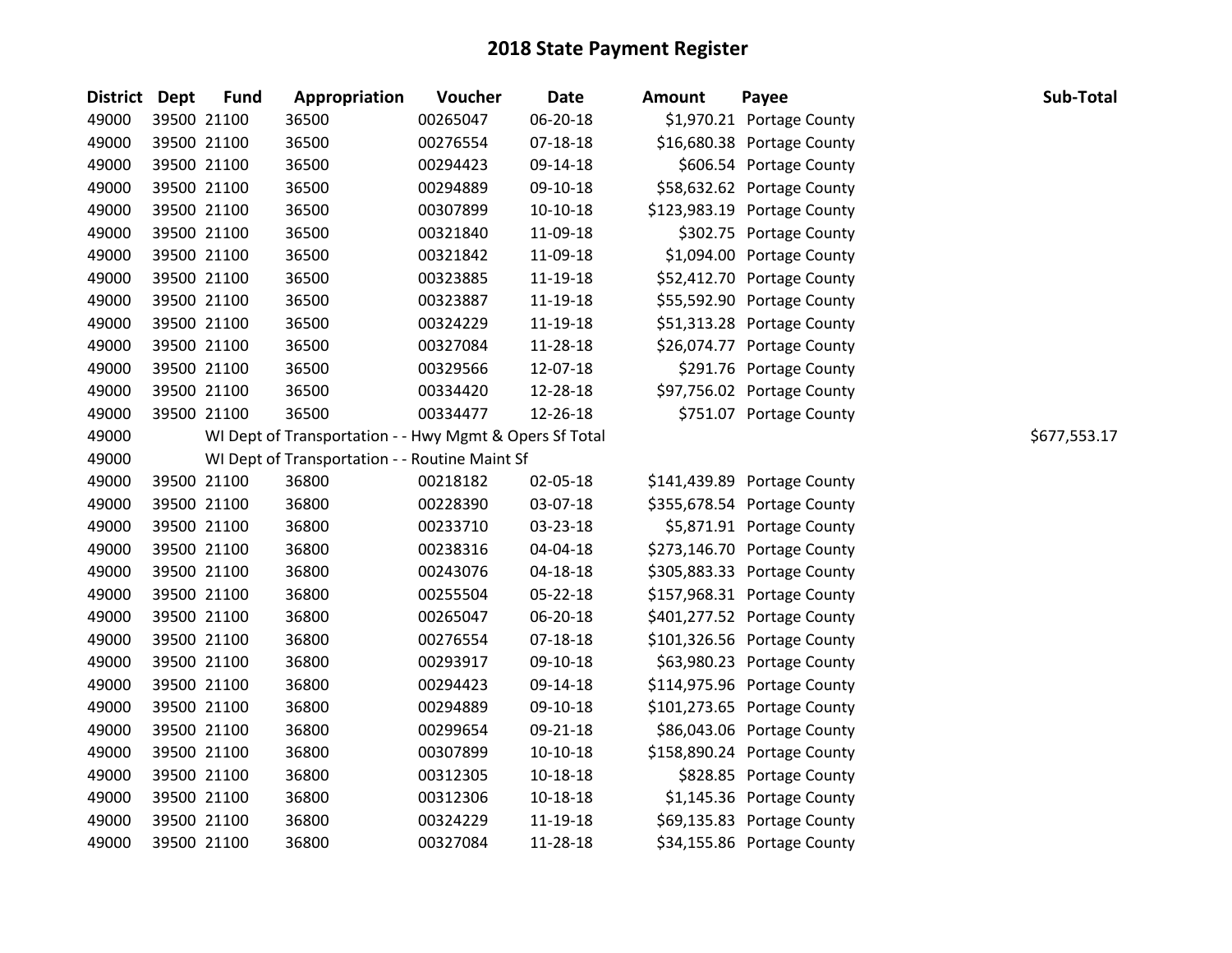# 2018 State Payment Register

| District | Dept | Fund | Appropriation | Voucher | Date | Amount | Payee | Sub-Total |
|---|---|---|---|---|---|---|---|---|
| 49000 | 39500 | 21100 | 36500 | 00265047 | 06-20-18 | $1,970.21 | Portage County | |
| 49000 | 39500 | 21100 | 36500 | 00276554 | 07-18-18 | $16,680.38 | Portage County | |
| 49000 | 39500 | 21100 | 36500 | 00294423 | 09-14-18 | $606.54 | Portage County | |
| 49000 | 39500 | 21100 | 36500 | 00294889 | 09-10-18 | $58,632.62 | Portage County | |
| 49000 | 39500 | 21100 | 36500 | 00307899 | 10-10-18 | $123,983.19 | Portage County | |
| 49000 | 39500 | 21100 | 36500 | 00321840 | 11-09-18 | $302.75 | Portage County | |
| 49000 | 39500 | 21100 | 36500 | 00321842 | 11-09-18 | $1,094.00 | Portage County | |
| 49000 | 39500 | 21100 | 36500 | 00323885 | 11-19-18 | $52,412.70 | Portage County | |
| 49000 | 39500 | 21100 | 36500 | 00323887 | 11-19-18 | $55,592.90 | Portage County | |
| 49000 | 39500 | 21100 | 36500 | 00324229 | 11-19-18 | $51,313.28 | Portage County | |
| 49000 | 39500 | 21100 | 36500 | 00327084 | 11-28-18 | $26,074.77 | Portage County | |
| 49000 | 39500 | 21100 | 36500 | 00329566 | 12-07-18 | $291.76 | Portage County | |
| 49000 | 39500 | 21100 | 36500 | 00334420 | 12-28-18 | $97,756.02 | Portage County | |
| 49000 | 39500 | 21100 | 36500 | 00334477 | 12-26-18 | $751.07 | Portage County | |
| 49000 | | | WI Dept of Transportation - - Hwy Mgmt & Opers Sf Total | | | | | $677,553.17 |
| 49000 | | | WI Dept of Transportation - - Routine Maint Sf | | | | | |
| 49000 | 39500 | 21100 | 36800 | 00218182 | 02-05-18 | $141,439.89 | Portage County | |
| 49000 | 39500 | 21100 | 36800 | 00228390 | 03-07-18 | $355,678.54 | Portage County | |
| 49000 | 39500 | 21100 | 36800 | 00233710 | 03-23-18 | $5,871.91 | Portage County | |
| 49000 | 39500 | 21100 | 36800 | 00238316 | 04-04-18 | $273,146.70 | Portage County | |
| 49000 | 39500 | 21100 | 36800 | 00243076 | 04-18-18 | $305,883.33 | Portage County | |
| 49000 | 39500 | 21100 | 36800 | 00255504 | 05-22-18 | $157,968.31 | Portage County | |
| 49000 | 39500 | 21100 | 36800 | 00265047 | 06-20-18 | $401,277.52 | Portage County | |
| 49000 | 39500 | 21100 | 36800 | 00276554 | 07-18-18 | $101,326.56 | Portage County | |
| 49000 | 39500 | 21100 | 36800 | 00293917 | 09-10-18 | $63,980.23 | Portage County | |
| 49000 | 39500 | 21100 | 36800 | 00294423 | 09-14-18 | $114,975.96 | Portage County | |
| 49000 | 39500 | 21100 | 36800 | 00294889 | 09-10-18 | $101,273.65 | Portage County | |
| 49000 | 39500 | 21100 | 36800 | 00299654 | 09-21-18 | $86,043.06 | Portage County | |
| 49000 | 39500 | 21100 | 36800 | 00307899 | 10-10-18 | $158,890.24 | Portage County | |
| 49000 | 39500 | 21100 | 36800 | 00312305 | 10-18-18 | $828.85 | Portage County | |
| 49000 | 39500 | 21100 | 36800 | 00312306 | 10-18-18 | $1,145.36 | Portage County | |
| 49000 | 39500 | 21100 | 36800 | 00324229 | 11-19-18 | $69,135.83 | Portage County | |
| 49000 | 39500 | 21100 | 36800 | 00327084 | 11-28-18 | $34,155.86 | Portage County | |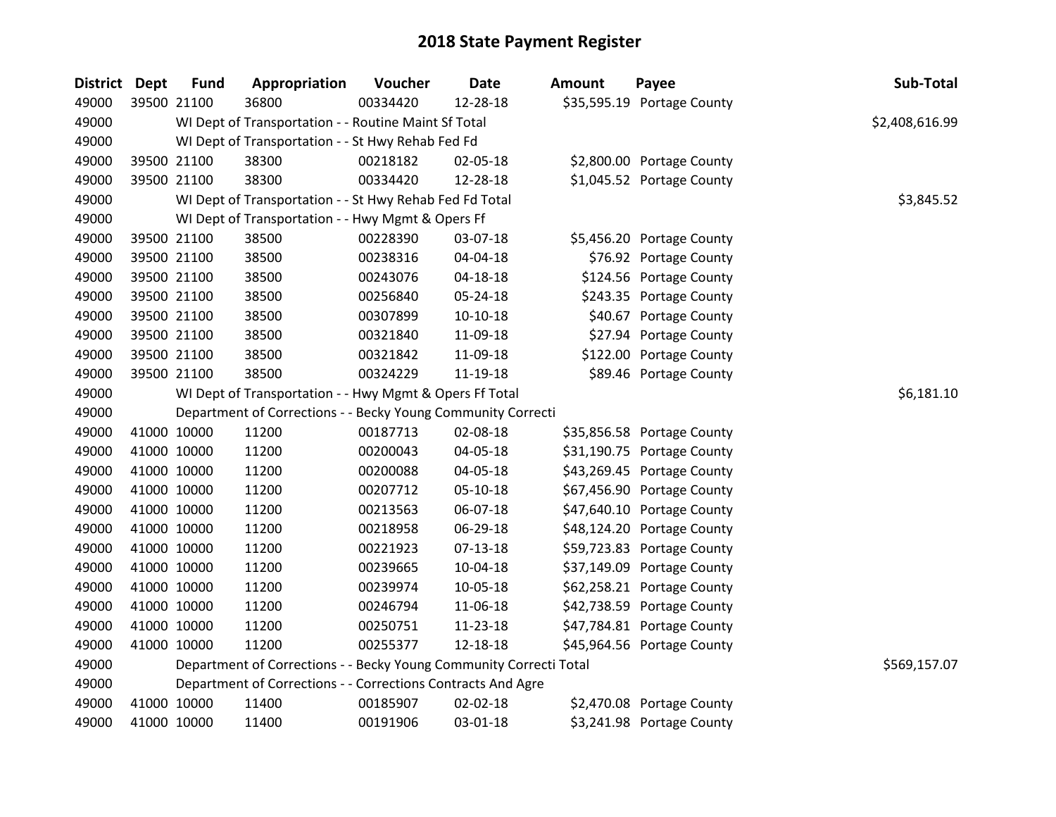# 2018 State Payment Register

| District | Dept | Fund | Appropriation | Voucher | Date | Amount | Payee | Sub-Total |
|---|---|---|---|---|---|---|---|---|
| 49000 | 39500 | 21100 | 36800 | 00334420 | 12-28-18 | $35,595.19 | Portage County | |
| 49000 | | WI Dept of Transportation - - Routine Maint Sf Total | | | | | | $2,408,616.99 |
| 49000 | | WI Dept of Transportation - - St Hwy Rehab Fed Fd | | | | | | |
| 49000 | 39500 | 21100 | 38300 | 00218182 | 02-05-18 | $2,800.00 | Portage County | |
| 49000 | 39500 | 21100 | 38300 | 00334420 | 12-28-18 | $1,045.52 | Portage County | |
| 49000 | | WI Dept of Transportation - - St Hwy Rehab Fed Fd Total | | | | | | $3,845.52 |
| 49000 | | WI Dept of Transportation - - Hwy Mgmt & Opers Ff | | | | | | |
| 49000 | 39500 | 21100 | 38500 | 00228390 | 03-07-18 | $5,456.20 | Portage County | |
| 49000 | 39500 | 21100 | 38500 | 00238316 | 04-04-18 | $76.92 | Portage County | |
| 49000 | 39500 | 21100 | 38500 | 00243076 | 04-18-18 | $124.56 | Portage County | |
| 49000 | 39500 | 21100 | 38500 | 00256840 | 05-24-18 | $243.35 | Portage County | |
| 49000 | 39500 | 21100 | 38500 | 00307899 | 10-10-18 | $40.67 | Portage County | |
| 49000 | 39500 | 21100 | 38500 | 00321840 | 11-09-18 | $27.94 | Portage County | |
| 49000 | 39500 | 21100 | 38500 | 00321842 | 11-09-18 | $122.00 | Portage County | |
| 49000 | 39500 | 21100 | 38500 | 00324229 | 11-19-18 | $89.46 | Portage County | |
| 49000 | | WI Dept of Transportation - - Hwy Mgmt & Opers Ff Total | | | | | | $6,181.10 |
| 49000 | | Department of Corrections - - Becky Young Community Correcti | | | | | | |
| 49000 | 41000 | 10000 | 11200 | 00187713 | 02-08-18 | $35,856.58 | Portage County | |
| 49000 | 41000 | 10000 | 11200 | 00200043 | 04-05-18 | $31,190.75 | Portage County | |
| 49000 | 41000 | 10000 | 11200 | 00200088 | 04-05-18 | $43,269.45 | Portage County | |
| 49000 | 41000 | 10000 | 11200 | 00207712 | 05-10-18 | $67,456.90 | Portage County | |
| 49000 | 41000 | 10000 | 11200 | 00213563 | 06-07-18 | $47,640.10 | Portage County | |
| 49000 | 41000 | 10000 | 11200 | 00218958 | 06-29-18 | $48,124.20 | Portage County | |
| 49000 | 41000 | 10000 | 11200 | 00221923 | 07-13-18 | $59,723.83 | Portage County | |
| 49000 | 41000 | 10000 | 11200 | 00239665 | 10-04-18 | $37,149.09 | Portage County | |
| 49000 | 41000 | 10000 | 11200 | 00239974 | 10-05-18 | $62,258.21 | Portage County | |
| 49000 | 41000 | 10000 | 11200 | 00246794 | 11-06-18 | $42,738.59 | Portage County | |
| 49000 | 41000 | 10000 | 11200 | 00250751 | 11-23-18 | $47,784.81 | Portage County | |
| 49000 | 41000 | 10000 | 11200 | 00255377 | 12-18-18 | $45,964.56 | Portage County | |
| 49000 | | Department of Corrections - - Becky Young Community Correcti Total | | | | | | $569,157.07 |
| 49000 | | Department of Corrections - - Corrections Contracts And Agre | | | | | | |
| 49000 | 41000 | 10000 | 11400 | 00185907 | 02-02-18 | $2,470.08 | Portage County | |
| 49000 | 41000 | 10000 | 11400 | 00191906 | 03-01-18 | $3,241.98 | Portage County | |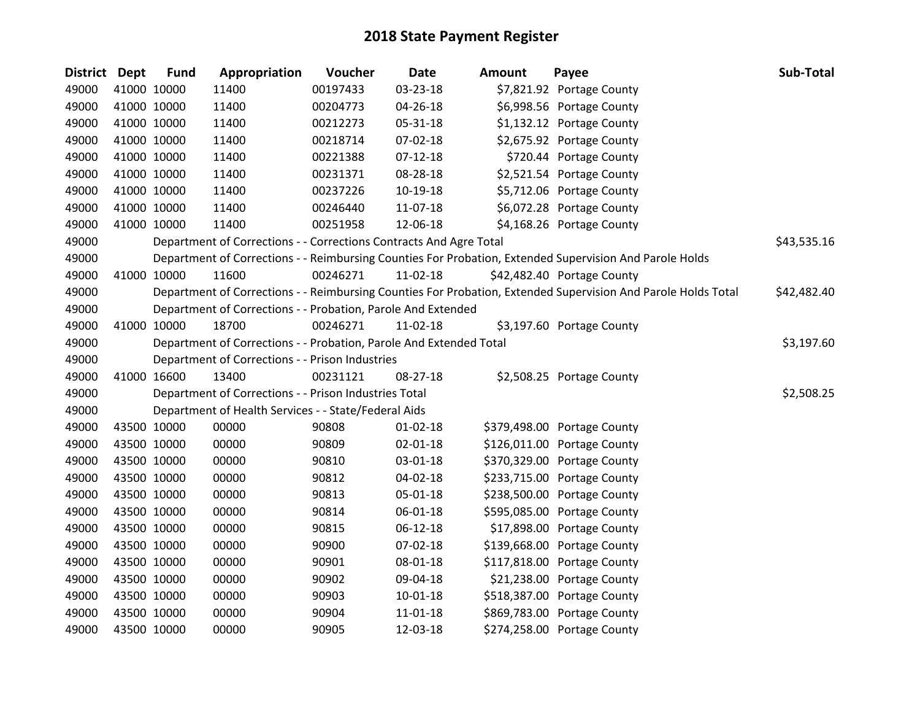# 2018 State Payment Register

| District | Dept | Fund | Appropriation | Voucher | Date | Amount | Payee | Sub-Total |
|---|---|---|---|---|---|---|---|---|
| 49000 | 41000 | 10000 | 11400 | 00197433 | 03-23-18 | $7,821.92 | Portage County | |
| 49000 | 41000 | 10000 | 11400 | 00204773 | 04-26-18 | $6,998.56 | Portage County | |
| 49000 | 41000 | 10000 | 11400 | 00212273 | 05-31-18 | $1,132.12 | Portage County | |
| 49000 | 41000 | 10000 | 11400 | 00218714 | 07-02-18 | $2,675.92 | Portage County | |
| 49000 | 41000 | 10000 | 11400 | 00221388 | 07-12-18 | $720.44 | Portage County | |
| 49000 | 41000 | 10000 | 11400 | 00231371 | 08-28-18 | $2,521.54 | Portage County | |
| 49000 | 41000 | 10000 | 11400 | 00237226 | 10-19-18 | $5,712.06 | Portage County | |
| 49000 | 41000 | 10000 | 11400 | 00246440 | 11-07-18 | $6,072.28 | Portage County | |
| 49000 | 41000 | 10000 | 11400 | 00251958 | 12-06-18 | $4,168.26 | Portage County | |
| 49000 | | | Department of Corrections - - Corrections Contracts And Agre Total | | | | | $43,535.16 |
| 49000 | | | Department of Corrections - - Reimbursing Counties For Probation, Extended Supervision And Parole Holds | | | | | |
| 49000 | 41000 | 10000 | 11600 | 00246271 | 11-02-18 | $42,482.40 | Portage County | |
| 49000 | | | Department of Corrections - - Reimbursing Counties For Probation, Extended Supervision And Parole Holds Total | | | | | $42,482.40 |
| 49000 | | | Department of Corrections - - Probation, Parole And Extended | | | | | |
| 49000 | 41000 | 10000 | 18700 | 00246271 | 11-02-18 | $3,197.60 | Portage County | |
| 49000 | | | Department of Corrections - - Probation, Parole And Extended Total | | | | | $3,197.60 |
| 49000 | | | Department of Corrections - - Prison Industries | | | | | |
| 49000 | 41000 | 16600 | 13400 | 00231121 | 08-27-18 | $2,508.25 | Portage County | |
| 49000 | | | Department of Corrections - - Prison Industries Total | | | | | $2,508.25 |
| 49000 | | | Department of Health Services - - State/Federal Aids | | | | | |
| 49000 | 43500 | 10000 | 00000 | 90808 | 01-02-18 | $379,498.00 | Portage County | |
| 49000 | 43500 | 10000 | 00000 | 90809 | 02-01-18 | $126,011.00 | Portage County | |
| 49000 | 43500 | 10000 | 00000 | 90810 | 03-01-18 | $370,329.00 | Portage County | |
| 49000 | 43500 | 10000 | 00000 | 90812 | 04-02-18 | $233,715.00 | Portage County | |
| 49000 | 43500 | 10000 | 00000 | 90813 | 05-01-18 | $238,500.00 | Portage County | |
| 49000 | 43500 | 10000 | 00000 | 90814 | 06-01-18 | $595,085.00 | Portage County | |
| 49000 | 43500 | 10000 | 00000 | 90815 | 06-12-18 | $17,898.00 | Portage County | |
| 49000 | 43500 | 10000 | 00000 | 90900 | 07-02-18 | $139,668.00 | Portage County | |
| 49000 | 43500 | 10000 | 00000 | 90901 | 08-01-18 | $117,818.00 | Portage County | |
| 49000 | 43500 | 10000 | 00000 | 90902 | 09-04-18 | $21,238.00 | Portage County | |
| 49000 | 43500 | 10000 | 00000 | 90903 | 10-01-18 | $518,387.00 | Portage County | |
| 49000 | 43500 | 10000 | 00000 | 90904 | 11-01-18 | $869,783.00 | Portage County | |
| 49000 | 43500 | 10000 | 00000 | 90905 | 12-03-18 | $274,258.00 | Portage County | |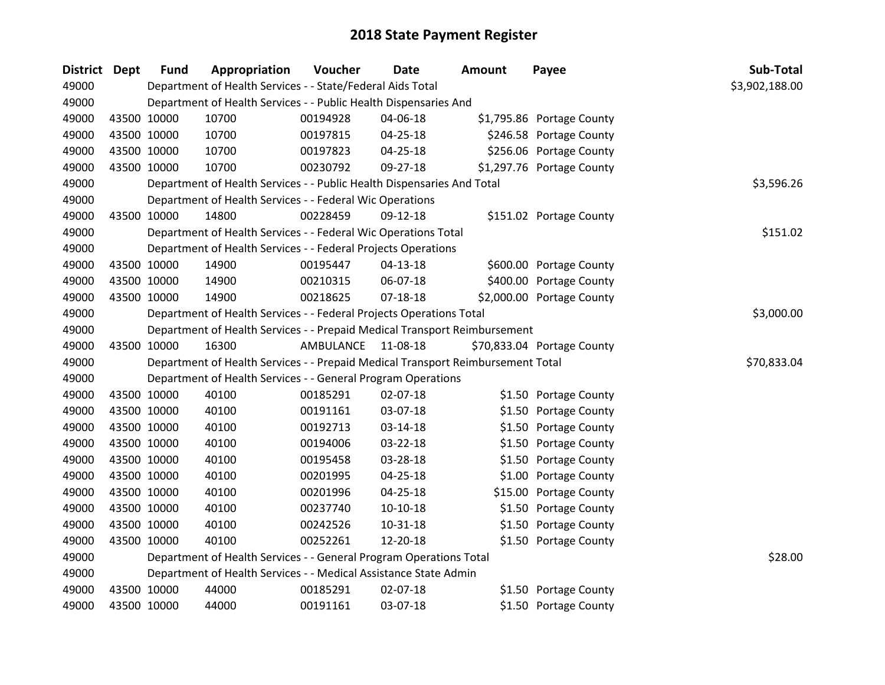# 2018 State Payment Register

| District | Dept | Fund | Appropriation | Voucher | Date | Amount | Payee | Sub-Total |
|---|---|---|---|---|---|---|---|---|
| 49000 | | Department of Health Services - - State/Federal Aids Total | | | | | | $3,902,188.00 |
| 49000 | | Department of Health Services - - Public Health Dispensaries And | | | | | | |
| 49000 | 43500 | 10000 | 10700 | 00194928 | 04-06-18 | $1,795.86 | Portage County | |
| 49000 | 43500 | 10000 | 10700 | 00197815 | 04-25-18 | $246.58 | Portage County | |
| 49000 | 43500 | 10000 | 10700 | 00197823 | 04-25-18 | $256.06 | Portage County | |
| 49000 | 43500 | 10000 | 10700 | 00230792 | 09-27-18 | $1,297.76 | Portage County | |
| 49000 | | Department of Health Services - - Public Health Dispensaries And Total | | | | | | $3,596.26 |
| 49000 | | Department of Health Services - - Federal Wic Operations | | | | | | |
| 49000 | 43500 | 10000 | 14800 | 00228459 | 09-12-18 | $151.02 | Portage County | |
| 49000 | | Department of Health Services - - Federal Wic Operations Total | | | | | | $151.02 |
| 49000 | | Department of Health Services - - Federal Projects Operations | | | | | | |
| 49000 | 43500 | 10000 | 14900 | 00195447 | 04-13-18 | $600.00 | Portage County | |
| 49000 | 43500 | 10000 | 14900 | 00210315 | 06-07-18 | $400.00 | Portage County | |
| 49000 | 43500 | 10000 | 14900 | 00218625 | 07-18-18 | $2,000.00 | Portage County | |
| 49000 | | Department of Health Services - - Federal Projects Operations Total | | | | | | $3,000.00 |
| 49000 | | Department of Health Services - - Prepaid Medical Transport Reimbursement | | | | | | |
| 49000 | 43500 | 10000 | 16300 | AMBULANCE | 11-08-18 | $70,833.04 | Portage County | |
| 49000 | | Department of Health Services - - Prepaid Medical Transport Reimbursement Total | | | | | | $70,833.04 |
| 49000 | | Department of Health Services - - General Program Operations | | | | | | |
| 49000 | 43500 | 10000 | 40100 | 00185291 | 02-07-18 | $1.50 | Portage County | |
| 49000 | 43500 | 10000 | 40100 | 00191161 | 03-07-18 | $1.50 | Portage County | |
| 49000 | 43500 | 10000 | 40100 | 00192713 | 03-14-18 | $1.50 | Portage County | |
| 49000 | 43500 | 10000 | 40100 | 00194006 | 03-22-18 | $1.50 | Portage County | |
| 49000 | 43500 | 10000 | 40100 | 00195458 | 03-28-18 | $1.50 | Portage County | |
| 49000 | 43500 | 10000 | 40100 | 00201995 | 04-25-18 | $1.00 | Portage County | |
| 49000 | 43500 | 10000 | 40100 | 00201996 | 04-25-18 | $15.00 | Portage County | |
| 49000 | 43500 | 10000 | 40100 | 00237740 | 10-10-18 | $1.50 | Portage County | |
| 49000 | 43500 | 10000 | 40100 | 00242526 | 10-31-18 | $1.50 | Portage County | |
| 49000 | 43500 | 10000 | 40100 | 00252261 | 12-20-18 | $1.50 | Portage County | |
| 49000 | | Department of Health Services - - General Program Operations Total | | | | | | $28.00 |
| 49000 | | Department of Health Services - - Medical Assistance State Admin | | | | | | |
| 49000 | 43500 | 10000 | 44000 | 00185291 | 02-07-18 | $1.50 | Portage County | |
| 49000 | 43500 | 10000 | 44000 | 00191161 | 03-07-18 | $1.50 | Portage County | |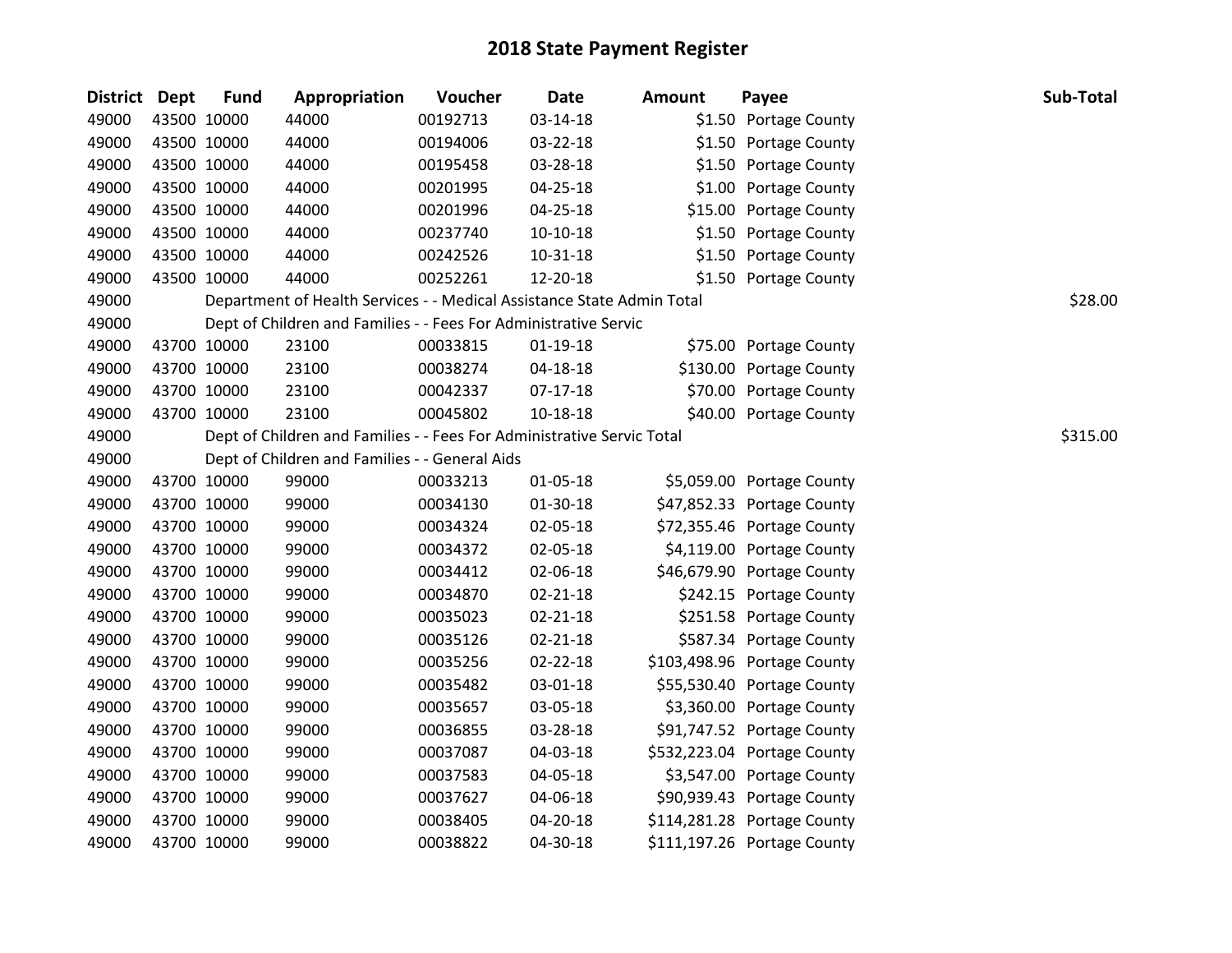# 2018 State Payment Register

| District | Dept | Fund | Appropriation | Voucher | Date | Amount | Payee | Sub-Total |
|---|---|---|---|---|---|---|---|---|
| 49000 | 43500 | 10000 | 44000 | 00192713 | 03-14-18 | $1.50 | Portage County | |
| 49000 | 43500 | 10000 | 44000 | 00194006 | 03-22-18 | $1.50 | Portage County | |
| 49000 | 43500 | 10000 | 44000 | 00195458 | 03-28-18 | $1.50 | Portage County | |
| 49000 | 43500 | 10000 | 44000 | 00201995 | 04-25-18 | $1.00 | Portage County | |
| 49000 | 43500 | 10000 | 44000 | 00201996 | 04-25-18 | $15.00 | Portage County | |
| 49000 | 43500 | 10000 | 44000 | 00237740 | 10-10-18 | $1.50 | Portage County | |
| 49000 | 43500 | 10000 | 44000 | 00242526 | 10-31-18 | $1.50 | Portage County | |
| 49000 | 43500 | 10000 | 44000 | 00252261 | 12-20-18 | $1.50 | Portage County | |
| 49000 | | Department of Health Services - - Medical Assistance State Admin Total | | | | | | $28.00 |
| 49000 | | Dept of Children and Families - - Fees For Administrative Servic | | | | | | |
| 49000 | 43700 | 10000 | 23100 | 00033815 | 01-19-18 | $75.00 | Portage County | |
| 49000 | 43700 | 10000 | 23100 | 00038274 | 04-18-18 | $130.00 | Portage County | |
| 49000 | 43700 | 10000 | 23100 | 00042337 | 07-17-18 | $70.00 | Portage County | |
| 49000 | 43700 | 10000 | 23100 | 00045802 | 10-18-18 | $40.00 | Portage County | |
| 49000 | | Dept of Children and Families - - Fees For Administrative Servic Total | | | | | | $315.00 |
| 49000 | | Dept of Children and Families - - General Aids | | | | | | |
| 49000 | 43700 | 10000 | 99000 | 00033213 | 01-05-18 | $5,059.00 | Portage County | |
| 49000 | 43700 | 10000 | 99000 | 00034130 | 01-30-18 | $47,852.33 | Portage County | |
| 49000 | 43700 | 10000 | 99000 | 00034324 | 02-05-18 | $72,355.46 | Portage County | |
| 49000 | 43700 | 10000 | 99000 | 00034372 | 02-05-18 | $4,119.00 | Portage County | |
| 49000 | 43700 | 10000 | 99000 | 00034412 | 02-06-18 | $46,679.90 | Portage County | |
| 49000 | 43700 | 10000 | 99000 | 00034870 | 02-21-18 | $242.15 | Portage County | |
| 49000 | 43700 | 10000 | 99000 | 00035023 | 02-21-18 | $251.58 | Portage County | |
| 49000 | 43700 | 10000 | 99000 | 00035126 | 02-21-18 | $587.34 | Portage County | |
| 49000 | 43700 | 10000 | 99000 | 00035256 | 02-22-18 | $103,498.96 | Portage County | |
| 49000 | 43700 | 10000 | 99000 | 00035482 | 03-01-18 | $55,530.40 | Portage County | |
| 49000 | 43700 | 10000 | 99000 | 00035657 | 03-05-18 | $3,360.00 | Portage County | |
| 49000 | 43700 | 10000 | 99000 | 00036855 | 03-28-18 | $91,747.52 | Portage County | |
| 49000 | 43700 | 10000 | 99000 | 00037087 | 04-03-18 | $532,223.04 | Portage County | |
| 49000 | 43700 | 10000 | 99000 | 00037583 | 04-05-18 | $3,547.00 | Portage County | |
| 49000 | 43700 | 10000 | 99000 | 00037627 | 04-06-18 | $90,939.43 | Portage County | |
| 49000 | 43700 | 10000 | 99000 | 00038405 | 04-20-18 | $114,281.28 | Portage County | |
| 49000 | 43700 | 10000 | 99000 | 00038822 | 04-30-18 | $111,197.26 | Portage County | |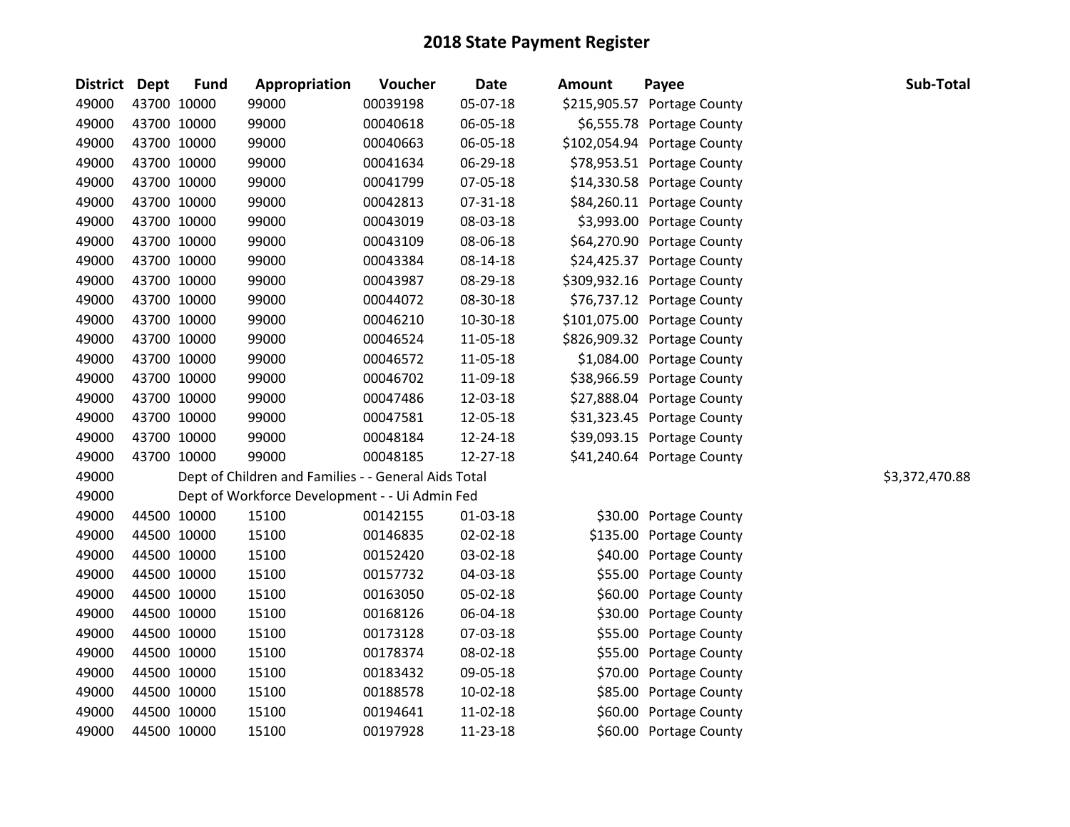# 2018 State Payment Register

| District | Dept | Fund | Appropriation | Voucher | Date | Amount | Payee | Sub-Total |
|---|---|---|---|---|---|---|---|---|
| 49000 | 43700 | 10000 | 99000 | 00039198 | 05-07-18 | $215,905.57 | Portage County | |
| 49000 | 43700 | 10000 | 99000 | 00040618 | 06-05-18 | $6,555.78 | Portage County | |
| 49000 | 43700 | 10000 | 99000 | 00040663 | 06-05-18 | $102,054.94 | Portage County | |
| 49000 | 43700 | 10000 | 99000 | 00041634 | 06-29-18 | $78,953.51 | Portage County | |
| 49000 | 43700 | 10000 | 99000 | 00041799 | 07-05-18 | $14,330.58 | Portage County | |
| 49000 | 43700 | 10000 | 99000 | 00042813 | 07-31-18 | $84,260.11 | Portage County | |
| 49000 | 43700 | 10000 | 99000 | 00043019 | 08-03-18 | $3,993.00 | Portage County | |
| 49000 | 43700 | 10000 | 99000 | 00043109 | 08-06-18 | $64,270.90 | Portage County | |
| 49000 | 43700 | 10000 | 99000 | 00043384 | 08-14-18 | $24,425.37 | Portage County | |
| 49000 | 43700 | 10000 | 99000 | 00043987 | 08-29-18 | $309,932.16 | Portage County | |
| 49000 | 43700 | 10000 | 99000 | 00044072 | 08-30-18 | $76,737.12 | Portage County | |
| 49000 | 43700 | 10000 | 99000 | 00046210 | 10-30-18 | $101,075.00 | Portage County | |
| 49000 | 43700 | 10000 | 99000 | 00046524 | 11-05-18 | $826,909.32 | Portage County | |
| 49000 | 43700 | 10000 | 99000 | 00046572 | 11-05-18 | $1,084.00 | Portage County | |
| 49000 | 43700 | 10000 | 99000 | 00046702 | 11-09-18 | $38,966.59 | Portage County | |
| 49000 | 43700 | 10000 | 99000 | 00047486 | 12-03-18 | $27,888.04 | Portage County | |
| 49000 | 43700 | 10000 | 99000 | 00047581 | 12-05-18 | $31,323.45 | Portage County | |
| 49000 | 43700 | 10000 | 99000 | 00048184 | 12-24-18 | $39,093.15 | Portage County | |
| 49000 | 43700 | 10000 | 99000 | 00048185 | 12-27-18 | $41,240.64 | Portage County | |
| 49000 | | Dept of Children and Families - - General Aids Total | | | | | | $3,372,470.88 |
| 49000 | | Dept of Workforce Development - - Ui Admin Fed | | | | | | |
| 49000 | 44500 | 10000 | 15100 | 00142155 | 01-03-18 | $30.00 | Portage County | |
| 49000 | 44500 | 10000 | 15100 | 00146835 | 02-02-18 | $135.00 | Portage County | |
| 49000 | 44500 | 10000 | 15100 | 00152420 | 03-02-18 | $40.00 | Portage County | |
| 49000 | 44500 | 10000 | 15100 | 00157732 | 04-03-18 | $55.00 | Portage County | |
| 49000 | 44500 | 10000 | 15100 | 00163050 | 05-02-18 | $60.00 | Portage County | |
| 49000 | 44500 | 10000 | 15100 | 00168126 | 06-04-18 | $30.00 | Portage County | |
| 49000 | 44500 | 10000 | 15100 | 00173128 | 07-03-18 | $55.00 | Portage County | |
| 49000 | 44500 | 10000 | 15100 | 00178374 | 08-02-18 | $55.00 | Portage County | |
| 49000 | 44500 | 10000 | 15100 | 00183432 | 09-05-18 | $70.00 | Portage County | |
| 49000 | 44500 | 10000 | 15100 | 00188578 | 10-02-18 | $85.00 | Portage County | |
| 49000 | 44500 | 10000 | 15100 | 00194641 | 11-02-18 | $60.00 | Portage County | |
| 49000 | 44500 | 10000 | 15100 | 00197928 | 11-23-18 | $60.00 | Portage County | |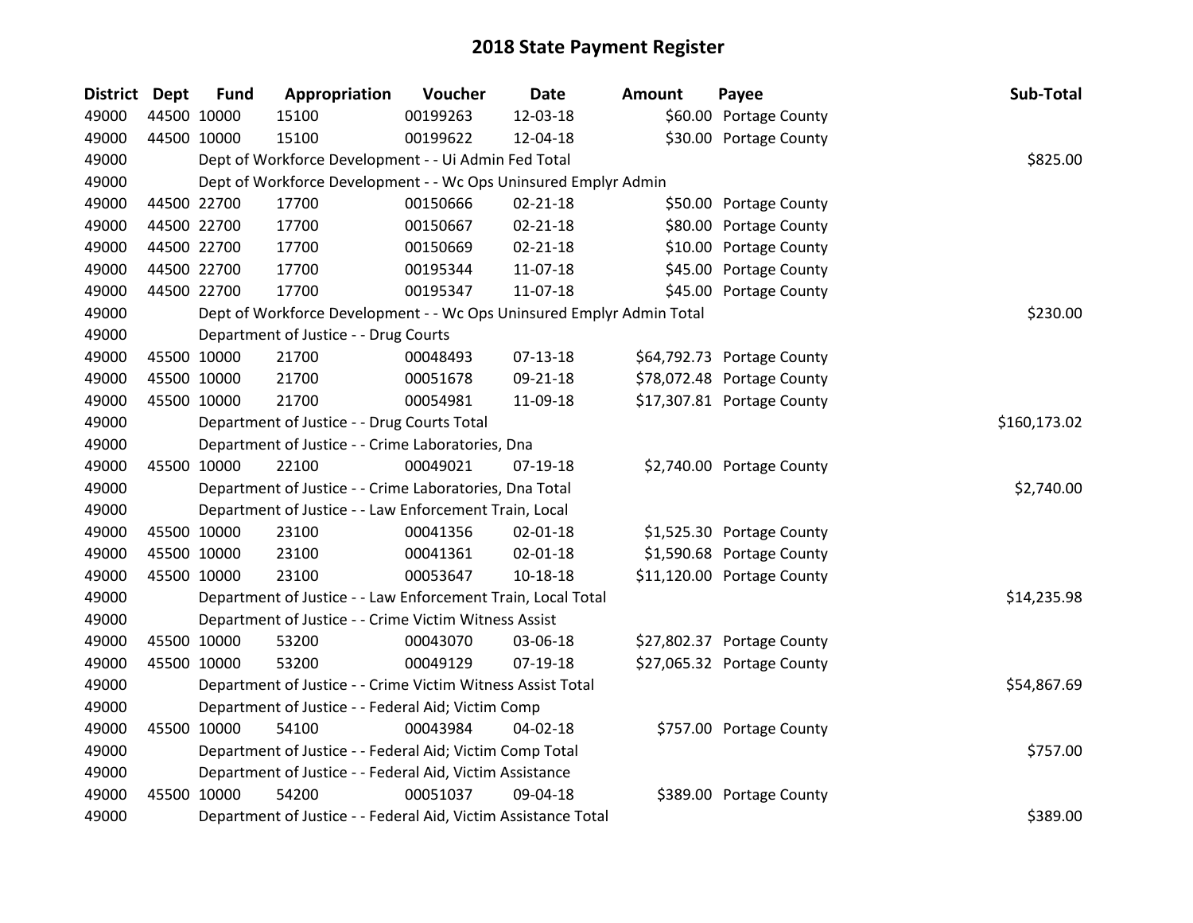# 2018 State Payment Register

| District | Dept | Fund | Appropriation | Voucher | Date | Amount | Payee | Sub-Total |
|---|---|---|---|---|---|---|---|---|
| 49000 | 44500 | 10000 | 15100 | 00199263 | 12-03-18 | $60.00 | Portage County | |
| 49000 | 44500 | 10000 | 15100 | 00199622 | 12-04-18 | $30.00 | Portage County | |
| 49000 | | Dept of Workforce Development - - Ui Admin Fed Total | | | | | | $825.00 |
| 49000 | | Dept of Workforce Development - - Wc Ops Uninsured Emplyr Admin | | | | | | |
| 49000 | 44500 | 22700 | 17700 | 00150666 | 02-21-18 | $50.00 | Portage County | |
| 49000 | 44500 | 22700 | 17700 | 00150667 | 02-21-18 | $80.00 | Portage County | |
| 49000 | 44500 | 22700 | 17700 | 00150669 | 02-21-18 | $10.00 | Portage County | |
| 49000 | 44500 | 22700 | 17700 | 00195344 | 11-07-18 | $45.00 | Portage County | |
| 49000 | 44500 | 22700 | 17700 | 00195347 | 11-07-18 | $45.00 | Portage County | |
| 49000 | | Dept of Workforce Development - - Wc Ops Uninsured Emplyr Admin Total | | | | | | $230.00 |
| 49000 | | Department of Justice - - Drug Courts | | | | | | |
| 49000 | 45500 | 10000 | 21700 | 00048493 | 07-13-18 | $64,792.73 | Portage County | |
| 49000 | 45500 | 10000 | 21700 | 00051678 | 09-21-18 | $78,072.48 | Portage County | |
| 49000 | 45500 | 10000 | 21700 | 00054981 | 11-09-18 | $17,307.81 | Portage County | |
| 49000 | | Department of Justice - - Drug Courts Total | | | | | | $160,173.02 |
| 49000 | | Department of Justice - - Crime Laboratories, Dna | | | | | | |
| 49000 | 45500 | 10000 | 22100 | 00049021 | 07-19-18 | $2,740.00 | Portage County | |
| 49000 | | Department of Justice - - Crime Laboratories, Dna Total | | | | | | $2,740.00 |
| 49000 | | Department of Justice - - Law Enforcement Train, Local | | | | | | |
| 49000 | 45500 | 10000 | 23100 | 00041356 | 02-01-18 | $1,525.30 | Portage County | |
| 49000 | 45500 | 10000 | 23100 | 00041361 | 02-01-18 | $1,590.68 | Portage County | |
| 49000 | 45500 | 10000 | 23100 | 00053647 | 10-18-18 | $11,120.00 | Portage County | |
| 49000 | | Department of Justice - - Law Enforcement Train, Local Total | | | | | | $14,235.98 |
| 49000 | | Department of Justice - - Crime Victim Witness Assist | | | | | | |
| 49000 | 45500 | 10000 | 53200 | 00043070 | 03-06-18 | $27,802.37 | Portage County | |
| 49000 | 45500 | 10000 | 53200 | 00049129 | 07-19-18 | $27,065.32 | Portage County | |
| 49000 | | Department of Justice - - Crime Victim Witness Assist Total | | | | | | $54,867.69 |
| 49000 | | Department of Justice - - Federal Aid; Victim Comp | | | | | | |
| 49000 | 45500 | 10000 | 54100 | 00043984 | 04-02-18 | $757.00 | Portage County | |
| 49000 | | Department of Justice - - Federal Aid; Victim Comp Total | | | | | | $757.00 |
| 49000 | | Department of Justice - - Federal Aid, Victim Assistance | | | | | | |
| 49000 | 45500 | 10000 | 54200 | 00051037 | 09-04-18 | $389.00 | Portage County | |
| 49000 | | Department of Justice - - Federal Aid, Victim Assistance Total | | | | | | $389.00 |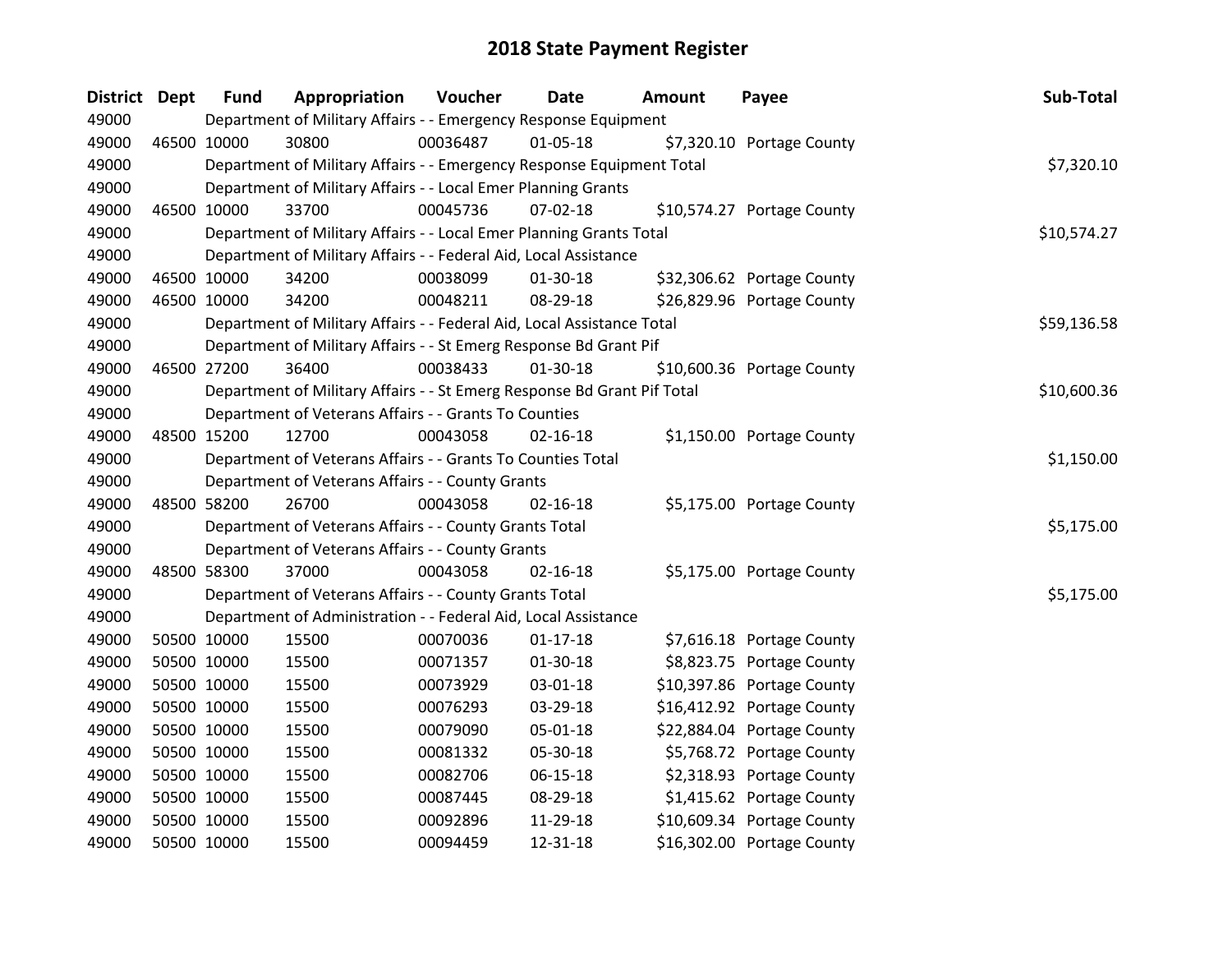# 2018 State Payment Register

| District | Dept | Fund | Appropriation | Voucher | Date | Amount | Payee | Sub-Total |
|---|---|---|---|---|---|---|---|---|
| 49000 | | Department of Military Affairs - - Emergency Response Equipment | | | | | | |
| 49000 | 46500 | 10000 | 30800 | 00036487 | 01-05-18 | $7,320.10 | Portage County | |
| 49000 | | Department of Military Affairs - - Emergency Response Equipment Total | | | | | | $7,320.10 |
| 49000 | | Department of Military Affairs - - Local Emer Planning Grants | | | | | | |
| 49000 | 46500 | 10000 | 33700 | 00045736 | 07-02-18 | $10,574.27 | Portage County | |
| 49000 | | Department of Military Affairs - - Local Emer Planning Grants Total | | | | | | $10,574.27 |
| 49000 | | Department of Military Affairs - - Federal Aid, Local Assistance | | | | | | |
| 49000 | 46500 | 10000 | 34200 | 00038099 | 01-30-18 | $32,306.62 | Portage County | |
| 49000 | 46500 | 10000 | 34200 | 00048211 | 08-29-18 | $26,829.96 | Portage County | |
| 49000 | | Department of Military Affairs - - Federal Aid, Local Assistance Total | | | | | | $59,136.58 |
| 49000 | | Department of Military Affairs - - St Emerg Response Bd Grant Pif | | | | | | |
| 49000 | 46500 | 27200 | 36400 | 00038433 | 01-30-18 | $10,600.36 | Portage County | |
| 49000 | | Department of Military Affairs - - St Emerg Response Bd Grant Pif Total | | | | | | $10,600.36 |
| 49000 | | Department of Veterans Affairs - - Grants To Counties | | | | | | |
| 49000 | 48500 | 15200 | 12700 | 00043058 | 02-16-18 | $1,150.00 | Portage County | |
| 49000 | | Department of Veterans Affairs - - Grants To Counties Total | | | | | | $1,150.00 |
| 49000 | | Department of Veterans Affairs - - County Grants | | | | | | |
| 49000 | 48500 | 58200 | 26700 | 00043058 | 02-16-18 | $5,175.00 | Portage County | |
| 49000 | | Department of Veterans Affairs - - County Grants Total | | | | | | $5,175.00 |
| 49000 | | Department of Veterans Affairs - - County Grants | | | | | | |
| 49000 | 48500 | 58300 | 37000 | 00043058 | 02-16-18 | $5,175.00 | Portage County | |
| 49000 | | Department of Veterans Affairs - - County Grants Total | | | | | | $5,175.00 |
| 49000 | | Department of Administration - - Federal Aid, Local Assistance | | | | | | |
| 49000 | 50500 | 10000 | 15500 | 00070036 | 01-17-18 | $7,616.18 | Portage County | |
| 49000 | 50500 | 10000 | 15500 | 00071357 | 01-30-18 | $8,823.75 | Portage County | |
| 49000 | 50500 | 10000 | 15500 | 00073929 | 03-01-18 | $10,397.86 | Portage County | |
| 49000 | 50500 | 10000 | 15500 | 00076293 | 03-29-18 | $16,412.92 | Portage County | |
| 49000 | 50500 | 10000 | 15500 | 00079090 | 05-01-18 | $22,884.04 | Portage County | |
| 49000 | 50500 | 10000 | 15500 | 00081332 | 05-30-18 | $5,768.72 | Portage County | |
| 49000 | 50500 | 10000 | 15500 | 00082706 | 06-15-18 | $2,318.93 | Portage County | |
| 49000 | 50500 | 10000 | 15500 | 00087445 | 08-29-18 | $1,415.62 | Portage County | |
| 49000 | 50500 | 10000 | 15500 | 00092896 | 11-29-18 | $10,609.34 | Portage County | |
| 49000 | 50500 | 10000 | 15500 | 00094459 | 12-31-18 | $16,302.00 | Portage County | |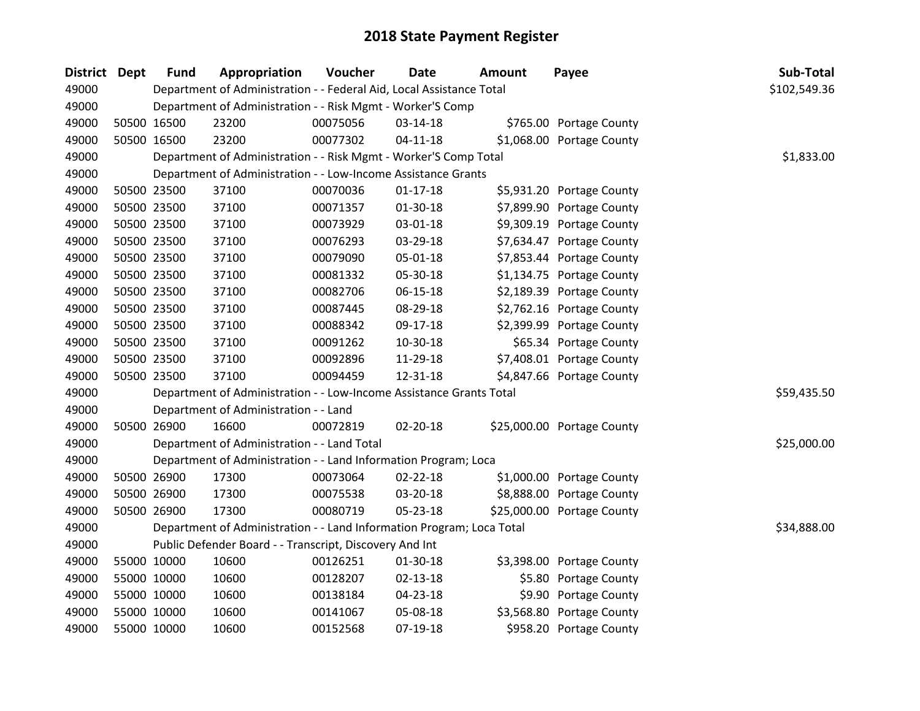# 2018 State Payment Register

| District | Dept | Fund | Appropriation | Voucher | Date | Amount | Payee | Sub-Total |
|---|---|---|---|---|---|---|---|---|
| 49000 | | Department of Administration - - Federal Aid, Local Assistance Total | | | | | | $102,549.36 |
| 49000 | | Department of Administration - - Risk Mgmt - Worker'S Comp | | | | | | |
| 49000 | 50500 | 16500 | 23200 | 00075056 | 03-14-18 | $765.00 | Portage County | |
| 49000 | 50500 | 16500 | 23200 | 00077302 | 04-11-18 | $1,068.00 | Portage County | |
| 49000 | | Department of Administration - - Risk Mgmt - Worker'S Comp Total | | | | | | $1,833.00 |
| 49000 | | Department of Administration - - Low-Income Assistance Grants | | | | | | |
| 49000 | 50500 | 23500 | 37100 | 00070036 | 01-17-18 | $5,931.20 | Portage County | |
| 49000 | 50500 | 23500 | 37100 | 00071357 | 01-30-18 | $7,899.90 | Portage County | |
| 49000 | 50500 | 23500 | 37100 | 00073929 | 03-01-18 | $9,309.19 | Portage County | |
| 49000 | 50500 | 23500 | 37100 | 00076293 | 03-29-18 | $7,634.47 | Portage County | |
| 49000 | 50500 | 23500 | 37100 | 00079090 | 05-01-18 | $7,853.44 | Portage County | |
| 49000 | 50500 | 23500 | 37100 | 00081332 | 05-30-18 | $1,134.75 | Portage County | |
| 49000 | 50500 | 23500 | 37100 | 00082706 | 06-15-18 | $2,189.39 | Portage County | |
| 49000 | 50500 | 23500 | 37100 | 00087445 | 08-29-18 | $2,762.16 | Portage County | |
| 49000 | 50500 | 23500 | 37100 | 00088342 | 09-17-18 | $2,399.99 | Portage County | |
| 49000 | 50500 | 23500 | 37100 | 00091262 | 10-30-18 | $65.34 | Portage County | |
| 49000 | 50500 | 23500 | 37100 | 00092896 | 11-29-18 | $7,408.01 | Portage County | |
| 49000 | 50500 | 23500 | 37100 | 00094459 | 12-31-18 | $4,847.66 | Portage County | |
| 49000 | | Department of Administration - - Low-Income Assistance Grants Total | | | | | | $59,435.50 |
| 49000 | | Department of Administration - - Land | | | | | | |
| 49000 | 50500 | 26900 | 16600 | 00072819 | 02-20-18 | $25,000.00 | Portage County | |
| 49000 | | Department of Administration - - Land Total | | | | | | $25,000.00 |
| 49000 | | Department of Administration - - Land Information Program; Loca | | | | | | |
| 49000 | 50500 | 26900 | 17300 | 00073064 | 02-22-18 | $1,000.00 | Portage County | |
| 49000 | 50500 | 26900 | 17300 | 00075538 | 03-20-18 | $8,888.00 | Portage County | |
| 49000 | 50500 | 26900 | 17300 | 00080719 | 05-23-18 | $25,000.00 | Portage County | |
| 49000 | | Department of Administration - - Land Information Program; Loca Total | | | | | | $34,888.00 |
| 49000 | | Public Defender Board - - Transcript, Discovery And Int | | | | | | |
| 49000 | 55000 | 10000 | 10600 | 00126251 | 01-30-18 | $3,398.00 | Portage County | |
| 49000 | 55000 | 10000 | 10600 | 00128207 | 02-13-18 | $5.80 | Portage County | |
| 49000 | 55000 | 10000 | 10600 | 00138184 | 04-23-18 | $9.90 | Portage County | |
| 49000 | 55000 | 10000 | 10600 | 00141067 | 05-08-18 | $3,568.80 | Portage County | |
| 49000 | 55000 | 10000 | 10600 | 00152568 | 07-19-18 | $958.20 | Portage County | |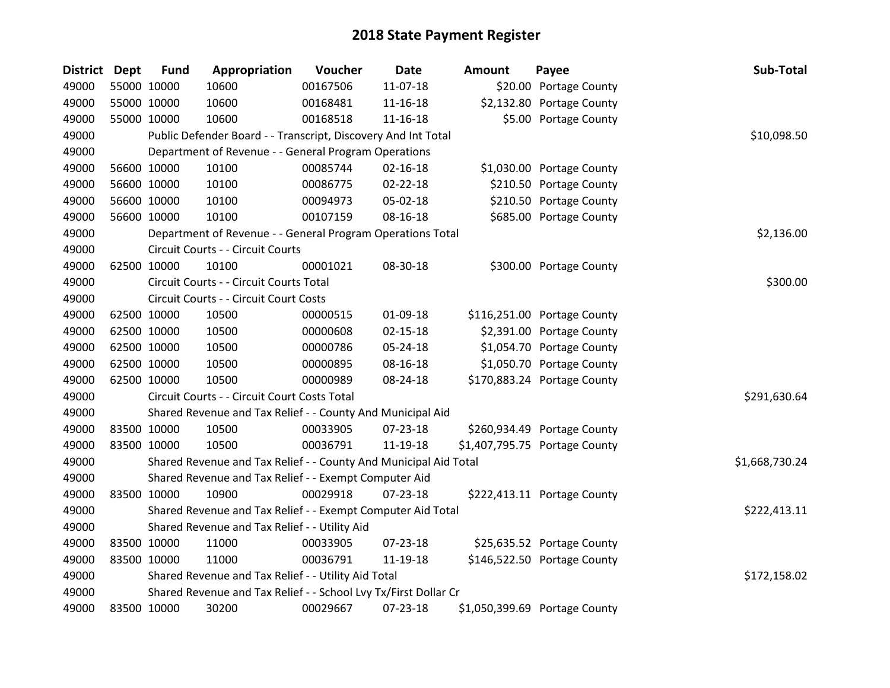# 2018 State Payment Register

| District | Dept | Fund | Appropriation | Voucher | Date | Amount | Payee | Sub-Total |
|---|---|---|---|---|---|---|---|---|
| 49000 | 55000 | 10000 | 10600 | 00167506 | 11-07-18 | $20.00 | Portage County | |
| 49000 | 55000 | 10000 | 10600 | 00168481 | 11-16-18 | $2,132.80 | Portage County | |
| 49000 | 55000 | 10000 | 10600 | 00168518 | 11-16-18 | $5.00 | Portage County | |
| 49000 | | Public Defender Board - - Transcript, Discovery And Int Total | | | | | | $10,098.50 |
| 49000 | | Department of Revenue - - General Program Operations | | | | | | |
| 49000 | 56600 | 10000 | 10100 | 00085744 | 02-16-18 | $1,030.00 | Portage County | |
| 49000 | 56600 | 10000 | 10100 | 00086775 | 02-22-18 | $210.50 | Portage County | |
| 49000 | 56600 | 10000 | 10100 | 00094973 | 05-02-18 | $210.50 | Portage County | |
| 49000 | 56600 | 10000 | 10100 | 00107159 | 08-16-18 | $685.00 | Portage County | |
| 49000 | | Department of Revenue - - General Program Operations Total | | | | | | $2,136.00 |
| 49000 | | Circuit Courts - - Circuit Courts | | | | | | |
| 49000 | 62500 | 10000 | 10100 | 00001021 | 08-30-18 | $300.00 | Portage County | |
| 49000 | | Circuit Courts - - Circuit Courts Total | | | | | | $300.00 |
| 49000 | | Circuit Courts - - Circuit Court Costs | | | | | | |
| 49000 | 62500 | 10000 | 10500 | 00000515 | 01-09-18 | $116,251.00 | Portage County | |
| 49000 | 62500 | 10000 | 10500 | 00000608 | 02-15-18 | $2,391.00 | Portage County | |
| 49000 | 62500 | 10000 | 10500 | 00000786 | 05-24-18 | $1,054.70 | Portage County | |
| 49000 | 62500 | 10000 | 10500 | 00000895 | 08-16-18 | $1,050.70 | Portage County | |
| 49000 | 62500 | 10000 | 10500 | 00000989 | 08-24-18 | $170,883.24 | Portage County | |
| 49000 | | Circuit Courts - - Circuit Court Costs Total | | | | | | $291,630.64 |
| 49000 | | Shared Revenue and Tax Relief - - County And Municipal Aid | | | | | | |
| 49000 | 83500 | 10000 | 10500 | 00033905 | 07-23-18 | $260,934.49 | Portage County | |
| 49000 | 83500 | 10000 | 10500 | 00036791 | 11-19-18 | $1,407,795.75 | Portage County | |
| 49000 | | Shared Revenue and Tax Relief - - County And Municipal Aid Total | | | | | | $1,668,730.24 |
| 49000 | | Shared Revenue and Tax Relief - - Exempt Computer Aid | | | | | | |
| 49000 | 83500 | 10000 | 10900 | 00029918 | 07-23-18 | $222,413.11 | Portage County | |
| 49000 | | Shared Revenue and Tax Relief - - Exempt Computer Aid Total | | | | | | $222,413.11 |
| 49000 | | Shared Revenue and Tax Relief - - Utility Aid | | | | | | |
| 49000 | 83500 | 10000 | 11000 | 00033905 | 07-23-18 | $25,635.52 | Portage County | |
| 49000 | 83500 | 10000 | 11000 | 00036791 | 11-19-18 | $146,522.50 | Portage County | |
| 49000 | | Shared Revenue and Tax Relief - - Utility Aid Total | | | | | | $172,158.02 |
| 49000 | | Shared Revenue and Tax Relief - - School Lvy Tx/First Dollar Cr | | | | | | |
| 49000 | 83500 | 10000 | 30200 | 00029667 | 07-23-18 | $1,050,399.69 | Portage County | |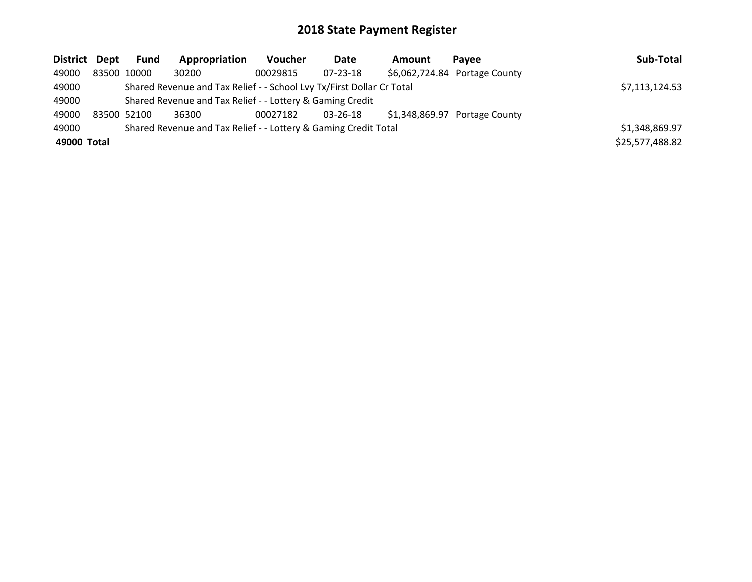# 2018 State Payment Register

| District | Dept | Fund | Appropriation | Voucher | Date | Amount | Payee | Sub-Total |
|---|---|---|---|---|---|---|---|---|
| 49000 | 83500 | 10000 | 30200 | 00029815 | 07-23-18 | $6,062,724.84 | Portage County | |
| 49000 | | Shared Revenue and Tax Relief - - School Lvy Tx/First Dollar Cr Total | | | | | | $7,113,124.53 |
| 49000 | | Shared Revenue and Tax Relief - - Lottery & Gaming Credit | | | | | | |
| 49000 | 83500 | 52100 | 36300 | 00027182 | 03-26-18 | $1,348,869.97 | Portage County | |
| 49000 | | Shared Revenue and Tax Relief - - Lottery & Gaming Credit Total | | | | | | $1,348,869.97 |
| **49000** | **Total** | | | | | | | $25,577,488.82 |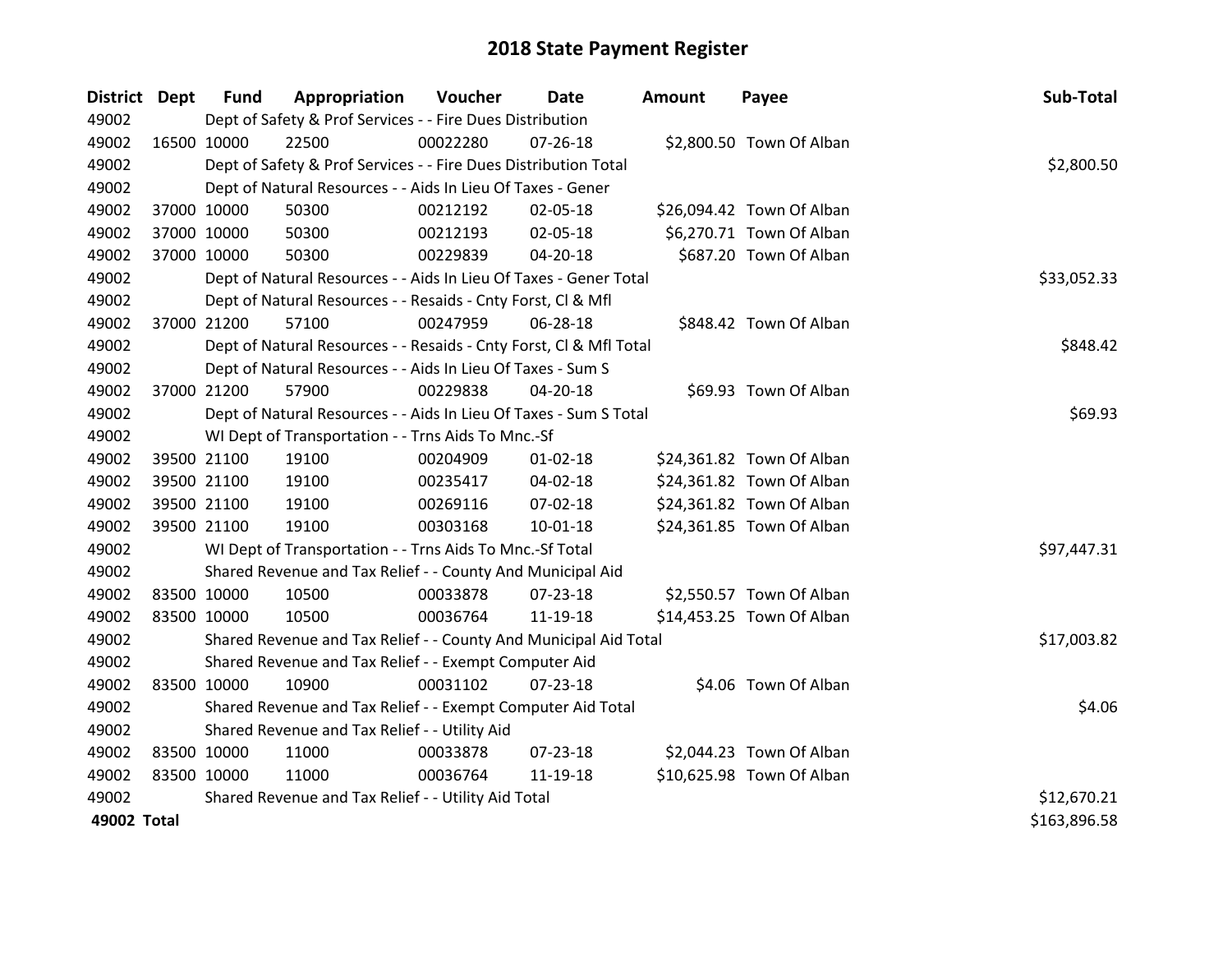# 2018 State Payment Register

| District | Dept | Fund | Appropriation | Voucher | Date | Amount | Payee | Sub-Total |
|---|---|---|---|---|---|---|---|---|
| 49002 | | Dept of Safety & Prof Services - - Fire Dues Distribution | | | | | | |
| 49002 | 16500 | 10000 | 22500 | 00022280 | 07-26-18 | $2,800.50 | Town Of Alban | |
| 49002 | | Dept of Safety & Prof Services - - Fire Dues Distribution Total | | | | | | $2,800.50 |
| 49002 | | Dept of Natural Resources - - Aids In Lieu Of Taxes - Gener | | | | | | |
| 49002 | 37000 | 10000 | 50300 | 00212192 | 02-05-18 | $26,094.42 | Town Of Alban | |
| 49002 | 37000 | 10000 | 50300 | 00212193 | 02-05-18 | $6,270.71 | Town Of Alban | |
| 49002 | 37000 | 10000 | 50300 | 00229839 | 04-20-18 | $687.20 | Town Of Alban | |
| 49002 | | Dept of Natural Resources - - Aids In Lieu Of Taxes - Gener Total | | | | | | $33,052.33 |
| 49002 | | Dept of Natural Resources - - Resaids - Cnty Forst, Cl & Mfl | | | | | | |
| 49002 | 37000 | 21200 | 57100 | 00247959 | 06-28-18 | $848.42 | Town Of Alban | |
| 49002 | | Dept of Natural Resources - - Resaids - Cnty Forst, Cl & Mfl Total | | | | | | $848.42 |
| 49002 | | Dept of Natural Resources - - Aids In Lieu Of Taxes - Sum S | | | | | | |
| 49002 | 37000 | 21200 | 57900 | 00229838 | 04-20-18 | $69.93 | Town Of Alban | |
| 49002 | | Dept of Natural Resources - - Aids In Lieu Of Taxes - Sum S Total | | | | | | $69.93 |
| 49002 | | WI Dept of Transportation - - Trns Aids To Mnc.-Sf | | | | | | |
| 49002 | 39500 | 21100 | 19100 | 00204909 | 01-02-18 | $24,361.82 | Town Of Alban | |
| 49002 | 39500 | 21100 | 19100 | 00235417 | 04-02-18 | $24,361.82 | Town Of Alban | |
| 49002 | 39500 | 21100 | 19100 | 00269116 | 07-02-18 | $24,361.82 | Town Of Alban | |
| 49002 | 39500 | 21100 | 19100 | 00303168 | 10-01-18 | $24,361.85 | Town Of Alban | |
| 49002 | | WI Dept of Transportation - - Trns Aids To Mnc.-Sf Total | | | | | | $97,447.31 |
| 49002 | | Shared Revenue and Tax Relief - - County And Municipal Aid | | | | | | |
| 49002 | 83500 | 10000 | 10500 | 00033878 | 07-23-18 | $2,550.57 | Town Of Alban | |
| 49002 | 83500 | 10000 | 10500 | 00036764 | 11-19-18 | $14,453.25 | Town Of Alban | |
| 49002 | | Shared Revenue and Tax Relief - - County And Municipal Aid Total | | | | | | $17,003.82 |
| 49002 | | Shared Revenue and Tax Relief - - Exempt Computer Aid | | | | | | |
| 49002 | 83500 | 10000 | 10900 | 00031102 | 07-23-18 | $4.06 | Town Of Alban | |
| 49002 | | Shared Revenue and Tax Relief - - Exempt Computer Aid Total | | | | | | $4.06 |
| 49002 | | Shared Revenue and Tax Relief - - Utility Aid | | | | | | |
| 49002 | 83500 | 10000 | 11000 | 00033878 | 07-23-18 | $2,044.23 | Town Of Alban | |
| 49002 | 83500 | 10000 | 11000 | 00036764 | 11-19-18 | $10,625.98 | Town Of Alban | |
| 49002 | | Shared Revenue and Tax Relief - - Utility Aid Total | | | | | | $12,670.21 |
| **49002 Total** | | | | | | | | $163,896.58 |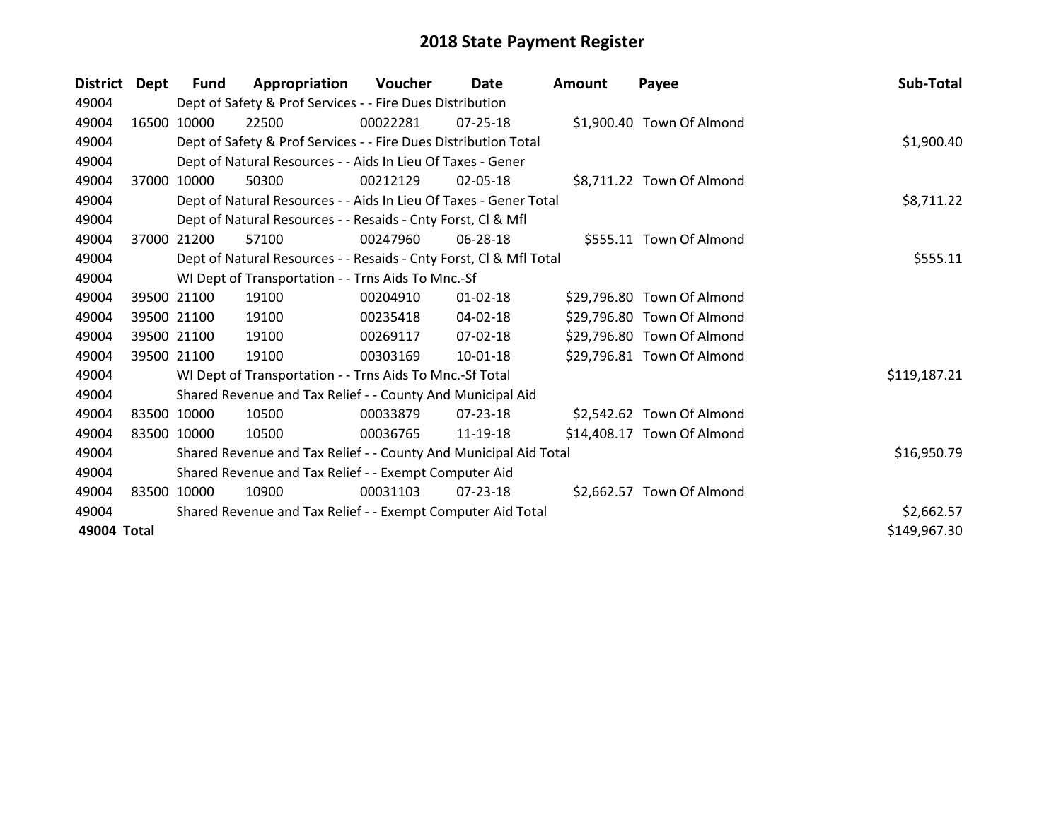# 2018 State Payment Register

| District | Dept | Fund | Appropriation | Voucher | Date | Amount | Payee | Sub-Total |
|---|---|---|---|---|---|---|---|---|
| 49004 | | Dept of Safety & Prof Services - - Fire Dues Distribution | | | | | | |
| 49004 | 16500 | 10000 | 22500 | 00022281 | 07-25-18 | $1,900.40 | Town Of Almond | |
| 49004 | | Dept of Safety & Prof Services - - Fire Dues Distribution Total | | | | | | $1,900.40 |
| 49004 | | Dept of Natural Resources - - Aids In Lieu Of Taxes - Gener | | | | | | |
| 49004 | 37000 | 10000 | 50300 | 00212129 | 02-05-18 | $8,711.22 | Town Of Almond | |
| 49004 | | Dept of Natural Resources - - Aids In Lieu Of Taxes - Gener Total | | | | | | $8,711.22 |
| 49004 | | Dept of Natural Resources - - Resaids - Cnty Forst, Cl & Mfl | | | | | | |
| 49004 | 37000 | 21200 | 57100 | 00247960 | 06-28-18 | $555.11 | Town Of Almond | |
| 49004 | | Dept of Natural Resources - - Resaids - Cnty Forst, Cl & Mfl Total | | | | | | $555.11 |
| 49004 | | WI Dept of Transportation - - Trns Aids To Mnc.-Sf | | | | | | |
| 49004 | 39500 | 21100 | 19100 | 00204910 | 01-02-18 | $29,796.80 | Town Of Almond | |
| 49004 | 39500 | 21100 | 19100 | 00235418 | 04-02-18 | $29,796.80 | Town Of Almond | |
| 49004 | 39500 | 21100 | 19100 | 00269117 | 07-02-18 | $29,796.80 | Town Of Almond | |
| 49004 | 39500 | 21100 | 19100 | 00303169 | 10-01-18 | $29,796.81 | Town Of Almond | |
| 49004 | | WI Dept of Transportation - - Trns Aids To Mnc.-Sf Total | | | | | | $119,187.21 |
| 49004 | | Shared Revenue and Tax Relief - - County And Municipal Aid | | | | | | |
| 49004 | 83500 | 10000 | 10500 | 00033879 | 07-23-18 | $2,542.62 | Town Of Almond | |
| 49004 | 83500 | 10000 | 10500 | 00036765 | 11-19-18 | $14,408.17 | Town Of Almond | |
| 49004 | | Shared Revenue and Tax Relief - - County And Municipal Aid Total | | | | | | $16,950.79 |
| 49004 | | Shared Revenue and Tax Relief - - Exempt Computer Aid | | | | | | |
| 49004 | 83500 | 10000 | 10900 | 00031103 | 07-23-18 | $2,662.57 | Town Of Almond | |
| 49004 | | Shared Revenue and Tax Relief - - Exempt Computer Aid Total | | | | | | $2,662.57 |
| **49004** | **Total** | | | | | | | $149,967.30 |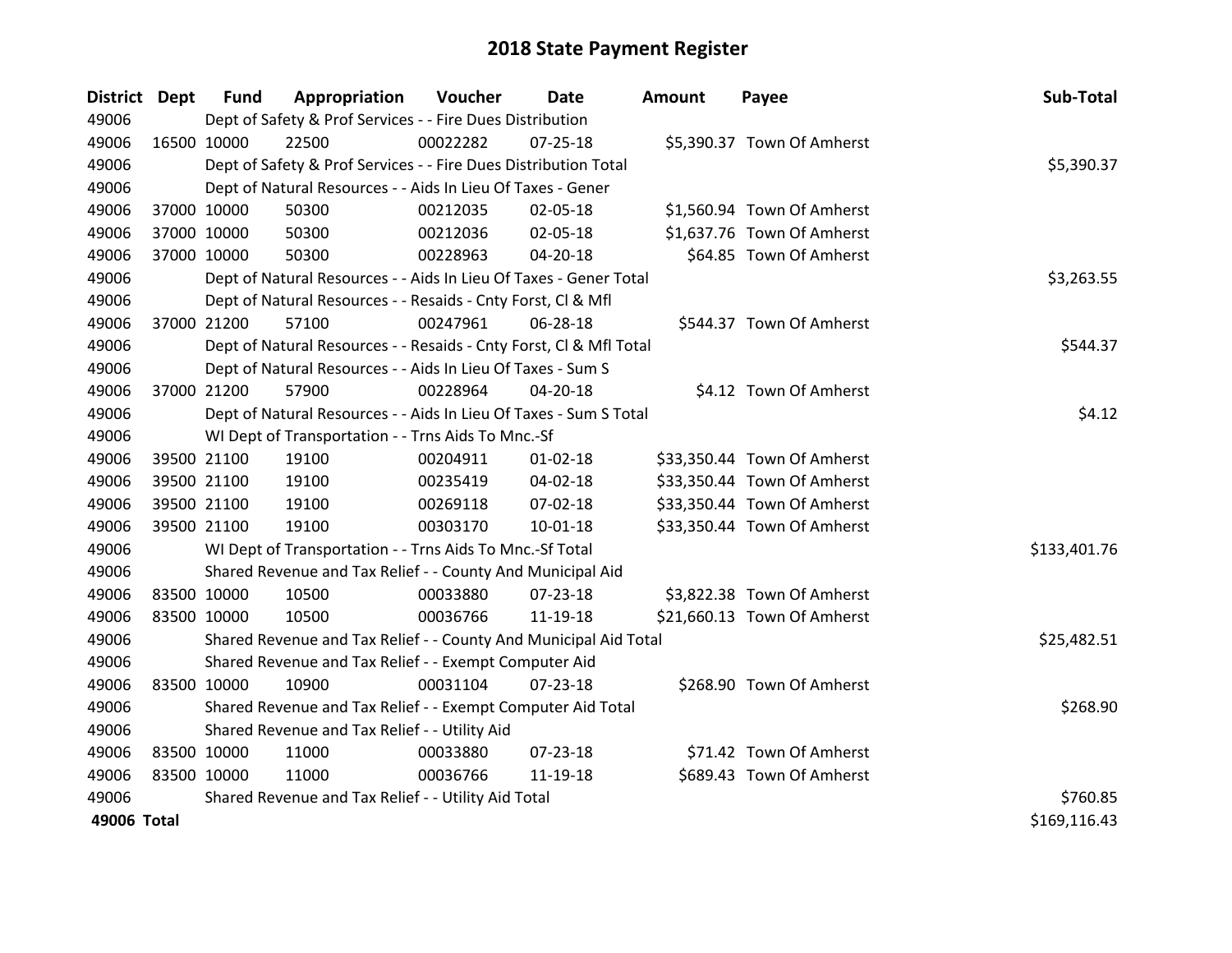# 2018 State Payment Register

| District | Dept | Fund | Appropriation | Voucher | Date | Amount | Payee | Sub-Total |
|---|---|---|---|---|---|---|---|---|
| 49006 | | Dept of Safety & Prof Services - - Fire Dues Distribution | | | | | | |
| 49006 | 16500 | 10000 | 22500 | 00022282 | 07-25-18 | $5,390.37 | Town Of Amherst | |
| 49006 | | Dept of Safety & Prof Services - - Fire Dues Distribution Total | | | | | | $5,390.37 |
| 49006 | | Dept of Natural Resources - - Aids In Lieu Of Taxes - Gener | | | | | | |
| 49006 | 37000 | 10000 | 50300 | 00212035 | 02-05-18 | $1,560.94 | Town Of Amherst | |
| 49006 | 37000 | 10000 | 50300 | 00212036 | 02-05-18 | $1,637.76 | Town Of Amherst | |
| 49006 | 37000 | 10000 | 50300 | 00228963 | 04-20-18 | $64.85 | Town Of Amherst | |
| 49006 | | Dept of Natural Resources - - Aids In Lieu Of Taxes - Gener Total | | | | | | $3,263.55 |
| 49006 | | Dept of Natural Resources - - Resaids - Cnty Forst, Cl & Mfl | | | | | | |
| 49006 | 37000 | 21200 | 57100 | 00247961 | 06-28-18 | $544.37 | Town Of Amherst | |
| 49006 | | Dept of Natural Resources - - Resaids - Cnty Forst, Cl & Mfl Total | | | | | | $544.37 |
| 49006 | | Dept of Natural Resources - - Aids In Lieu Of Taxes - Sum S | | | | | | |
| 49006 | 37000 | 21200 | 57900 | 00228964 | 04-20-18 | $4.12 | Town Of Amherst | |
| 49006 | | Dept of Natural Resources - - Aids In Lieu Of Taxes - Sum S Total | | | | | | $4.12 |
| 49006 | | WI Dept of Transportation - - Trns Aids To Mnc.-Sf | | | | | | |
| 49006 | 39500 | 21100 | 19100 | 00204911 | 01-02-18 | $33,350.44 | Town Of Amherst | |
| 49006 | 39500 | 21100 | 19100 | 00235419 | 04-02-18 | $33,350.44 | Town Of Amherst | |
| 49006 | 39500 | 21100 | 19100 | 00269118 | 07-02-18 | $33,350.44 | Town Of Amherst | |
| 49006 | 39500 | 21100 | 19100 | 00303170 | 10-01-18 | $33,350.44 | Town Of Amherst | |
| 49006 | | WI Dept of Transportation - - Trns Aids To Mnc.-Sf Total | | | | | | $133,401.76 |
| 49006 | | Shared Revenue and Tax Relief - - County And Municipal Aid | | | | | | |
| 49006 | 83500 | 10000 | 10500 | 00033880 | 07-23-18 | $3,822.38 | Town Of Amherst | |
| 49006 | 83500 | 10000 | 10500 | 00036766 | 11-19-18 | $21,660.13 | Town Of Amherst | |
| 49006 | | Shared Revenue and Tax Relief - - County And Municipal Aid Total | | | | | | $25,482.51 |
| 49006 | | Shared Revenue and Tax Relief - - Exempt Computer Aid | | | | | | |
| 49006 | 83500 | 10000 | 10900 | 00031104 | 07-23-18 | $268.90 | Town Of Amherst | |
| 49006 | | Shared Revenue and Tax Relief - - Exempt Computer Aid Total | | | | | | $268.90 |
| 49006 | | Shared Revenue and Tax Relief - - Utility Aid | | | | | | |
| 49006 | 83500 | 10000 | 11000 | 00033880 | 07-23-18 | $71.42 | Town Of Amherst | |
| 49006 | 83500 | 10000 | 11000 | 00036766 | 11-19-18 | $689.43 | Town Of Amherst | |
| 49006 | | Shared Revenue and Tax Relief - - Utility Aid Total | | | | | | $760.85 |
| **49006 Total** | | | | | | | | $169,116.43 |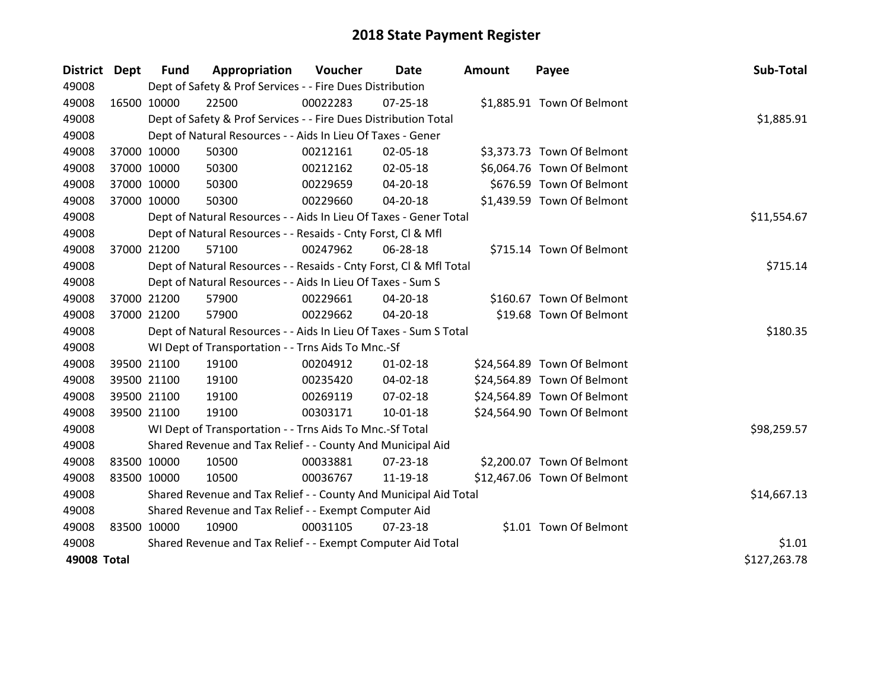# 2018 State Payment Register

| District | Dept | Fund | Appropriation | Voucher | Date | Amount | Payee | Sub-Total |
|---|---|---|---|---|---|---|---|---|
| 49008 | | Dept of Safety & Prof Services - - Fire Dues Distribution | | | | | | |
| 49008 | 16500 | 10000 | 22500 | 00022283 | 07-25-18 | $1,885.91 | Town Of Belmont | |
| 49008 | | Dept of Safety & Prof Services - - Fire Dues Distribution Total | | | | | | $1,885.91 |
| 49008 | | Dept of Natural Resources - - Aids In Lieu Of Taxes - Gener | | | | | | |
| 49008 | 37000 | 10000 | 50300 | 00212161 | 02-05-18 | $3,373.73 | Town Of Belmont | |
| 49008 | 37000 | 10000 | 50300 | 00212162 | 02-05-18 | $6,064.76 | Town Of Belmont | |
| 49008 | 37000 | 10000 | 50300 | 00229659 | 04-20-18 | $676.59 | Town Of Belmont | |
| 49008 | 37000 | 10000 | 50300 | 00229660 | 04-20-18 | $1,439.59 | Town Of Belmont | |
| 49008 | | Dept of Natural Resources - - Aids In Lieu Of Taxes - Gener Total | | | | | | $11,554.67 |
| 49008 | | Dept of Natural Resources - - Resaids - Cnty Forst, Cl & Mfl | | | | | | |
| 49008 | 37000 | 21200 | 57100 | 00247962 | 06-28-18 | $715.14 | Town Of Belmont | |
| 49008 | | Dept of Natural Resources - - Resaids - Cnty Forst, Cl & Mfl Total | | | | | | $715.14 |
| 49008 | | Dept of Natural Resources - - Aids In Lieu Of Taxes - Sum S | | | | | | |
| 49008 | 37000 | 21200 | 57900 | 00229661 | 04-20-18 | $160.67 | Town Of Belmont | |
| 49008 | 37000 | 21200 | 57900 | 00229662 | 04-20-18 | $19.68 | Town Of Belmont | |
| 49008 | | Dept of Natural Resources - - Aids In Lieu Of Taxes - Sum S Total | | | | | | $180.35 |
| 49008 | | WI Dept of Transportation - - Trns Aids To Mnc.-Sf | | | | | | |
| 49008 | 39500 | 21100 | 19100 | 00204912 | 01-02-18 | $24,564.89 | Town Of Belmont | |
| 49008 | 39500 | 21100 | 19100 | 00235420 | 04-02-18 | $24,564.89 | Town Of Belmont | |
| 49008 | 39500 | 21100 | 19100 | 00269119 | 07-02-18 | $24,564.89 | Town Of Belmont | |
| 49008 | 39500 | 21100 | 19100 | 00303171 | 10-01-18 | $24,564.90 | Town Of Belmont | |
| 49008 | | WI Dept of Transportation - - Trns Aids To Mnc.-Sf Total | | | | | | $98,259.57 |
| 49008 | | Shared Revenue and Tax Relief - - County And Municipal Aid | | | | | | |
| 49008 | 83500 | 10000 | 10500 | 00033881 | 07-23-18 | $2,200.07 | Town Of Belmont | |
| 49008 | 83500 | 10000 | 10500 | 00036767 | 11-19-18 | $12,467.06 | Town Of Belmont | |
| 49008 | | Shared Revenue and Tax Relief - - County And Municipal Aid Total | | | | | | $14,667.13 |
| 49008 | | Shared Revenue and Tax Relief - - Exempt Computer Aid | | | | | | |
| 49008 | 83500 | 10000 | 10900 | 00031105 | 07-23-18 | $1.01 | Town Of Belmont | |
| 49008 | | Shared Revenue and Tax Relief - - Exempt Computer Aid Total | | | | | | $1.01 |
| **49008 Total** | | | | | | | | $127,263.78 |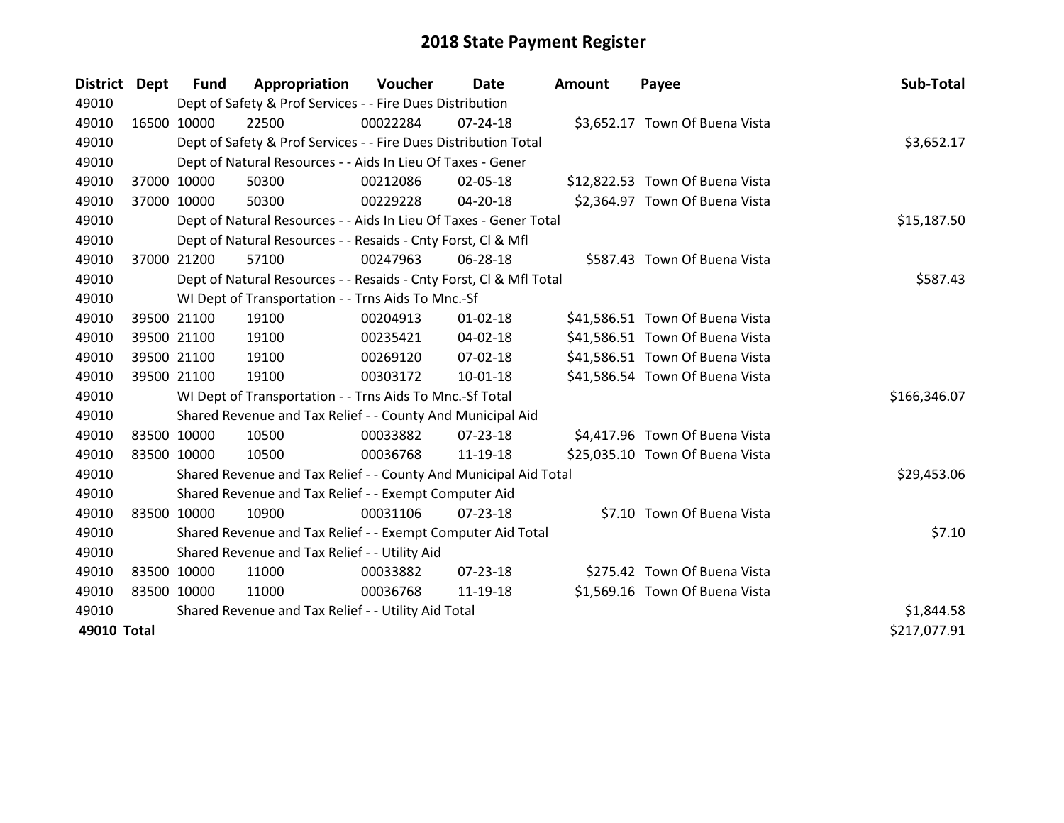# 2018 State Payment Register

| District | Dept | Fund | Appropriation | Voucher | Date | Amount | Payee | Sub-Total |
|---|---|---|---|---|---|---|---|---|
| 49010 | | Dept of Safety & Prof Services - - Fire Dues Distribution | | | | | | |
| 49010 | 16500 | 10000 | 22500 | 00022284 | 07-24-18 | $3,652.17 | Town Of Buena Vista | |
| 49010 | | Dept of Safety & Prof Services - - Fire Dues Distribution Total | | | | | | $3,652.17 |
| 49010 | | Dept of Natural Resources - - Aids In Lieu Of Taxes - Gener | | | | | | |
| 49010 | 37000 | 10000 | 50300 | 00212086 | 02-05-18 | $12,822.53 | Town Of Buena Vista | |
| 49010 | 37000 | 10000 | 50300 | 00229228 | 04-20-18 | $2,364.97 | Town Of Buena Vista | |
| 49010 | | Dept of Natural Resources - - Aids In Lieu Of Taxes - Gener Total | | | | | | $15,187.50 |
| 49010 | | Dept of Natural Resources - - Resaids - Cnty Forst, Cl & Mfl | | | | | | |
| 49010 | 37000 | 21200 | 57100 | 00247963 | 06-28-18 | $587.43 | Town Of Buena Vista | |
| 49010 | | Dept of Natural Resources - - Resaids - Cnty Forst, Cl & Mfl Total | | | | | | $587.43 |
| 49010 | | WI Dept of Transportation - - Trns Aids To Mnc.-Sf | | | | | | |
| 49010 | 39500 | 21100 | 19100 | 00204913 | 01-02-18 | $41,586.51 | Town Of Buena Vista | |
| 49010 | 39500 | 21100 | 19100 | 00235421 | 04-02-18 | $41,586.51 | Town Of Buena Vista | |
| 49010 | 39500 | 21100 | 19100 | 00269120 | 07-02-18 | $41,586.51 | Town Of Buena Vista | |
| 49010 | 39500 | 21100 | 19100 | 00303172 | 10-01-18 | $41,586.54 | Town Of Buena Vista | |
| 49010 | | WI Dept of Transportation - - Trns Aids To Mnc.-Sf Total | | | | | | $166,346.07 |
| 49010 | | Shared Revenue and Tax Relief - - County And Municipal Aid | | | | | | |
| 49010 | 83500 | 10000 | 10500 | 00033882 | 07-23-18 | $4,417.96 | Town Of Buena Vista | |
| 49010 | 83500 | 10000 | 10500 | 00036768 | 11-19-18 | $25,035.10 | Town Of Buena Vista | |
| 49010 | | Shared Revenue and Tax Relief - - County And Municipal Aid Total | | | | | | $29,453.06 |
| 49010 | | Shared Revenue and Tax Relief - - Exempt Computer Aid | | | | | | |
| 49010 | 83500 | 10000 | 10900 | 00031106 | 07-23-18 | $7.10 | Town Of Buena Vista | |
| 49010 | | Shared Revenue and Tax Relief - - Exempt Computer Aid Total | | | | | | $7.10 |
| 49010 | | Shared Revenue and Tax Relief - - Utility Aid | | | | | | |
| 49010 | 83500 | 10000 | 11000 | 00033882 | 07-23-18 | $275.42 | Town Of Buena Vista | |
| 49010 | 83500 | 10000 | 11000 | 00036768 | 11-19-18 | $1,569.16 | Town Of Buena Vista | |
| 49010 | | Shared Revenue and Tax Relief - - Utility Aid Total | | | | | | $1,844.58 |
| **49010 Total** | | | | | | | | $217,077.91 |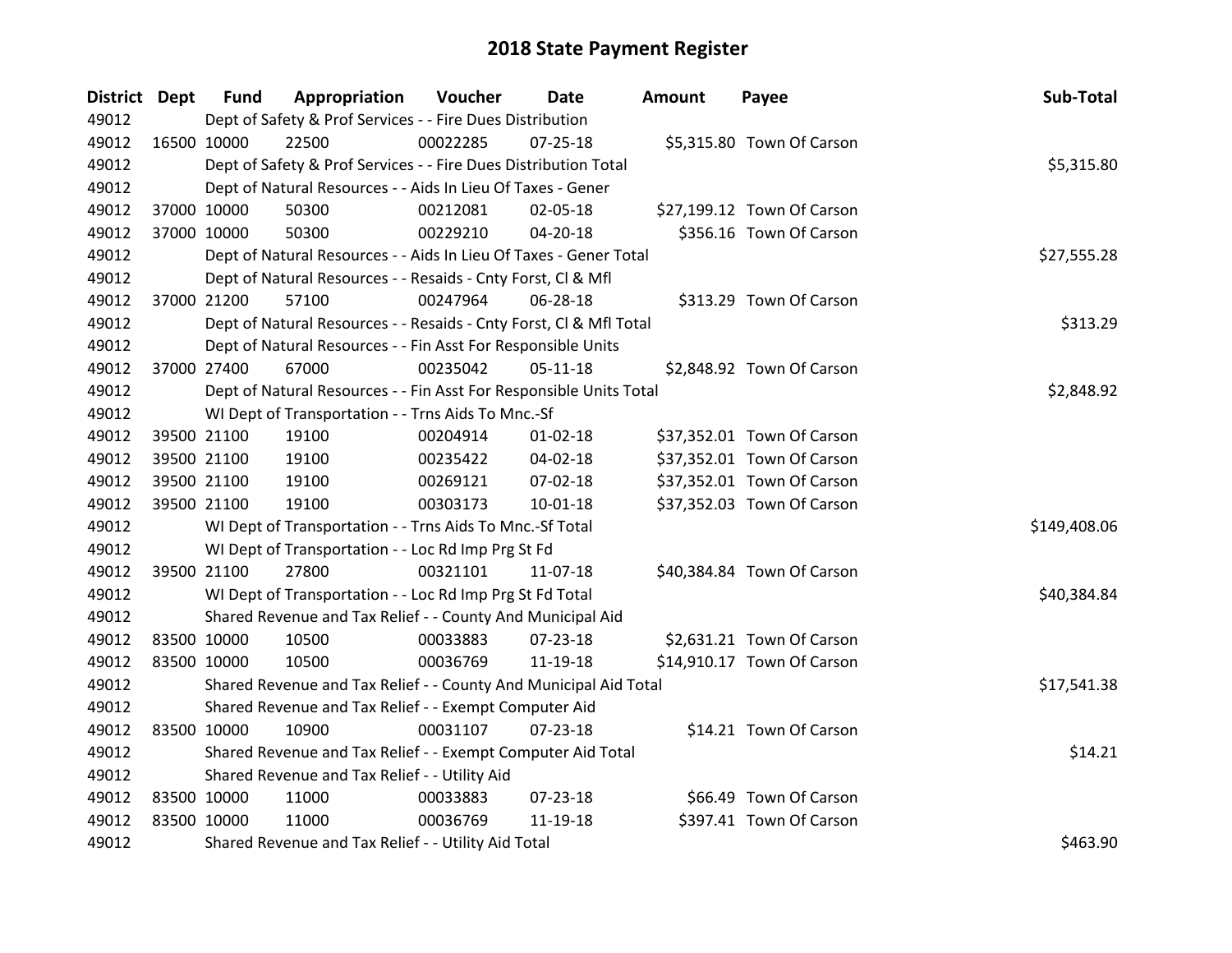# 2018 State Payment Register

| District | Dept | Fund | Appropriation | Voucher | Date | Amount | Payee | Sub-Total |
|---|---|---|---|---|---|---|---|---|
| 49012 | | Dept of Safety & Prof Services - - Fire Dues Distribution | | | | | | |
| 49012 | 16500 | 10000 | 22500 | 00022285 | 07-25-18 | $5,315.80 | Town Of Carson | |
| 49012 | | Dept of Safety & Prof Services - - Fire Dues Distribution Total | | | | | | $5,315.80 |
| 49012 | | Dept of Natural Resources - - Aids In Lieu Of Taxes - Gener | | | | | | |
| 49012 | 37000 | 10000 | 50300 | 00212081 | 02-05-18 | $27,199.12 | Town Of Carson | |
| 49012 | 37000 | 10000 | 50300 | 00229210 | 04-20-18 | $356.16 | Town Of Carson | |
| 49012 | | Dept of Natural Resources - - Aids In Lieu Of Taxes - Gener Total | | | | | | $27,555.28 |
| 49012 | | Dept of Natural Resources - - Resaids - Cnty Forst, Cl & Mfl | | | | | | |
| 49012 | 37000 | 21200 | 57100 | 00247964 | 06-28-18 | $313.29 | Town Of Carson | |
| 49012 | | Dept of Natural Resources - - Resaids - Cnty Forst, Cl & Mfl Total | | | | | | $313.29 |
| 49012 | | Dept of Natural Resources - - Fin Asst For Responsible Units | | | | | | |
| 49012 | 37000 | 27400 | 67000 | 00235042 | 05-11-18 | $2,848.92 | Town Of Carson | |
| 49012 | | Dept of Natural Resources - - Fin Asst For Responsible Units Total | | | | | | $2,848.92 |
| 49012 | | WI Dept of Transportation - - Trns Aids To Mnc.-Sf | | | | | | |
| 49012 | 39500 | 21100 | 19100 | 00204914 | 01-02-18 | $37,352.01 | Town Of Carson | |
| 49012 | 39500 | 21100 | 19100 | 00235422 | 04-02-18 | $37,352.01 | Town Of Carson | |
| 49012 | 39500 | 21100 | 19100 | 00269121 | 07-02-18 | $37,352.01 | Town Of Carson | |
| 49012 | 39500 | 21100 | 19100 | 00303173 | 10-01-18 | $37,352.03 | Town Of Carson | |
| 49012 | | WI Dept of Transportation - - Trns Aids To Mnc.-Sf Total | | | | | | $149,408.06 |
| 49012 | | WI Dept of Transportation - - Loc Rd Imp Prg St Fd | | | | | | |
| 49012 | 39500 | 21100 | 27800 | 00321101 | 11-07-18 | $40,384.84 | Town Of Carson | |
| 49012 | | WI Dept of Transportation - - Loc Rd Imp Prg St Fd Total | | | | | | $40,384.84 |
| 49012 | | Shared Revenue and Tax Relief - - County And Municipal Aid | | | | | | |
| 49012 | 83500 | 10000 | 10500 | 00033883 | 07-23-18 | $2,631.21 | Town Of Carson | |
| 49012 | 83500 | 10000 | 10500 | 00036769 | 11-19-18 | $14,910.17 | Town Of Carson | |
| 49012 | | Shared Revenue and Tax Relief - - County And Municipal Aid Total | | | | | | $17,541.38 |
| 49012 | | Shared Revenue and Tax Relief - - Exempt Computer Aid | | | | | | |
| 49012 | 83500 | 10000 | 10900 | 00031107 | 07-23-18 | $14.21 | Town Of Carson | |
| 49012 | | Shared Revenue and Tax Relief - - Exempt Computer Aid Total | | | | | | $14.21 |
| 49012 | | Shared Revenue and Tax Relief - - Utility Aid | | | | | | |
| 49012 | 83500 | 10000 | 11000 | 00033883 | 07-23-18 | $66.49 | Town Of Carson | |
| 49012 | 83500 | 10000 | 11000 | 00036769 | 11-19-18 | $397.41 | Town Of Carson | |
| 49012 | | Shared Revenue and Tax Relief - - Utility Aid Total | | | | | | $463.90 |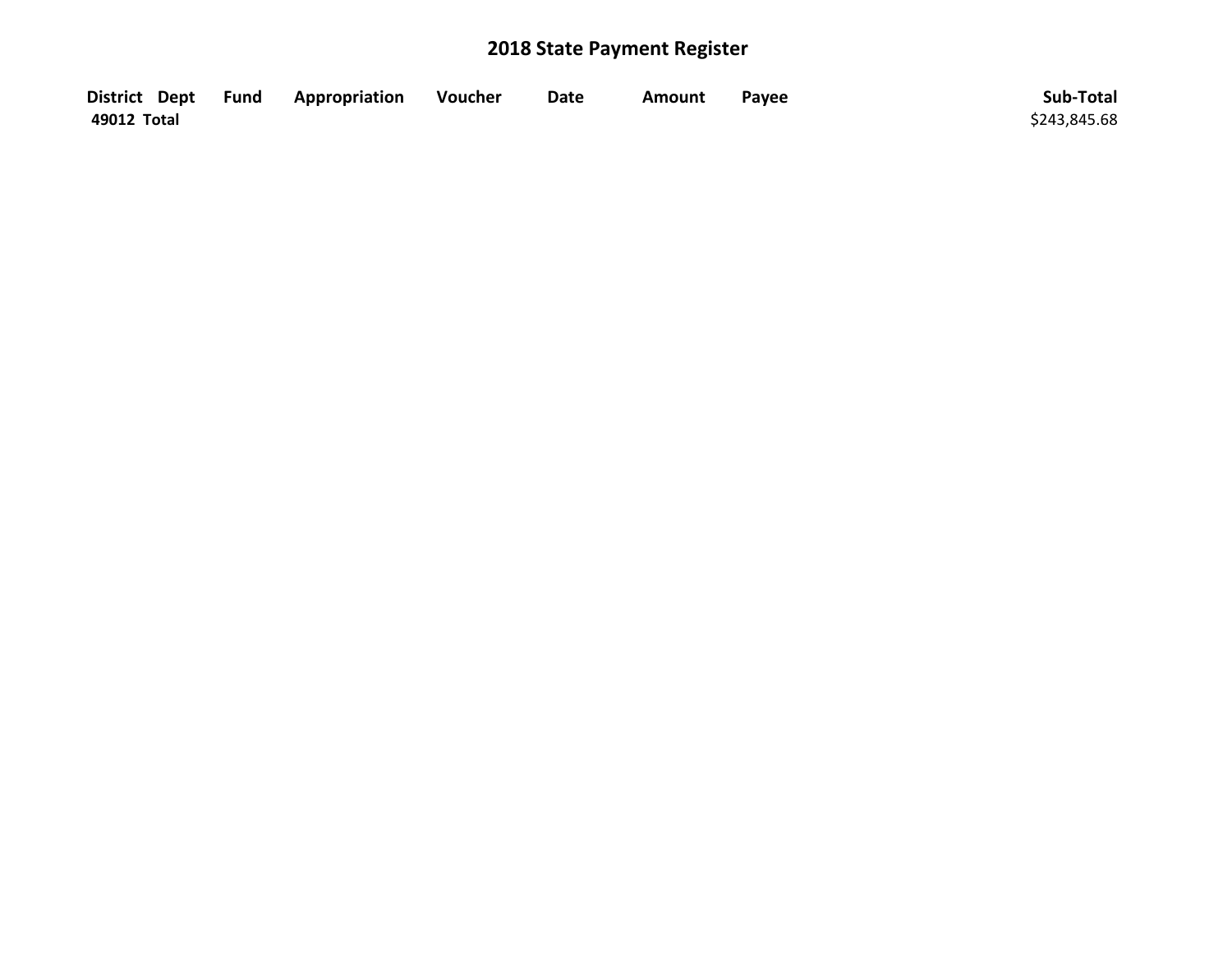# 2018 State Payment Register

| District | Dept | Fund | Appropriation | Voucher | Date | Amount | Payee | Sub-Total |
|---|---|---|---|---|---|---|---|---|
| 49012 Total | | | | | | | | $243,845.68 |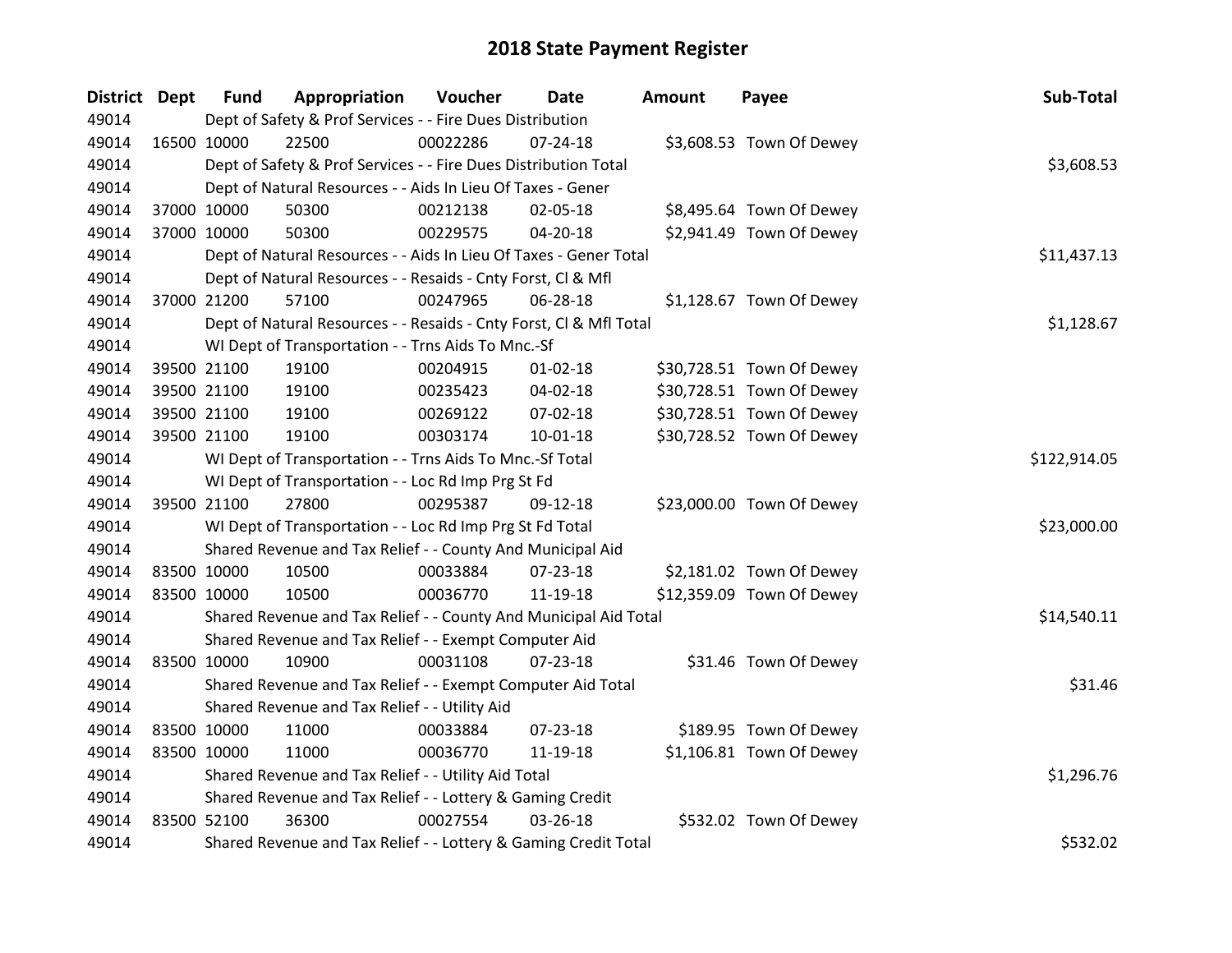# 2018 State Payment Register

| District | Dept | Fund | Appropriation | Voucher | Date | Amount | Payee | Sub-Total |
|---|---|---|---|---|---|---|---|---|
| 49014 | | Dept of Safety & Prof Services - - Fire Dues Distribution | | | | | | |
| 49014 | 16500 | 10000 | 22500 | 00022286 | 07-24-18 | $3,608.53 | Town Of Dewey | |
| 49014 | | Dept of Safety & Prof Services - - Fire Dues Distribution Total | | | | | | $3,608.53 |
| 49014 | | Dept of Natural Resources - - Aids In Lieu Of Taxes - Gener | | | | | | |
| 49014 | 37000 | 10000 | 50300 | 00212138 | 02-05-18 | $8,495.64 | Town Of Dewey | |
| 49014 | 37000 | 10000 | 50300 | 00229575 | 04-20-18 | $2,941.49 | Town Of Dewey | |
| 49014 | | Dept of Natural Resources - - Aids In Lieu Of Taxes - Gener Total | | | | | | $11,437.13 |
| 49014 | | Dept of Natural Resources - - Resaids - Cnty Forst, Cl & Mfl | | | | | | |
| 49014 | 37000 | 21200 | 57100 | 00247965 | 06-28-18 | $1,128.67 | Town Of Dewey | |
| 49014 | | Dept of Natural Resources - - Resaids - Cnty Forst, Cl & Mfl Total | | | | | | $1,128.67 |
| 49014 | | WI Dept of Transportation - - Trns Aids To Mnc.-Sf | | | | | | |
| 49014 | 39500 | 21100 | 19100 | 00204915 | 01-02-18 | $30,728.51 | Town Of Dewey | |
| 49014 | 39500 | 21100 | 19100 | 00235423 | 04-02-18 | $30,728.51 | Town Of Dewey | |
| 49014 | 39500 | 21100 | 19100 | 00269122 | 07-02-18 | $30,728.51 | Town Of Dewey | |
| 49014 | 39500 | 21100 | 19100 | 00303174 | 10-01-18 | $30,728.52 | Town Of Dewey | |
| 49014 | | WI Dept of Transportation - - Trns Aids To Mnc.-Sf Total | | | | | | $122,914.05 |
| 49014 | | WI Dept of Transportation - - Loc Rd Imp Prg St Fd | | | | | | |
| 49014 | 39500 | 21100 | 27800 | 00295387 | 09-12-18 | $23,000.00 | Town Of Dewey | |
| 49014 | | WI Dept of Transportation - - Loc Rd Imp Prg St Fd Total | | | | | | $23,000.00 |
| 49014 | | Shared Revenue and Tax Relief - - County And Municipal Aid | | | | | | |
| 49014 | 83500 | 10000 | 10500 | 00033884 | 07-23-18 | $2,181.02 | Town Of Dewey | |
| 49014 | 83500 | 10000 | 10500 | 00036770 | 11-19-18 | $12,359.09 | Town Of Dewey | |
| 49014 | | Shared Revenue and Tax Relief - - County And Municipal Aid Total | | | | | | $14,540.11 |
| 49014 | | Shared Revenue and Tax Relief - - Exempt Computer Aid | | | | | | |
| 49014 | 83500 | 10000 | 10900 | 00031108 | 07-23-18 | $31.46 | Town Of Dewey | |
| 49014 | | Shared Revenue and Tax Relief - - Exempt Computer Aid Total | | | | | | $31.46 |
| 49014 | | Shared Revenue and Tax Relief - - Utility Aid | | | | | | |
| 49014 | 83500 | 10000 | 11000 | 00033884 | 07-23-18 | $189.95 | Town Of Dewey | |
| 49014 | 83500 | 10000 | 11000 | 00036770 | 11-19-18 | $1,106.81 | Town Of Dewey | |
| 49014 | | Shared Revenue and Tax Relief - - Utility Aid Total | | | | | | $1,296.76 |
| 49014 | | Shared Revenue and Tax Relief - - Lottery & Gaming Credit | | | | | | |
| 49014 | 83500 | 52100 | 36300 | 00027554 | 03-26-18 | $532.02 | Town Of Dewey | |
| 49014 | | Shared Revenue and Tax Relief - - Lottery & Gaming Credit Total | | | | | | $532.02 |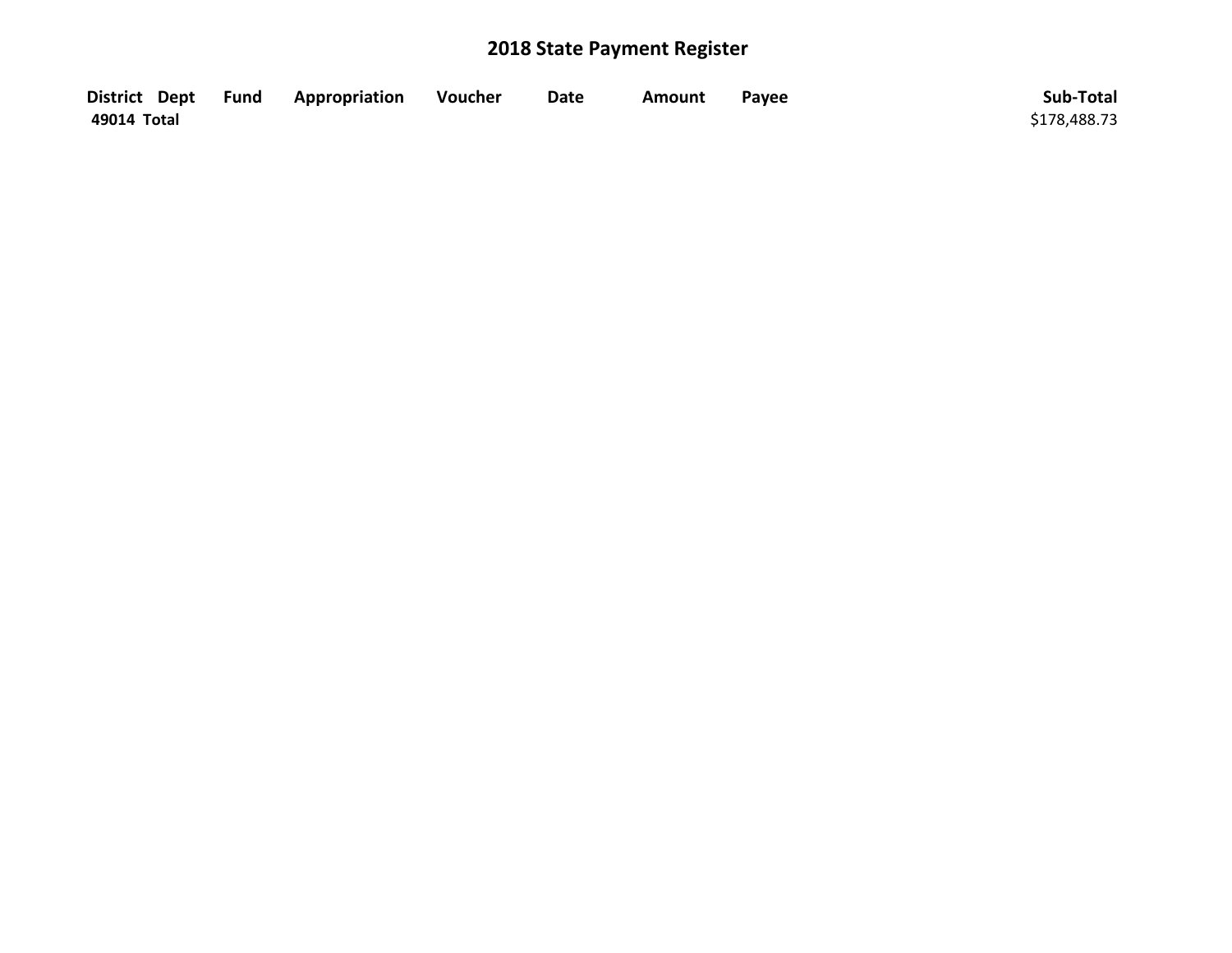# 2018 State Payment Register

| District | Dept | Fund | Appropriation | Voucher | Date | Amount | Payee | Sub-Total |
|---|---|---|---|---|---|---|---|---|
| **49014 Total** | | | | | | | | $178,488.73 |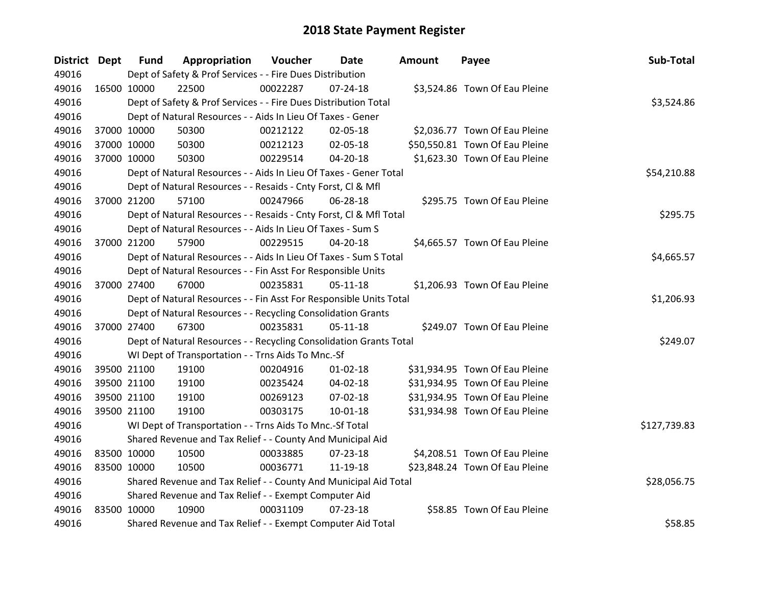# 2018 State Payment Register

| District | Dept | Fund | Appropriation | Voucher | Date | Amount | Payee | Sub-Total |
|---|---|---|---|---|---|---|---|---|
| 49016 | Dept of Safety & Prof Services - - Fire Dues Distribution | | | | | | | |
| 49016 | 16500 | 10000 | 22500 | 00022287 | 07-24-18 | $3,524.86 | Town Of Eau Pleine | |
| 49016 | Dept of Safety & Prof Services - - Fire Dues Distribution Total | | | | | | | $3,524.86 |
| 49016 | Dept of Natural Resources - - Aids In Lieu Of Taxes - Gener | | | | | | | |
| 49016 | 37000 | 10000 | 50300 | 00212122 | 02-05-18 | $2,036.77 | Town Of Eau Pleine | |
| 49016 | 37000 | 10000 | 50300 | 00212123 | 02-05-18 | $50,550.81 | Town Of Eau Pleine | |
| 49016 | 37000 | 10000 | 50300 | 00229514 | 04-20-18 | $1,623.30 | Town Of Eau Pleine | |
| 49016 | Dept of Natural Resources - - Aids In Lieu Of Taxes - Gener Total | | | | | | | $54,210.88 |
| 49016 | Dept of Natural Resources - - Resaids - Cnty Forst, Cl & Mfl | | | | | | | |
| 49016 | 37000 | 21200 | 57100 | 00247966 | 06-28-18 | $295.75 | Town Of Eau Pleine | |
| 49016 | Dept of Natural Resources - - Resaids - Cnty Forst, Cl & Mfl Total | | | | | | | $295.75 |
| 49016 | Dept of Natural Resources - - Aids In Lieu Of Taxes - Sum S | | | | | | | |
| 49016 | 37000 | 21200 | 57900 | 00229515 | 04-20-18 | $4,665.57 | Town Of Eau Pleine | |
| 49016 | Dept of Natural Resources - - Aids In Lieu Of Taxes - Sum S Total | | | | | | | $4,665.57 |
| 49016 | Dept of Natural Resources - - Fin Asst For Responsible Units | | | | | | | |
| 49016 | 37000 | 27400 | 67000 | 00235831 | 05-11-18 | $1,206.93 | Town Of Eau Pleine | |
| 49016 | Dept of Natural Resources - - Fin Asst For Responsible Units Total | | | | | | | $1,206.93 |
| 49016 | Dept of Natural Resources - - Recycling Consolidation Grants | | | | | | | |
| 49016 | 37000 | 27400 | 67300 | 00235831 | 05-11-18 | $249.07 | Town Of Eau Pleine | |
| 49016 | Dept of Natural Resources - - Recycling Consolidation Grants Total | | | | | | | $249.07 |
| 49016 | WI Dept of Transportation - - Trns Aids To Mnc.-Sf | | | | | | | |
| 49016 | 39500 | 21100 | 19100 | 00204916 | 01-02-18 | $31,934.95 | Town Of Eau Pleine | |
| 49016 | 39500 | 21100 | 19100 | 00235424 | 04-02-18 | $31,934.95 | Town Of Eau Pleine | |
| 49016 | 39500 | 21100 | 19100 | 00269123 | 07-02-18 | $31,934.95 | Town Of Eau Pleine | |
| 49016 | 39500 | 21100 | 19100 | 00303175 | 10-01-18 | $31,934.98 | Town Of Eau Pleine | |
| 49016 | WI Dept of Transportation - - Trns Aids To Mnc.-Sf Total | | | | | | | $127,739.83 |
| 49016 | Shared Revenue and Tax Relief - - County And Municipal Aid | | | | | | | |
| 49016 | 83500 | 10000 | 10500 | 00033885 | 07-23-18 | $4,208.51 | Town Of Eau Pleine | |
| 49016 | 83500 | 10000 | 10500 | 00036771 | 11-19-18 | $23,848.24 | Town Of Eau Pleine | |
| 49016 | Shared Revenue and Tax Relief - - County And Municipal Aid Total | | | | | | | $28,056.75 |
| 49016 | Shared Revenue and Tax Relief - - Exempt Computer Aid | | | | | | | |
| 49016 | 83500 | 10000 | 10900 | 00031109 | 07-23-18 | $58.85 | Town Of Eau Pleine | |
| 49016 | Shared Revenue and Tax Relief - - Exempt Computer Aid Total | | | | | | | $58.85 |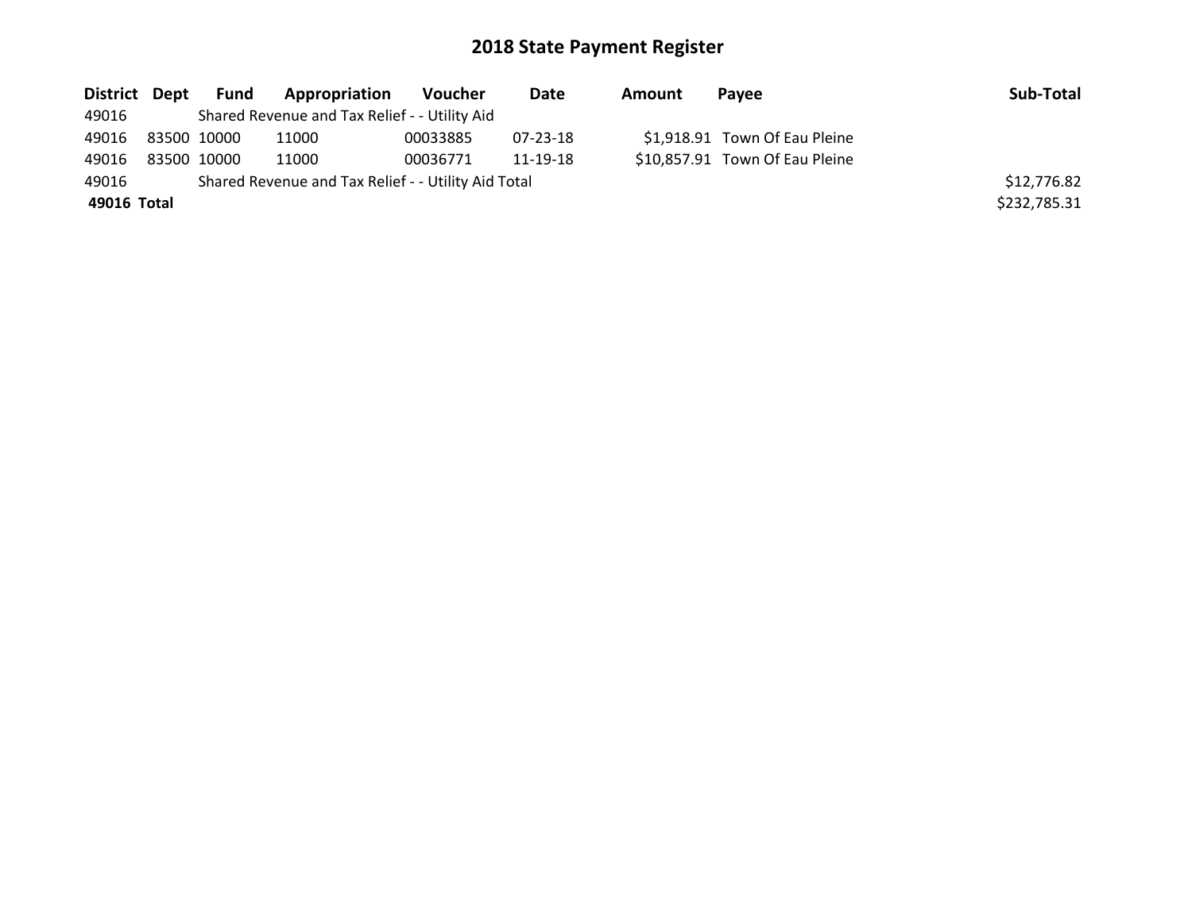# 2018 State Payment Register

| District | Dept | Fund | Appropriation | Voucher | Date | Amount | Payee | Sub-Total |
|---|---|---|---|---|---|---|---|---|
| 49016 | | Shared Revenue and Tax Relief - - Utility Aid | | | | | | |
| 49016 | 83500 | 10000 | 11000 | 00033885 | 07-23-18 | $1,918.91 | Town Of Eau Pleine | |
| 49016 | 83500 | 10000 | 11000 | 00036771 | 11-19-18 | $10,857.91 | Town Of Eau Pleine | |
| 49016 | | Shared Revenue and Tax Relief - - Utility Aid Total | | | | | | $12,776.82 |
| **49016 Total** | | | | | | | | $232,785.31 |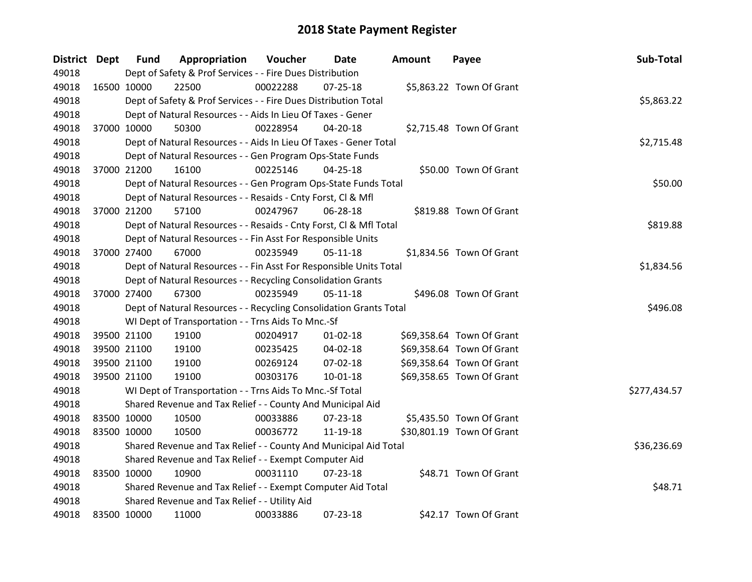# 2018 State Payment Register

| District | Dept | Fund | Appropriation | Voucher | Date | Amount | Payee | Sub-Total |
|---|---|---|---|---|---|---|---|---|
| 49018 | | Dept of Safety & Prof Services - - Fire Dues Distribution | | | | | | |
| 49018 | 16500 | 10000 | 22500 | 00022288 | 07-25-18 | $5,863.22 | Town Of Grant | |
| 49018 | | Dept of Safety & Prof Services - - Fire Dues Distribution Total | | | | | | $5,863.22 |
| 49018 | | Dept of Natural Resources - - Aids In Lieu Of Taxes - Gener | | | | | | |
| 49018 | 37000 | 10000 | 50300 | 00228954 | 04-20-18 | $2,715.48 | Town Of Grant | |
| 49018 | | Dept of Natural Resources - - Aids In Lieu Of Taxes - Gener Total | | | | | | $2,715.48 |
| 49018 | | Dept of Natural Resources - - Gen Program Ops-State Funds | | | | | | |
| 49018 | 37000 | 21200 | 16100 | 00225146 | 04-25-18 | $50.00 | Town Of Grant | |
| 49018 | | Dept of Natural Resources - - Gen Program Ops-State Funds Total | | | | | | $50.00 |
| 49018 | | Dept of Natural Resources - - Resaids - Cnty Forst, Cl & Mfl | | | | | | |
| 49018 | 37000 | 21200 | 57100 | 00247967 | 06-28-18 | $819.88 | Town Of Grant | |
| 49018 | | Dept of Natural Resources - - Resaids - Cnty Forst, Cl & Mfl Total | | | | | | $819.88 |
| 49018 | | Dept of Natural Resources - - Fin Asst For Responsible Units | | | | | | |
| 49018 | 37000 | 27400 | 67000 | 00235949 | 05-11-18 | $1,834.56 | Town Of Grant | |
| 49018 | | Dept of Natural Resources - - Fin Asst For Responsible Units Total | | | | | | $1,834.56 |
| 49018 | | Dept of Natural Resources - - Recycling Consolidation Grants | | | | | | |
| 49018 | 37000 | 27400 | 67300 | 00235949 | 05-11-18 | $496.08 | Town Of Grant | |
| 49018 | | Dept of Natural Resources - - Recycling Consolidation Grants Total | | | | | | $496.08 |
| 49018 | | WI Dept of Transportation - - Trns Aids To Mnc.-Sf | | | | | | |
| 49018 | 39500 | 21100 | 19100 | 00204917 | 01-02-18 | $69,358.64 | Town Of Grant | |
| 49018 | 39500 | 21100 | 19100 | 00235425 | 04-02-18 | $69,358.64 | Town Of Grant | |
| 49018 | 39500 | 21100 | 19100 | 00269124 | 07-02-18 | $69,358.64 | Town Of Grant | |
| 49018 | 39500 | 21100 | 19100 | 00303176 | 10-01-18 | $69,358.65 | Town Of Grant | |
| 49018 | | WI Dept of Transportation - - Trns Aids To Mnc.-Sf Total | | | | | | $277,434.57 |
| 49018 | | Shared Revenue and Tax Relief - - County And Municipal Aid | | | | | | |
| 49018 | 83500 | 10000 | 10500 | 00033886 | 07-23-18 | $5,435.50 | Town Of Grant | |
| 49018 | 83500 | 10000 | 10500 | 00036772 | 11-19-18 | $30,801.19 | Town Of Grant | |
| 49018 | | Shared Revenue and Tax Relief - - County And Municipal Aid Total | | | | | | $36,236.69 |
| 49018 | | Shared Revenue and Tax Relief - - Exempt Computer Aid | | | | | | |
| 49018 | 83500 | 10000 | 10900 | 00031110 | 07-23-18 | $48.71 | Town Of Grant | |
| 49018 | | Shared Revenue and Tax Relief - - Exempt Computer Aid Total | | | | | | $48.71 |
| 49018 | | Shared Revenue and Tax Relief - - Utility Aid | | | | | | |
| 49018 | 83500 | 10000 | 11000 | 00033886 | 07-23-18 | $42.17 | Town Of Grant | |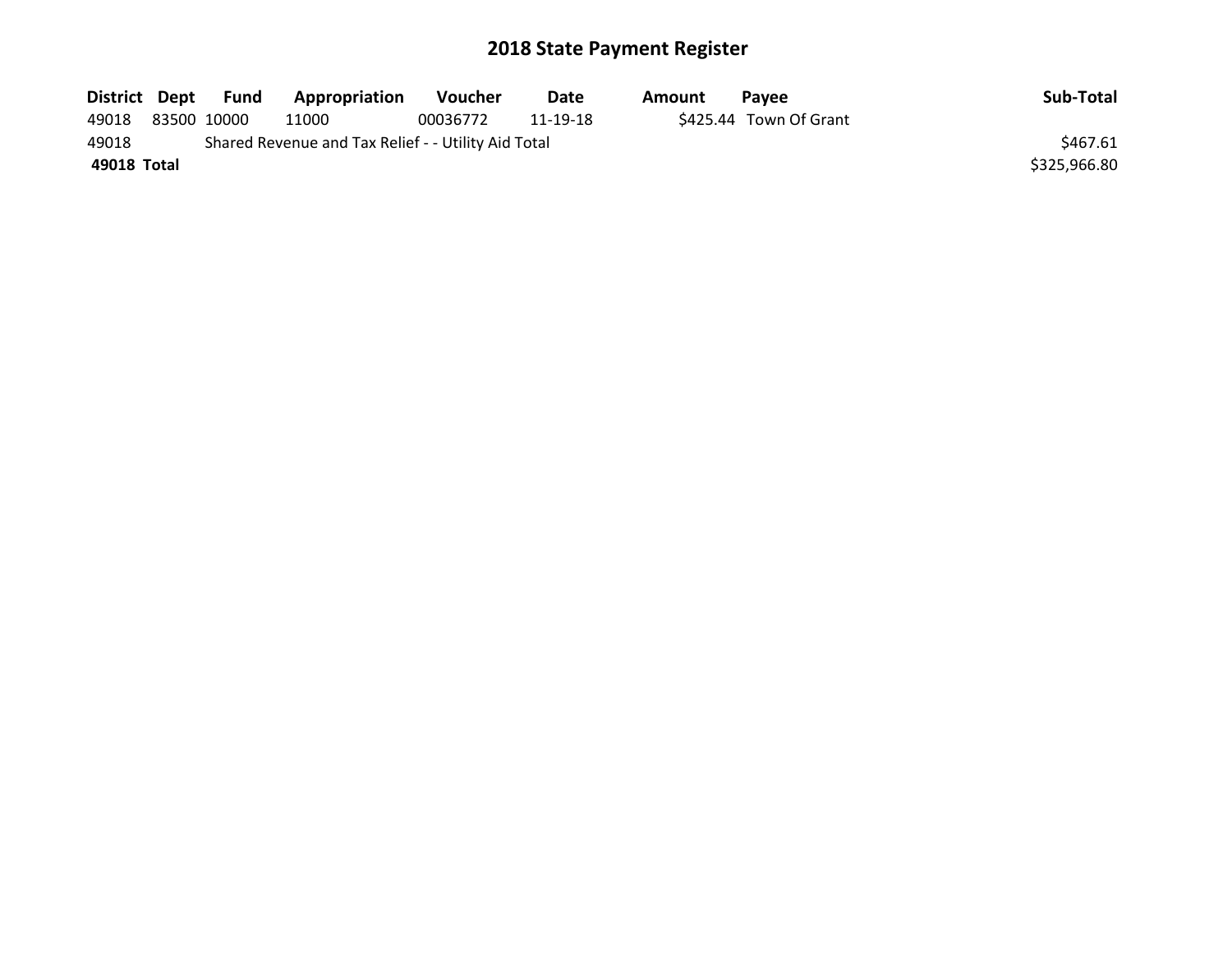# 2018 State Payment Register

| District | Dept | Fund | Appropriation | Voucher | Date | Amount | Payee | Sub-Total |
|---|---|---|---|---|---|---|---|---|
| 49018 | 83500 | 10000 | 11000 | 00036772 | 11-19-18 | $425.44 | Town Of Grant | |
| 49018 | | Shared Revenue and Tax Relief - - Utility Aid Total | | | | | | $467.61 |
| **49018 Total** | | | | | | | | $325,966.80 |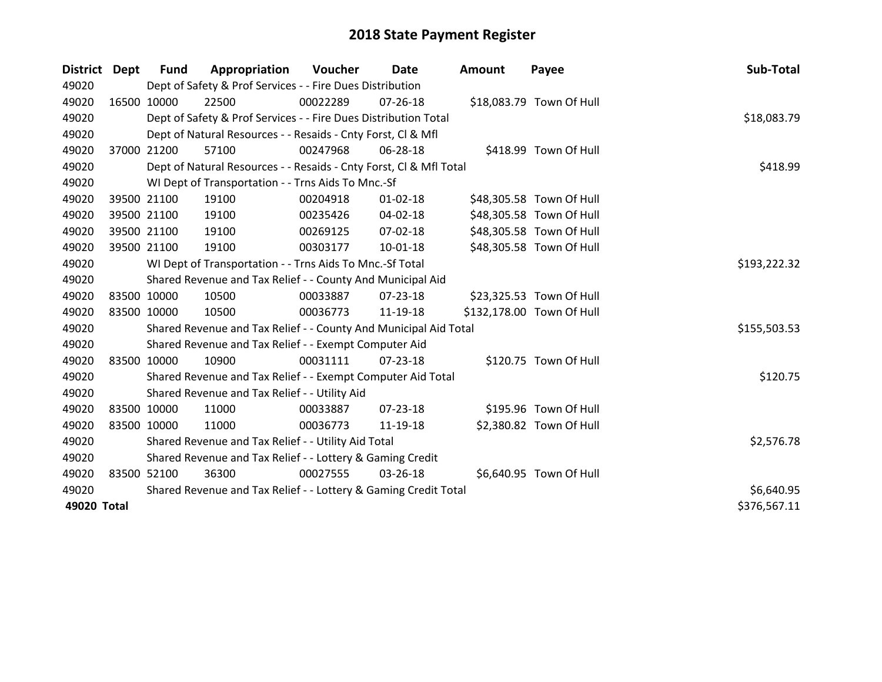# 2018 State Payment Register

| District | Dept | Fund | Appropriation | Voucher | Date | Amount | Payee | Sub-Total |
|---|---|---|---|---|---|---|---|---|
| 49020 | | Dept of Safety & Prof Services - - Fire Dues Distribution | | | | | | |
| 49020 | 16500 | 10000 | 22500 | 00022289 | 07-26-18 | $18,083.79 | Town Of Hull | |
| 49020 | | Dept of Safety & Prof Services - - Fire Dues Distribution Total | | | | | | $18,083.79 |
| 49020 | | Dept of Natural Resources - - Resaids - Cnty Forst, Cl & Mfl | | | | | | |
| 49020 | 37000 | 21200 | 57100 | 00247968 | 06-28-18 | $418.99 | Town Of Hull | |
| 49020 | | Dept of Natural Resources - - Resaids - Cnty Forst, Cl & Mfl Total | | | | | | $418.99 |
| 49020 | | WI Dept of Transportation - - Trns Aids To Mnc.-Sf | | | | | | |
| 49020 | 39500 | 21100 | 19100 | 00204918 | 01-02-18 | $48,305.58 | Town Of Hull | |
| 49020 | 39500 | 21100 | 19100 | 00235426 | 04-02-18 | $48,305.58 | Town Of Hull | |
| 49020 | 39500 | 21100 | 19100 | 00269125 | 07-02-18 | $48,305.58 | Town Of Hull | |
| 49020 | 39500 | 21100 | 19100 | 00303177 | 10-01-18 | $48,305.58 | Town Of Hull | |
| 49020 | | WI Dept of Transportation - - Trns Aids To Mnc.-Sf Total | | | | | | $193,222.32 |
| 49020 | | Shared Revenue and Tax Relief - - County And Municipal Aid | | | | | | |
| 49020 | 83500 | 10000 | 10500 | 00033887 | 07-23-18 | $23,325.53 | Town Of Hull | |
| 49020 | 83500 | 10000 | 10500 | 00036773 | 11-19-18 | $132,178.00 | Town Of Hull | |
| 49020 | | Shared Revenue and Tax Relief - - County And Municipal Aid Total | | | | | | $155,503.53 |
| 49020 | | Shared Revenue and Tax Relief - - Exempt Computer Aid | | | | | | |
| 49020 | 83500 | 10000 | 10900 | 00031111 | 07-23-18 | $120.75 | Town Of Hull | |
| 49020 | | Shared Revenue and Tax Relief - - Exempt Computer Aid Total | | | | | | $120.75 |
| 49020 | | Shared Revenue and Tax Relief - - Utility Aid | | | | | | |
| 49020 | 83500 | 10000 | 11000 | 00033887 | 07-23-18 | $195.96 | Town Of Hull | |
| 49020 | 83500 | 10000 | 11000 | 00036773 | 11-19-18 | $2,380.82 | Town Of Hull | |
| 49020 | | Shared Revenue and Tax Relief - - Utility Aid Total | | | | | | $2,576.78 |
| 49020 | | Shared Revenue and Tax Relief - - Lottery & Gaming Credit | | | | | | |
| 49020 | 83500 | 52100 | 36300 | 00027555 | 03-26-18 | $6,640.95 | Town Of Hull | |
| 49020 | | Shared Revenue and Tax Relief - - Lottery & Gaming Credit Total | | | | | | $6,640.95 |
| **49020 Total** | | | | | | | | $376,567.11 |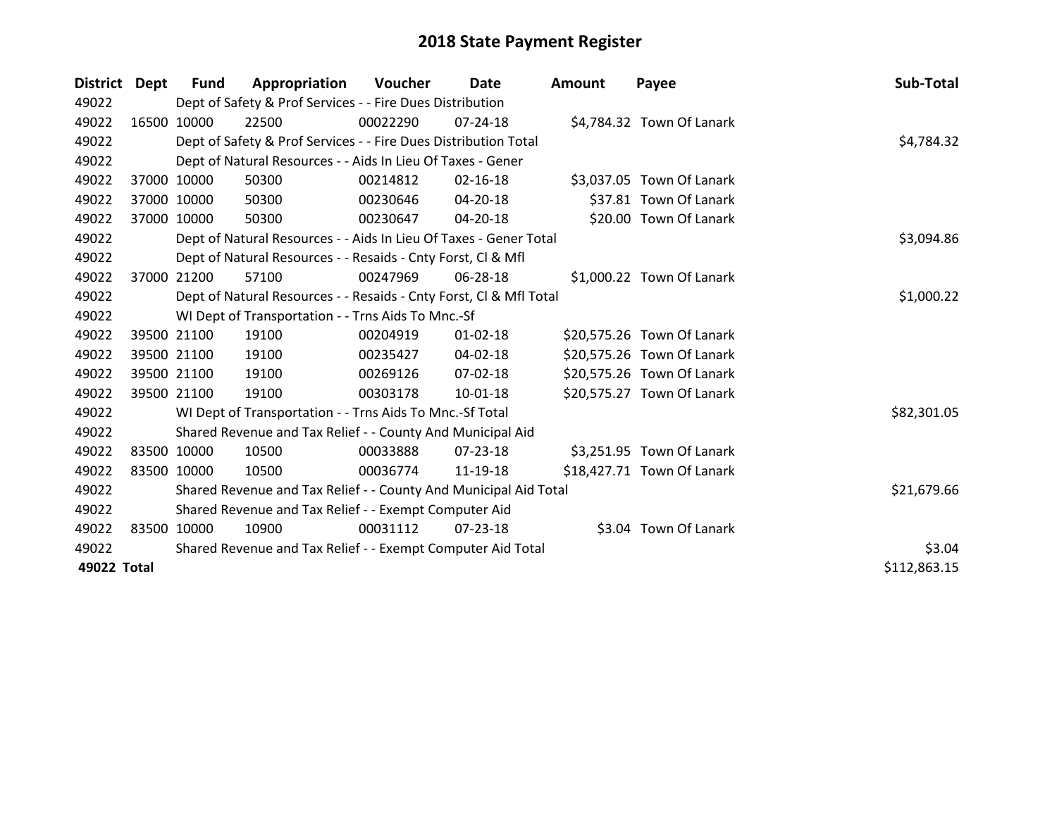# 2018 State Payment Register

| District | Dept | Fund | Appropriation | Voucher | Date | Amount | Payee | Sub-Total |
|---|---|---|---|---|---|---|---|---|
| 49022 | | Dept of Safety & Prof Services - - Fire Dues Distribution | | | | | | |
| 49022 | 16500 | 10000 | 22500 | 00022290 | 07-24-18 | $4,784.32 | Town Of Lanark | |
| 49022 | | Dept of Safety & Prof Services - - Fire Dues Distribution Total | | | | | | $4,784.32 |
| 49022 | | Dept of Natural Resources - - Aids In Lieu Of Taxes - Gener | | | | | | |
| 49022 | 37000 | 10000 | 50300 | 00214812 | 02-16-18 | $3,037.05 | Town Of Lanark | |
| 49022 | 37000 | 10000 | 50300 | 00230646 | 04-20-18 | $37.81 | Town Of Lanark | |
| 49022 | 37000 | 10000 | 50300 | 00230647 | 04-20-18 | $20.00 | Town Of Lanark | |
| 49022 | | Dept of Natural Resources - - Aids In Lieu Of Taxes - Gener Total | | | | | | $3,094.86 |
| 49022 | | Dept of Natural Resources - - Resaids - Cnty Forst, Cl & Mfl | | | | | | |
| 49022 | 37000 | 21200 | 57100 | 00247969 | 06-28-18 | $1,000.22 | Town Of Lanark | |
| 49022 | | Dept of Natural Resources - - Resaids - Cnty Forst, Cl & Mfl Total | | | | | | $1,000.22 |
| 49022 | | WI Dept of Transportation - - Trns Aids To Mnc.-Sf | | | | | | |
| 49022 | 39500 | 21100 | 19100 | 00204919 | 01-02-18 | $20,575.26 | Town Of Lanark | |
| 49022 | 39500 | 21100 | 19100 | 00235427 | 04-02-18 | $20,575.26 | Town Of Lanark | |
| 49022 | 39500 | 21100 | 19100 | 00269126 | 07-02-18 | $20,575.26 | Town Of Lanark | |
| 49022 | 39500 | 21100 | 19100 | 00303178 | 10-01-18 | $20,575.27 | Town Of Lanark | |
| 49022 | | WI Dept of Transportation - - Trns Aids To Mnc.-Sf Total | | | | | | $82,301.05 |
| 49022 | | Shared Revenue and Tax Relief - - County And Municipal Aid | | | | | | |
| 49022 | 83500 | 10000 | 10500 | 00033888 | 07-23-18 | $3,251.95 | Town Of Lanark | |
| 49022 | 83500 | 10000 | 10500 | 00036774 | 11-19-18 | $18,427.71 | Town Of Lanark | |
| 49022 | | Shared Revenue and Tax Relief - - County And Municipal Aid Total | | | | | | $21,679.66 |
| 49022 | | Shared Revenue and Tax Relief - - Exempt Computer Aid | | | | | | |
| 49022 | 83500 | 10000 | 10900 | 00031112 | 07-23-18 | $3.04 | Town Of Lanark | |
| 49022 | | Shared Revenue and Tax Relief - - Exempt Computer Aid Total | | | | | | $3.04 |
| **49022 Total** | | | | | | | | $112,863.15 |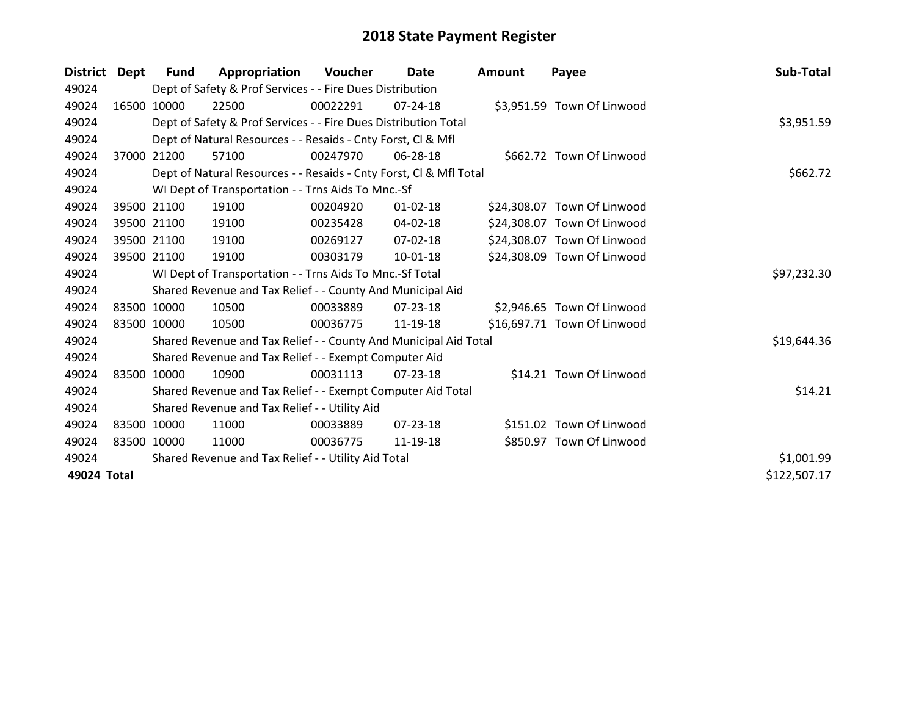# 2018 State Payment Register

| District | Dept | Fund | Appropriation | Voucher | Date | Amount | Payee | Sub-Total |
|---|---|---|---|---|---|---|---|---|
| 49024 | | Dept of Safety & Prof Services - - Fire Dues Distribution | | | | | | |
| 49024 | 16500 | 10000 | 22500 | 00022291 | 07-24-18 | $3,951.59 | Town Of Linwood | |
| 49024 | | Dept of Safety & Prof Services - - Fire Dues Distribution Total | | | | | | $3,951.59 |
| 49024 | | Dept of Natural Resources - - Resaids - Cnty Forst, Cl & Mfl | | | | | | |
| 49024 | 37000 | 21200 | 57100 | 00247970 | 06-28-18 | $662.72 | Town Of Linwood | |
| 49024 | | Dept of Natural Resources - - Resaids - Cnty Forst, Cl & Mfl Total | | | | | | $662.72 |
| 49024 | | WI Dept of Transportation - - Trns Aids To Mnc.-Sf | | | | | | |
| 49024 | 39500 | 21100 | 19100 | 00204920 | 01-02-18 | $24,308.07 | Town Of Linwood | |
| 49024 | 39500 | 21100 | 19100 | 00235428 | 04-02-18 | $24,308.07 | Town Of Linwood | |
| 49024 | 39500 | 21100 | 19100 | 00269127 | 07-02-18 | $24,308.07 | Town Of Linwood | |
| 49024 | 39500 | 21100 | 19100 | 00303179 | 10-01-18 | $24,308.09 | Town Of Linwood | |
| 49024 | | WI Dept of Transportation - - Trns Aids To Mnc.-Sf Total | | | | | | $97,232.30 |
| 49024 | | Shared Revenue and Tax Relief - - County And Municipal Aid | | | | | | |
| 49024 | 83500 | 10000 | 10500 | 00033889 | 07-23-18 | $2,946.65 | Town Of Linwood | |
| 49024 | 83500 | 10000 | 10500 | 00036775 | 11-19-18 | $16,697.71 | Town Of Linwood | |
| 49024 | | Shared Revenue and Tax Relief - - County And Municipal Aid Total | | | | | | $19,644.36 |
| 49024 | | Shared Revenue and Tax Relief - - Exempt Computer Aid | | | | | | |
| 49024 | 83500 | 10000 | 10900 | 00031113 | 07-23-18 | $14.21 | Town Of Linwood | |
| 49024 | | Shared Revenue and Tax Relief - - Exempt Computer Aid Total | | | | | | $14.21 |
| 49024 | | Shared Revenue and Tax Relief - - Utility Aid | | | | | | |
| 49024 | 83500 | 10000 | 11000 | 00033889 | 07-23-18 | $151.02 | Town Of Linwood | |
| 49024 | 83500 | 10000 | 11000 | 00036775 | 11-19-18 | $850.97 | Town Of Linwood | |
| 49024 | | Shared Revenue and Tax Relief - - Utility Aid Total | | | | | | $1,001.99 |
| **49024 Total** | | | | | | | | $122,507.17 |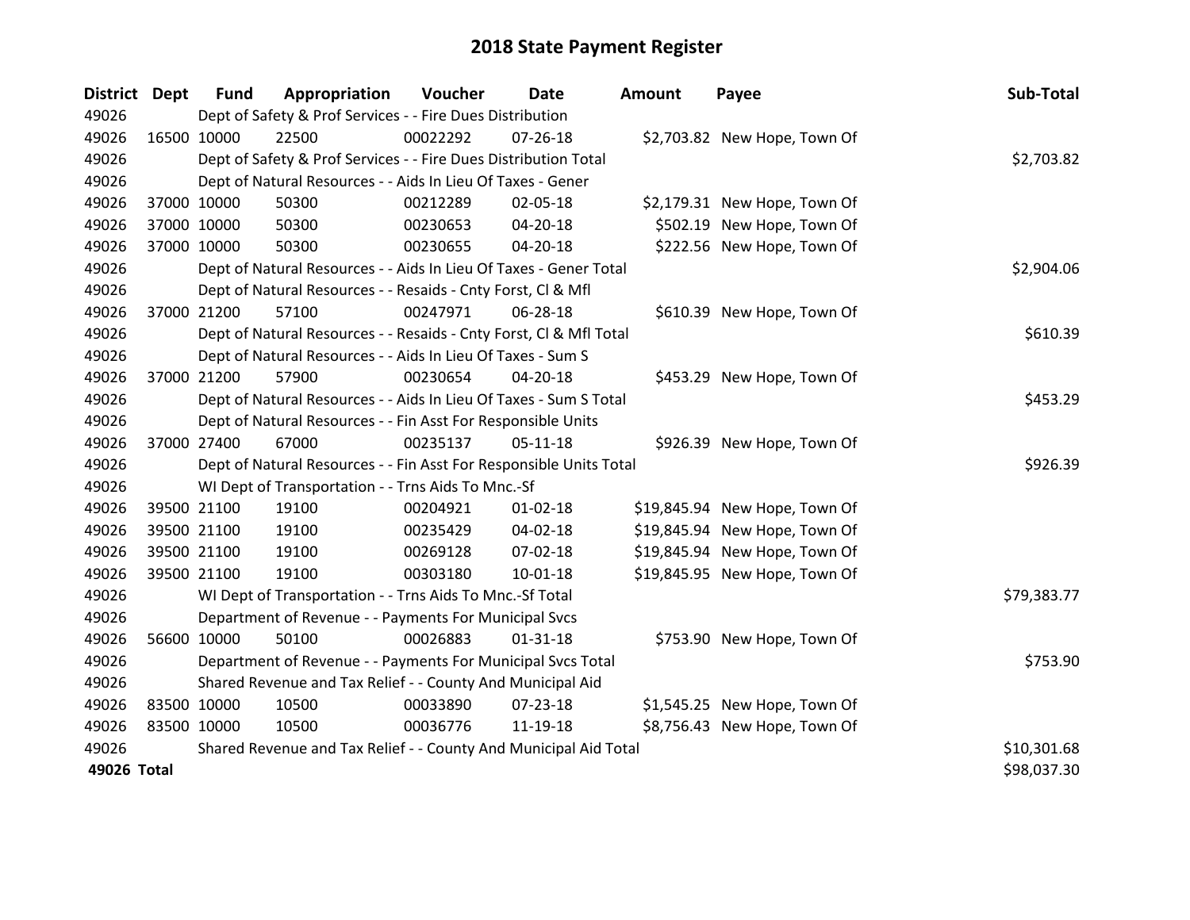# 2018 State Payment Register

| District | Dept | Fund | Appropriation | Voucher | Date | Amount | Payee | Sub-Total |
|---|---|---|---|---|---|---|---|---|
| 49026 | Dept of Safety & Prof Services - - Fire Dues Distribution | | | | | | | |
| 49026 | 16500 | 10000 | 22500 | 00022292 | 07-26-18 | $2,703.82 | New Hope, Town Of | |
| 49026 | Dept of Safety & Prof Services - - Fire Dues Distribution Total | | | | | | | $2,703.82 |
| 49026 | Dept of Natural Resources - - Aids In Lieu Of Taxes - Gener | | | | | | | |
| 49026 | 37000 | 10000 | 50300 | 00212289 | 02-05-18 | $2,179.31 | New Hope, Town Of | |
| 49026 | 37000 | 10000 | 50300 | 00230653 | 04-20-18 | $502.19 | New Hope, Town Of | |
| 49026 | 37000 | 10000 | 50300 | 00230655 | 04-20-18 | $222.56 | New Hope, Town Of | |
| 49026 | Dept of Natural Resources - - Aids In Lieu Of Taxes - Gener Total | | | | | | | $2,904.06 |
| 49026 | Dept of Natural Resources - - Resaids - Cnty Forst, Cl & Mfl | | | | | | | |
| 49026 | 37000 | 21200 | 57100 | 00247971 | 06-28-18 | $610.39 | New Hope, Town Of | |
| 49026 | Dept of Natural Resources - - Resaids - Cnty Forst, Cl & Mfl Total | | | | | | | $610.39 |
| 49026 | Dept of Natural Resources - - Aids In Lieu Of Taxes - Sum S | | | | | | | |
| 49026 | 37000 | 21200 | 57900 | 00230654 | 04-20-18 | $453.29 | New Hope, Town Of | |
| 49026 | Dept of Natural Resources - - Aids In Lieu Of Taxes - Sum S Total | | | | | | | $453.29 |
| 49026 | Dept of Natural Resources - - Fin Asst For Responsible Units | | | | | | | |
| 49026 | 37000 | 27400 | 67000 | 00235137 | 05-11-18 | $926.39 | New Hope, Town Of | |
| 49026 | Dept of Natural Resources - - Fin Asst For Responsible Units Total | | | | | | | $926.39 |
| 49026 | WI Dept of Transportation - - Trns Aids To Mnc.-Sf | | | | | | | |
| 49026 | 39500 | 21100 | 19100 | 00204921 | 01-02-18 | $19,845.94 | New Hope, Town Of | |
| 49026 | 39500 | 21100 | 19100 | 00235429 | 04-02-18 | $19,845.94 | New Hope, Town Of | |
| 49026 | 39500 | 21100 | 19100 | 00269128 | 07-02-18 | $19,845.94 | New Hope, Town Of | |
| 49026 | 39500 | 21100 | 19100 | 00303180 | 10-01-18 | $19,845.95 | New Hope, Town Of | |
| 49026 | WI Dept of Transportation - - Trns Aids To Mnc.-Sf Total | | | | | | | $79,383.77 |
| 49026 | Department of Revenue - - Payments For Municipal Svcs | | | | | | | |
| 49026 | 56600 | 10000 | 50100 | 00026883 | 01-31-18 | $753.90 | New Hope, Town Of | |
| 49026 | Department of Revenue - - Payments For Municipal Svcs Total | | | | | | | $753.90 |
| 49026 | Shared Revenue and Tax Relief - - County And Municipal Aid | | | | | | | |
| 49026 | 83500 | 10000 | 10500 | 00033890 | 07-23-18 | $1,545.25 | New Hope, Town Of | |
| 49026 | 83500 | 10000 | 10500 | 00036776 | 11-19-18 | $8,756.43 | New Hope, Town Of | |
| 49026 | Shared Revenue and Tax Relief - - County And Municipal Aid Total | | | | | | | $10,301.68 |
| **49026 Total** | | | | | | | | $98,037.30 |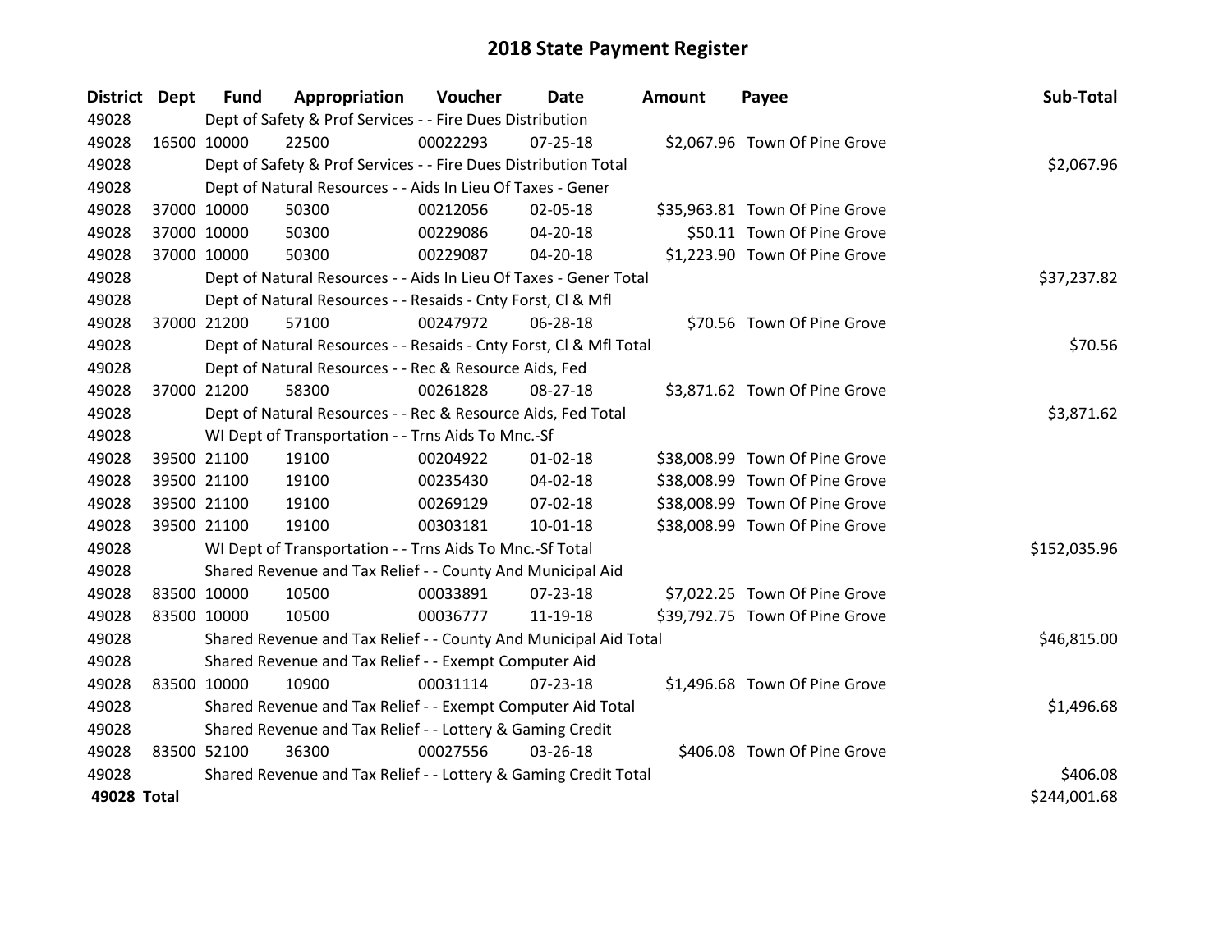# 2018 State Payment Register

| District | Dept | Fund | Appropriation | Voucher | Date | Amount | Payee | Sub-Total |
|---|---|---|---|---|---|---|---|---|
| 49028 | | Dept of Safety & Prof Services - - Fire Dues Distribution | | | | | | |
| 49028 | 16500 | 10000 | 22500 | 00022293 | 07-25-18 | $2,067.96 | Town Of Pine Grove | |
| 49028 | | Dept of Safety & Prof Services - - Fire Dues Distribution Total | | | | | | $2,067.96 |
| 49028 | | Dept of Natural Resources - - Aids In Lieu Of Taxes - Gener | | | | | | |
| 49028 | 37000 | 10000 | 50300 | 00212056 | 02-05-18 | $35,963.81 | Town Of Pine Grove | |
| 49028 | 37000 | 10000 | 50300 | 00229086 | 04-20-18 | $50.11 | Town Of Pine Grove | |
| 49028 | 37000 | 10000 | 50300 | 00229087 | 04-20-18 | $1,223.90 | Town Of Pine Grove | |
| 49028 | | Dept of Natural Resources - - Aids In Lieu Of Taxes - Gener Total | | | | | | $37,237.82 |
| 49028 | | Dept of Natural Resources - - Resaids - Cnty Forst, Cl & Mfl | | | | | | |
| 49028 | 37000 | 21200 | 57100 | 00247972 | 06-28-18 | $70.56 | Town Of Pine Grove | |
| 49028 | | Dept of Natural Resources - - Resaids - Cnty Forst, Cl & Mfl Total | | | | | | $70.56 |
| 49028 | | Dept of Natural Resources - - Rec & Resource Aids, Fed | | | | | | |
| 49028 | 37000 | 21200 | 58300 | 00261828 | 08-27-18 | $3,871.62 | Town Of Pine Grove | |
| 49028 | | Dept of Natural Resources - - Rec & Resource Aids, Fed Total | | | | | | $3,871.62 |
| 49028 | | WI Dept of Transportation - - Trns Aids To Mnc.-Sf | | | | | | |
| 49028 | 39500 | 21100 | 19100 | 00204922 | 01-02-18 | $38,008.99 | Town Of Pine Grove | |
| 49028 | 39500 | 21100 | 19100 | 00235430 | 04-02-18 | $38,008.99 | Town Of Pine Grove | |
| 49028 | 39500 | 21100 | 19100 | 00269129 | 07-02-18 | $38,008.99 | Town Of Pine Grove | |
| 49028 | 39500 | 21100 | 19100 | 00303181 | 10-01-18 | $38,008.99 | Town Of Pine Grove | |
| 49028 | | WI Dept of Transportation - - Trns Aids To Mnc.-Sf Total | | | | | | $152,035.96 |
| 49028 | | Shared Revenue and Tax Relief - - County And Municipal Aid | | | | | | |
| 49028 | 83500 | 10000 | 10500 | 00033891 | 07-23-18 | $7,022.25 | Town Of Pine Grove | |
| 49028 | 83500 | 10000 | 10500 | 00036777 | 11-19-18 | $39,792.75 | Town Of Pine Grove | |
| 49028 | | Shared Revenue and Tax Relief - - County And Municipal Aid Total | | | | | | $46,815.00 |
| 49028 | | Shared Revenue and Tax Relief - - Exempt Computer Aid | | | | | | |
| 49028 | 83500 | 10000 | 10900 | 00031114 | 07-23-18 | $1,496.68 | Town Of Pine Grove | |
| 49028 | | Shared Revenue and Tax Relief - - Exempt Computer Aid Total | | | | | | $1,496.68 |
| 49028 | | Shared Revenue and Tax Relief - - Lottery & Gaming Credit | | | | | | |
| 49028 | 83500 | 52100 | 36300 | 00027556 | 03-26-18 | $406.08 | Town Of Pine Grove | |
| 49028 | | Shared Revenue and Tax Relief - - Lottery & Gaming Credit Total | | | | | | $406.08 |
| **49028 Total** | | | | | | | | $244,001.68 |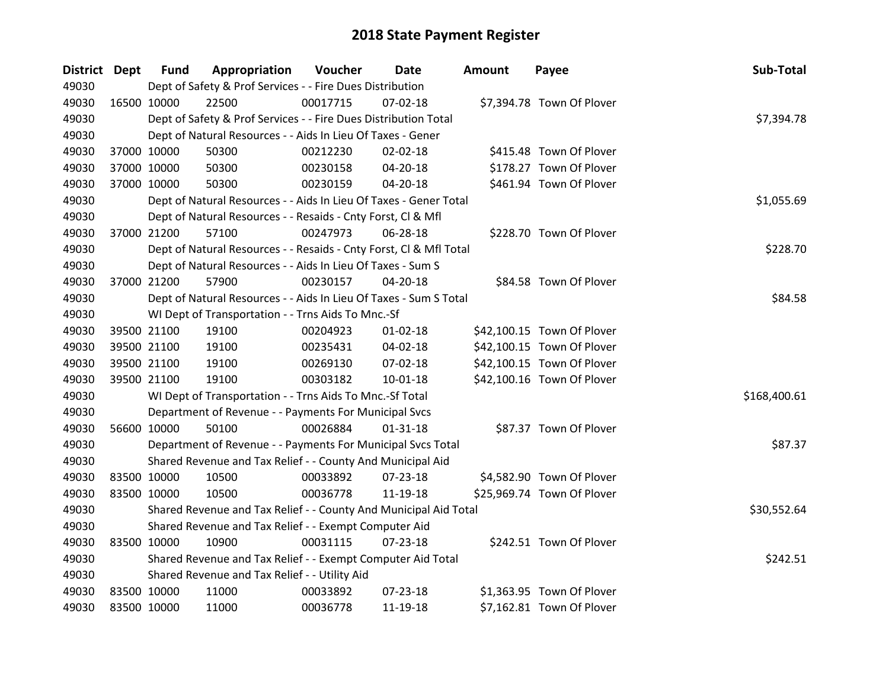# 2018 State Payment Register

| District | Dept | Fund | Appropriation | Voucher | Date | Amount | Payee | Sub-Total |
|---|---|---|---|---|---|---|---|---|
| 49030 | | Dept of Safety & Prof Services - - Fire Dues Distribution | | | | | | |
| 49030 | 16500 | 10000 | 22500 | 00017715 | 07-02-18 | $7,394.78 | Town Of Plover | |
| 49030 | | Dept of Safety & Prof Services - - Fire Dues Distribution Total | | | | | | $7,394.78 |
| 49030 | | Dept of Natural Resources - - Aids In Lieu Of Taxes - Gener | | | | | | |
| 49030 | 37000 | 10000 | 50300 | 00212230 | 02-02-18 | $415.48 | Town Of Plover | |
| 49030 | 37000 | 10000 | 50300 | 00230158 | 04-20-18 | $178.27 | Town Of Plover | |
| 49030 | 37000 | 10000 | 50300 | 00230159 | 04-20-18 | $461.94 | Town Of Plover | |
| 49030 | | Dept of Natural Resources - - Aids In Lieu Of Taxes - Gener Total | | | | | | $1,055.69 |
| 49030 | | Dept of Natural Resources - - Resaids - Cnty Forst, Cl & Mfl | | | | | | |
| 49030 | 37000 | 21200 | 57100 | 00247973 | 06-28-18 | $228.70 | Town Of Plover | |
| 49030 | | Dept of Natural Resources - - Resaids - Cnty Forst, Cl & Mfl Total | | | | | | $228.70 |
| 49030 | | Dept of Natural Resources - - Aids In Lieu Of Taxes - Sum S | | | | | | |
| 49030 | 37000 | 21200 | 57900 | 00230157 | 04-20-18 | $84.58 | Town Of Plover | |
| 49030 | | Dept of Natural Resources - - Aids In Lieu Of Taxes - Sum S Total | | | | | | $84.58 |
| 49030 | | WI Dept of Transportation - - Trns Aids To Mnc.-Sf | | | | | | |
| 49030 | 39500 | 21100 | 19100 | 00204923 | 01-02-18 | $42,100.15 | Town Of Plover | |
| 49030 | 39500 | 21100 | 19100 | 00235431 | 04-02-18 | $42,100.15 | Town Of Plover | |
| 49030 | 39500 | 21100 | 19100 | 00269130 | 07-02-18 | $42,100.15 | Town Of Plover | |
| 49030 | 39500 | 21100 | 19100 | 00303182 | 10-01-18 | $42,100.16 | Town Of Plover | |
| 49030 | | WI Dept of Transportation - - Trns Aids To Mnc.-Sf Total | | | | | | $168,400.61 |
| 49030 | | Department of Revenue - - Payments For Municipal Svcs | | | | | | |
| 49030 | 56600 | 10000 | 50100 | 00026884 | 01-31-18 | $87.37 | Town Of Plover | |
| 49030 | | Department of Revenue - - Payments For Municipal Svcs Total | | | | | | $87.37 |
| 49030 | | Shared Revenue and Tax Relief - - County And Municipal Aid | | | | | | |
| 49030 | 83500 | 10000 | 10500 | 00033892 | 07-23-18 | $4,582.90 | Town Of Plover | |
| 49030 | 83500 | 10000 | 10500 | 00036778 | 11-19-18 | $25,969.74 | Town Of Plover | |
| 49030 | | Shared Revenue and Tax Relief - - County And Municipal Aid Total | | | | | | $30,552.64 |
| 49030 | | Shared Revenue and Tax Relief - - Exempt Computer Aid | | | | | | |
| 49030 | 83500 | 10000 | 10900 | 00031115 | 07-23-18 | $242.51 | Town Of Plover | |
| 49030 | | Shared Revenue and Tax Relief - - Exempt Computer Aid Total | | | | | | $242.51 |
| 49030 | | Shared Revenue and Tax Relief - - Utility Aid | | | | | | |
| 49030 | 83500 | 10000 | 11000 | 00033892 | 07-23-18 | $1,363.95 | Town Of Plover | |
| 49030 | 83500 | 10000 | 11000 | 00036778 | 11-19-18 | $7,162.81 | Town Of Plover | |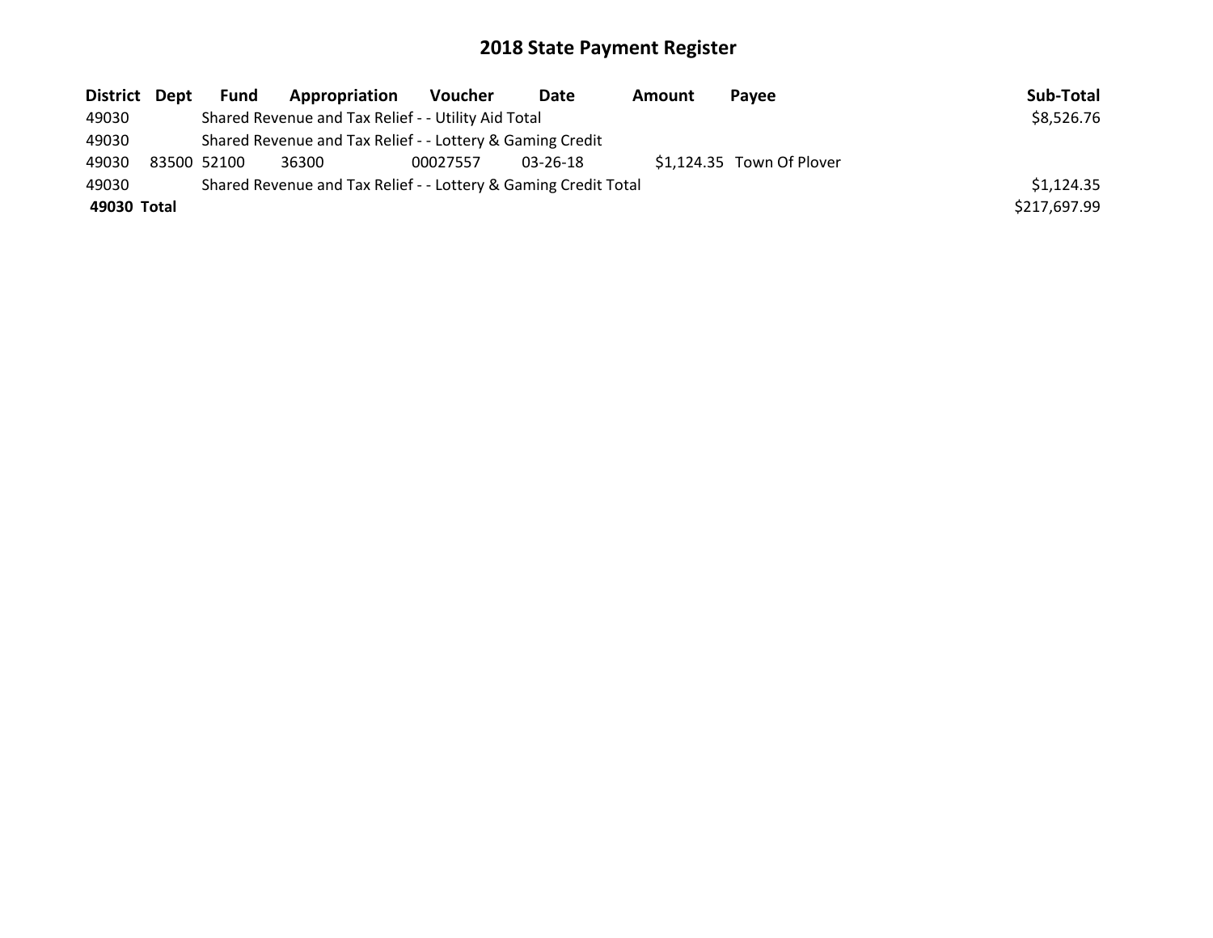# 2018 State Payment Register

| District | Dept | Fund | Appropriation | Voucher | Date | Amount | Payee | Sub-Total |
|---|---|---|---|---|---|---|---|---|
| 49030 | | Shared Revenue and Tax Relief - - Utility Aid Total | | | | | | $8,526.76 |
| 49030 | | Shared Revenue and Tax Relief - - Lottery & Gaming Credit | | | | | | |
| 49030 | 83500 | 52100 | 36300 | 00027557 | 03-26-18 | $1,124.35 | Town Of Plover | |
| 49030 | | Shared Revenue and Tax Relief - - Lottery & Gaming Credit Total | | | | | | $1,124.35 |
| **49030 Total** | | | | | | | | $217,697.99 |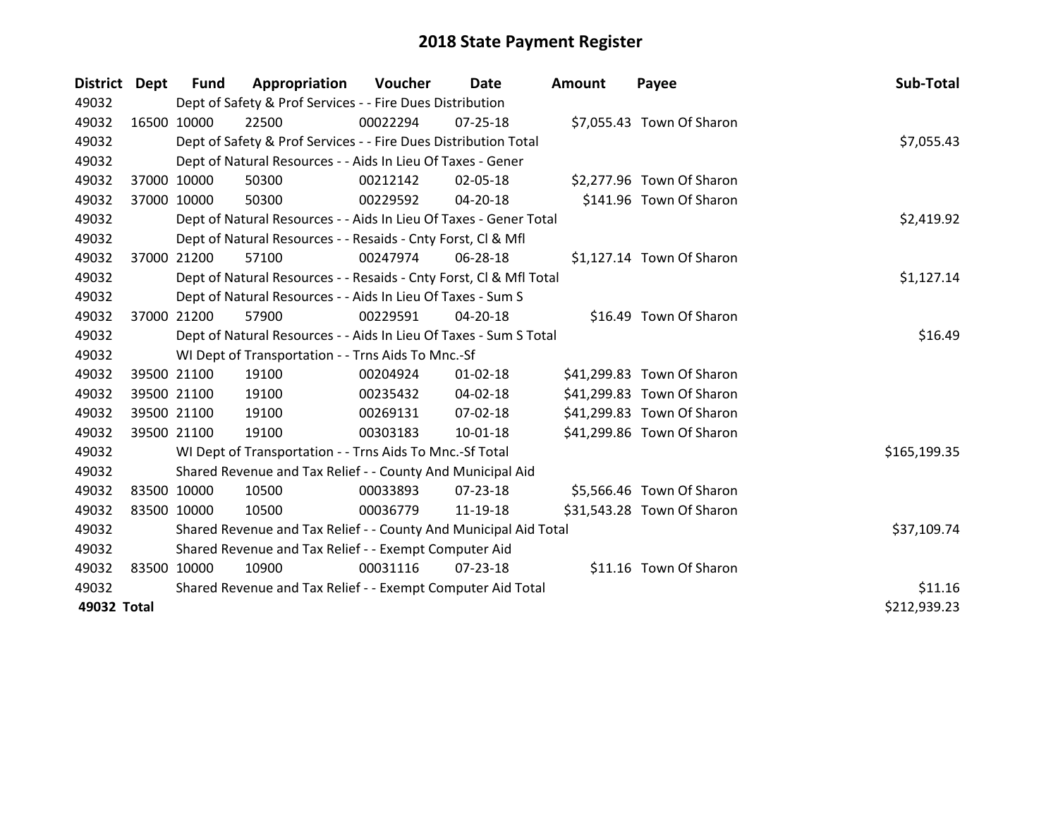# 2018 State Payment Register

| District | Dept | Fund | Appropriation | Voucher | Date | Amount | Payee | Sub-Total |
|---|---|---|---|---|---|---|---|---|
| 49032 | | Dept of Safety & Prof Services - - Fire Dues Distribution | | | | | | |
| 49032 | 16500 | 10000 | 22500 | 00022294 | 07-25-18 | $7,055.43 | Town Of Sharon | |
| 49032 | | Dept of Safety & Prof Services - - Fire Dues Distribution Total | | | | | | $7,055.43 |
| 49032 | | Dept of Natural Resources - - Aids In Lieu Of Taxes - Gener | | | | | | |
| 49032 | 37000 | 10000 | 50300 | 00212142 | 02-05-18 | $2,277.96 | Town Of Sharon | |
| 49032 | 37000 | 10000 | 50300 | 00229592 | 04-20-18 | $141.96 | Town Of Sharon | |
| 49032 | | Dept of Natural Resources - - Aids In Lieu Of Taxes - Gener Total | | | | | | $2,419.92 |
| 49032 | | Dept of Natural Resources - - Resaids - Cnty Forst, Cl & Mfl | | | | | | |
| 49032 | 37000 | 21200 | 57100 | 00247974 | 06-28-18 | $1,127.14 | Town Of Sharon | |
| 49032 | | Dept of Natural Resources - - Resaids - Cnty Forst, Cl & Mfl Total | | | | | | $1,127.14 |
| 49032 | | Dept of Natural Resources - - Aids In Lieu Of Taxes - Sum S | | | | | | |
| 49032 | 37000 | 21200 | 57900 | 00229591 | 04-20-18 | $16.49 | Town Of Sharon | |
| 49032 | | Dept of Natural Resources - - Aids In Lieu Of Taxes - Sum S Total | | | | | | $16.49 |
| 49032 | | WI Dept of Transportation - - Trns Aids To Mnc.-Sf | | | | | | |
| 49032 | 39500 | 21100 | 19100 | 00204924 | 01-02-18 | $41,299.83 | Town Of Sharon | |
| 49032 | 39500 | 21100 | 19100 | 00235432 | 04-02-18 | $41,299.83 | Town Of Sharon | |
| 49032 | 39500 | 21100 | 19100 | 00269131 | 07-02-18 | $41,299.83 | Town Of Sharon | |
| 49032 | 39500 | 21100 | 19100 | 00303183 | 10-01-18 | $41,299.86 | Town Of Sharon | |
| 49032 | | WI Dept of Transportation - - Trns Aids To Mnc.-Sf Total | | | | | | $165,199.35 |
| 49032 | | Shared Revenue and Tax Relief - - County And Municipal Aid | | | | | | |
| 49032 | 83500 | 10000 | 10500 | 00033893 | 07-23-18 | $5,566.46 | Town Of Sharon | |
| 49032 | 83500 | 10000 | 10500 | 00036779 | 11-19-18 | $31,543.28 | Town Of Sharon | |
| 49032 | | Shared Revenue and Tax Relief - - County And Municipal Aid Total | | | | | | $37,109.74 |
| 49032 | | Shared Revenue and Tax Relief - - Exempt Computer Aid | | | | | | |
| 49032 | 83500 | 10000 | 10900 | 00031116 | 07-23-18 | $11.16 | Town Of Sharon | |
| 49032 | | Shared Revenue and Tax Relief - - Exempt Computer Aid Total | | | | | | $11.16 |
| **49032 Total** | | | | | | | | $212,939.23 |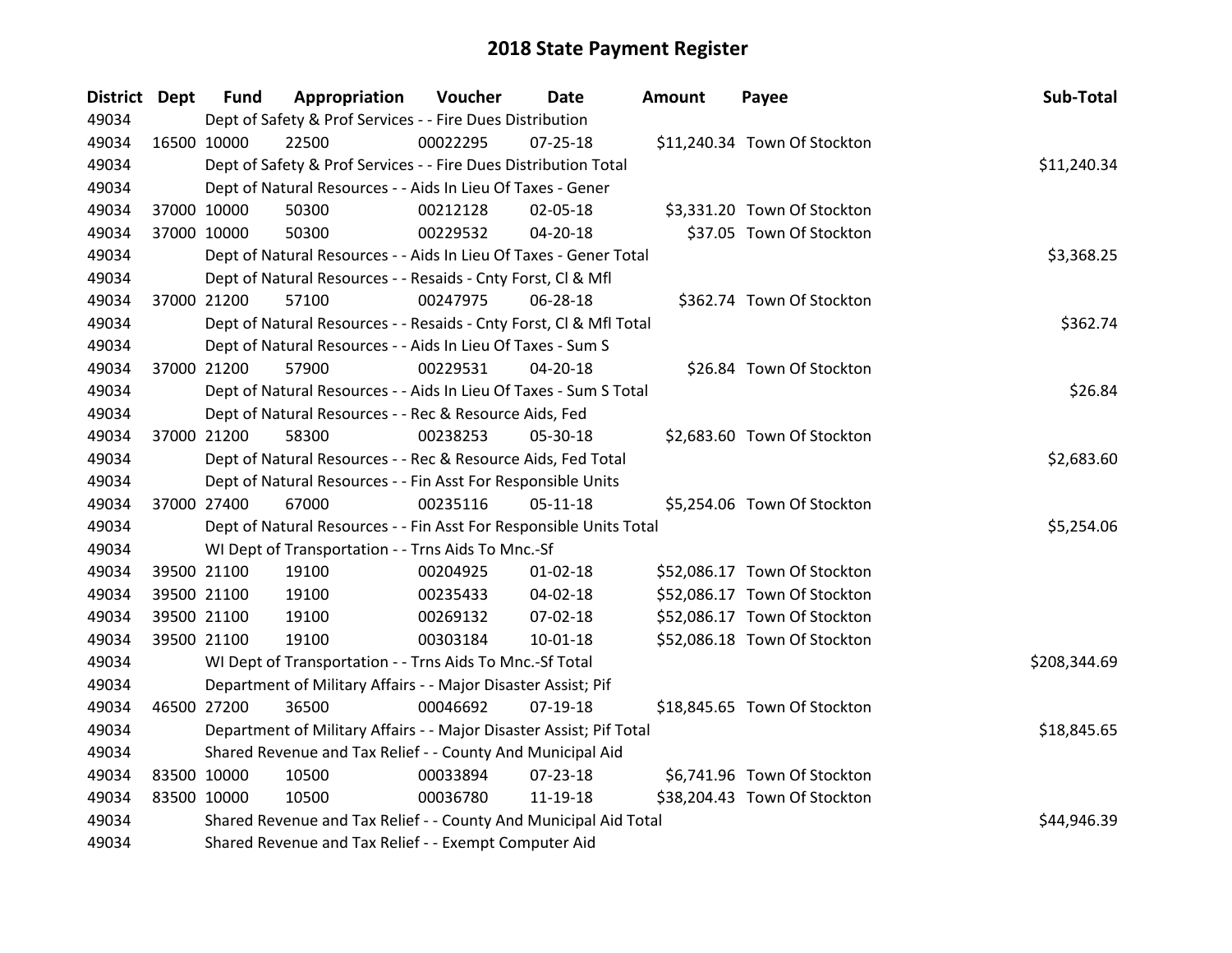# 2018 State Payment Register

| District | Dept | Fund | Appropriation | Voucher | Date | Amount | Payee | Sub-Total |
|---|---|---|---|---|---|---|---|---|
| 49034 | Dept of Safety & Prof Services - - Fire Dues Distribution | | | | | | | |
| 49034 | 16500 | 10000 | 22500 | 00022295 | 07-25-18 | $11,240.34 | Town Of Stockton | |
| 49034 | Dept of Safety & Prof Services - - Fire Dues Distribution Total | | | | | | | $11,240.34 |
| 49034 | Dept of Natural Resources - - Aids In Lieu Of Taxes - Gener | | | | | | | |
| 49034 | 37000 | 10000 | 50300 | 00212128 | 02-05-18 | $3,331.20 | Town Of Stockton | |
| 49034 | 37000 | 10000 | 50300 | 00229532 | 04-20-18 | $37.05 | Town Of Stockton | |
| 49034 | Dept of Natural Resources - - Aids In Lieu Of Taxes - Gener Total | | | | | | | $3,368.25 |
| 49034 | Dept of Natural Resources - - Resaids - Cnty Forst, Cl & Mfl | | | | | | | |
| 49034 | 37000 | 21200 | 57100 | 00247975 | 06-28-18 | $362.74 | Town Of Stockton | |
| 49034 | Dept of Natural Resources - - Resaids - Cnty Forst, Cl & Mfl Total | | | | | | | $362.74 |
| 49034 | Dept of Natural Resources - - Aids In Lieu Of Taxes - Sum S | | | | | | | |
| 49034 | 37000 | 21200 | 57900 | 00229531 | 04-20-18 | $26.84 | Town Of Stockton | |
| 49034 | Dept of Natural Resources - - Aids In Lieu Of Taxes - Sum S Total | | | | | | | $26.84 |
| 49034 | Dept of Natural Resources - - Rec & Resource Aids, Fed | | | | | | | |
| 49034 | 37000 | 21200 | 58300 | 00238253 | 05-30-18 | $2,683.60 | Town Of Stockton | |
| 49034 | Dept of Natural Resources - - Rec & Resource Aids, Fed Total | | | | | | | $2,683.60 |
| 49034 | Dept of Natural Resources - - Fin Asst For Responsible Units | | | | | | | |
| 49034 | 37000 | 27400 | 67000 | 00235116 | 05-11-18 | $5,254.06 | Town Of Stockton | |
| 49034 | Dept of Natural Resources - - Fin Asst For Responsible Units Total | | | | | | | $5,254.06 |
| 49034 | WI Dept of Transportation - - Trns Aids To Mnc.-Sf | | | | | | | |
| 49034 | 39500 | 21100 | 19100 | 00204925 | 01-02-18 | $52,086.17 | Town Of Stockton | |
| 49034 | 39500 | 21100 | 19100 | 00235433 | 04-02-18 | $52,086.17 | Town Of Stockton | |
| 49034 | 39500 | 21100 | 19100 | 00269132 | 07-02-18 | $52,086.17 | Town Of Stockton | |
| 49034 | 39500 | 21100 | 19100 | 00303184 | 10-01-18 | $52,086.18 | Town Of Stockton | |
| 49034 | WI Dept of Transportation - - Trns Aids To Mnc.-Sf Total | | | | | | | $208,344.69 |
| 49034 | Department of Military Affairs - - Major Disaster Assist; Pif | | | | | | | |
| 49034 | 46500 | 27200 | 36500 | 00046692 | 07-19-18 | $18,845.65 | Town Of Stockton | |
| 49034 | Department of Military Affairs - - Major Disaster Assist; Pif Total | | | | | | | $18,845.65 |
| 49034 | Shared Revenue and Tax Relief - - County And Municipal Aid | | | | | | | |
| 49034 | 83500 | 10000 | 10500 | 00033894 | 07-23-18 | $6,741.96 | Town Of Stockton | |
| 49034 | 83500 | 10000 | 10500 | 00036780 | 11-19-18 | $38,204.43 | Town Of Stockton | |
| 49034 | Shared Revenue and Tax Relief - - County And Municipal Aid Total | | | | | | | $44,946.39 |
| 49034 | Shared Revenue and Tax Relief - - Exempt Computer Aid | | | | | | | |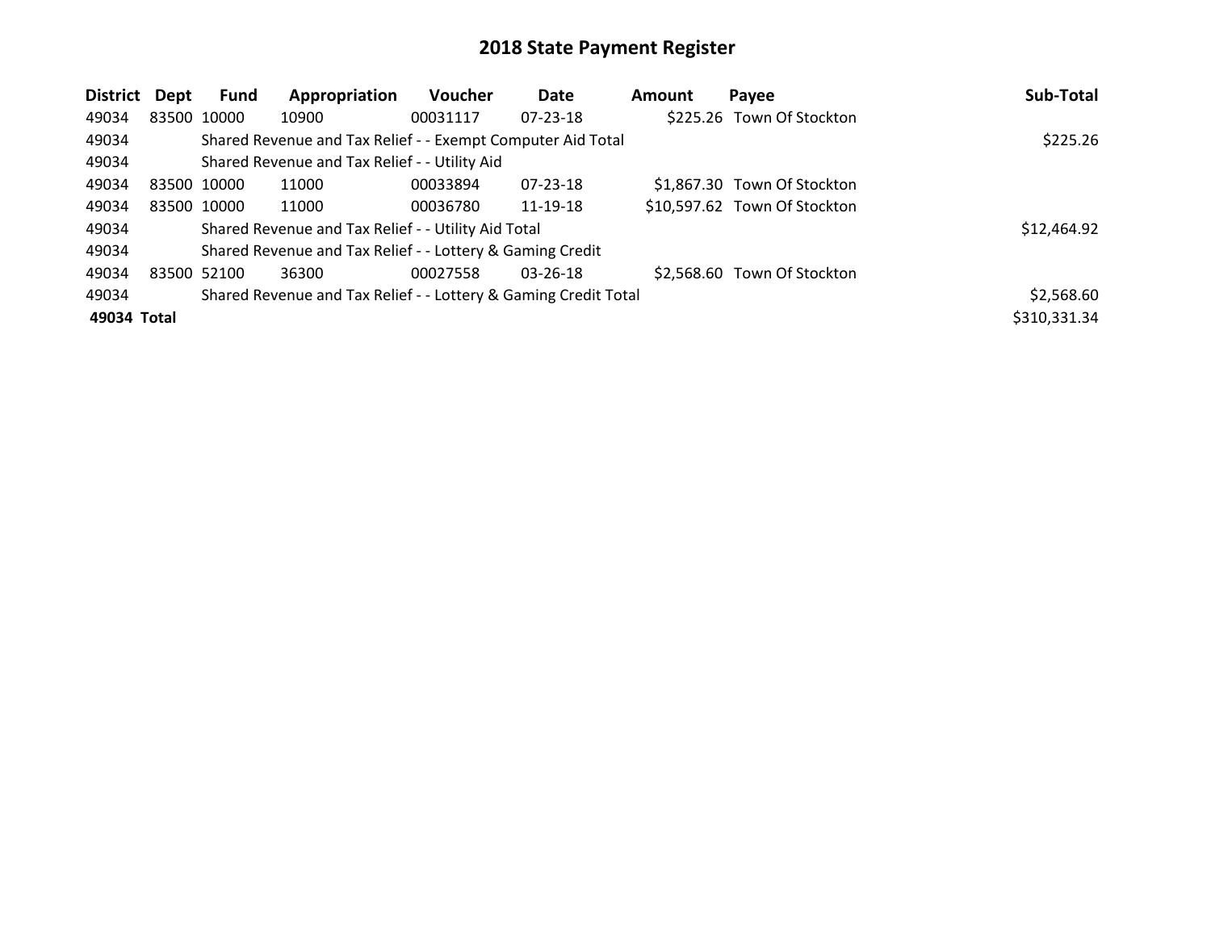# 2018 State Payment Register

| District | Dept | Fund | Appropriation | Voucher | Date | Amount | Payee | Sub-Total |
|---|---|---|---|---|---|---|---|---|
| 49034 | 83500 | 10000 | 10900 | 00031117 | 07-23-18 | $225.26 | Town Of Stockton | |
| 49034 | | Shared Revenue and Tax Relief - - Exempt Computer Aid Total | | | | | | $225.26 |
| 49034 | | Shared Revenue and Tax Relief - - Utility Aid | | | | | | |
| 49034 | 83500 | 10000 | 11000 | 00033894 | 07-23-18 | $1,867.30 | Town Of Stockton | |
| 49034 | 83500 | 10000 | 11000 | 00036780 | 11-19-18 | $10,597.62 | Town Of Stockton | |
| 49034 | | Shared Revenue and Tax Relief - - Utility Aid Total | | | | | | $12,464.92 |
| 49034 | | Shared Revenue and Tax Relief - - Lottery & Gaming Credit | | | | | | |
| 49034 | 83500 | 52100 | 36300 | 00027558 | 03-26-18 | $2,568.60 | Town Of Stockton | |
| 49034 | | Shared Revenue and Tax Relief - - Lottery & Gaming Credit Total | | | | | | $2,568.60 |
| **49034 Total** | | | | | | | | $310,331.34 |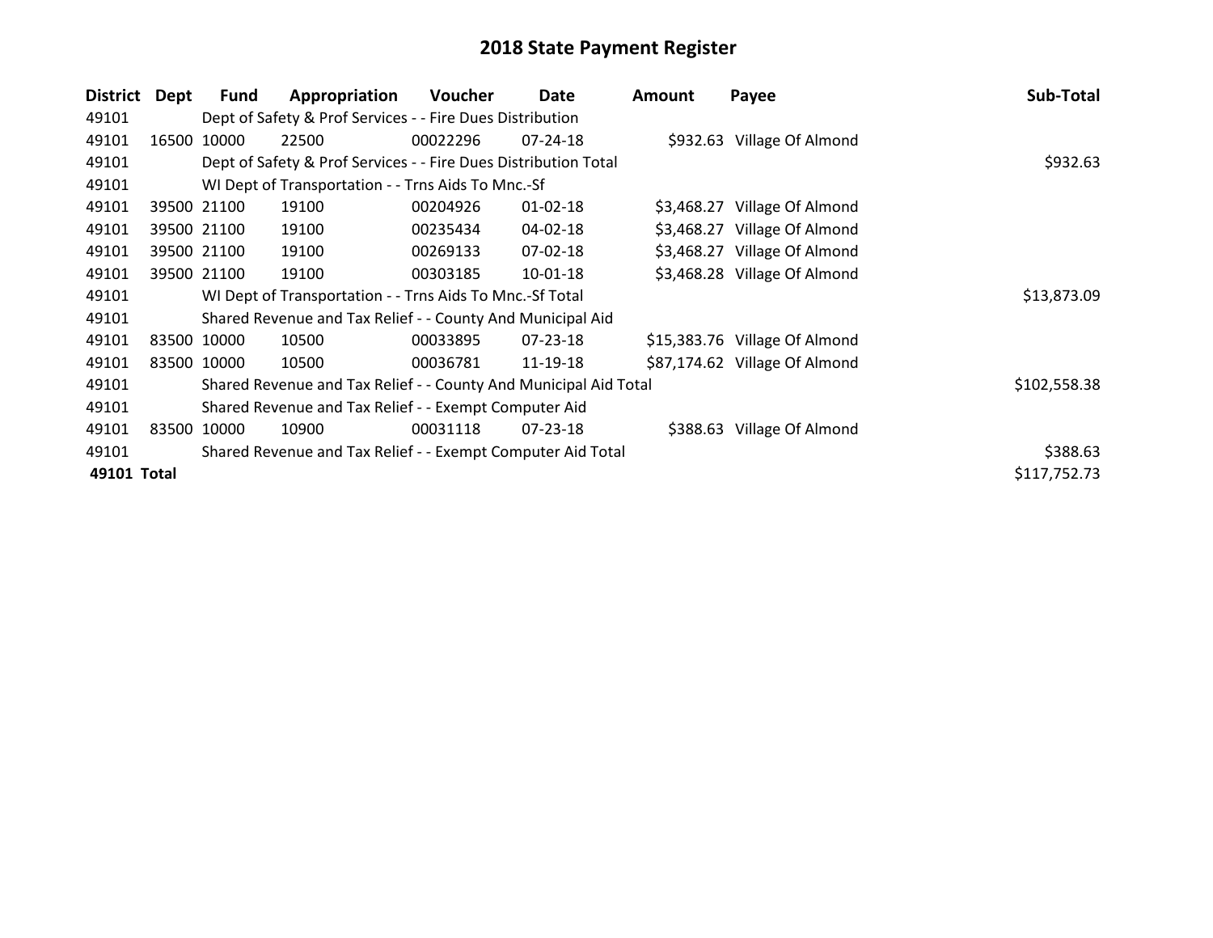# 2018 State Payment Register

| District | Dept | Fund | Appropriation | Voucher | Date | Amount | Payee | Sub-Total |
|---|---|---|---|---|---|---|---|---|
| 49101 | | Dept of Safety & Prof Services - - Fire Dues Distribution | | | | | | |
| 49101 | 16500 | 10000 | 22500 | 00022296 | 07-24-18 | $932.63 | Village Of Almond | |
| 49101 | | Dept of Safety & Prof Services - - Fire Dues Distribution Total | | | | | | $932.63 |
| 49101 | | WI Dept of Transportation - - Trns Aids To Mnc.-Sf | | | | | | |
| 49101 | 39500 | 21100 | 19100 | 00204926 | 01-02-18 | $3,468.27 | Village Of Almond | |
| 49101 | 39500 | 21100 | 19100 | 00235434 | 04-02-18 | $3,468.27 | Village Of Almond | |
| 49101 | 39500 | 21100 | 19100 | 00269133 | 07-02-18 | $3,468.27 | Village Of Almond | |
| 49101 | 39500 | 21100 | 19100 | 00303185 | 10-01-18 | $3,468.28 | Village Of Almond | |
| 49101 | | WI Dept of Transportation - - Trns Aids To Mnc.-Sf Total | | | | | | $13,873.09 |
| 49101 | | Shared Revenue and Tax Relief - - County And Municipal Aid | | | | | | |
| 49101 | 83500 | 10000 | 10500 | 00033895 | 07-23-18 | $15,383.76 | Village Of Almond | |
| 49101 | 83500 | 10000 | 10500 | 00036781 | 11-19-18 | $87,174.62 | Village Of Almond | |
| 49101 | | Shared Revenue and Tax Relief - - County And Municipal Aid Total | | | | | | $102,558.38 |
| 49101 | | Shared Revenue and Tax Relief - - Exempt Computer Aid | | | | | | |
| 49101 | 83500 | 10000 | 10900 | 00031118 | 07-23-18 | $388.63 | Village Of Almond | |
| 49101 | | Shared Revenue and Tax Relief - - Exempt Computer Aid Total | | | | | | $388.63 |
| **49101 Total** | | | | | | | | $117,752.73 |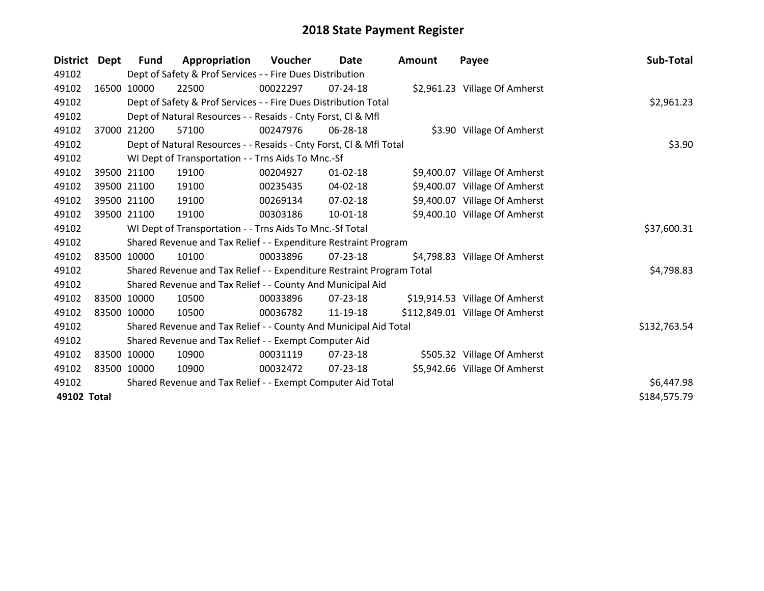# 2018 State Payment Register

| District | Dept | Fund | Appropriation | Voucher | Date | Amount | Payee | Sub-Total |
|---|---|---|---|---|---|---|---|---|
| 49102 | | Dept of Safety & Prof Services - - Fire Dues Distribution | | | | | | |
| 49102 | 16500 | 10000 | 22500 | 00022297 | 07-24-18 | $2,961.23 | Village Of Amherst | |
| 49102 | | Dept of Safety & Prof Services - - Fire Dues Distribution Total | | | | | | $2,961.23 |
| 49102 | | Dept of Natural Resources - - Resaids - Cnty Forst, Cl & Mfl | | | | | | |
| 49102 | 37000 | 21200 | 57100 | 00247976 | 06-28-18 | $3.90 | Village Of Amherst | |
| 49102 | | Dept of Natural Resources - - Resaids - Cnty Forst, Cl & Mfl Total | | | | | | $3.90 |
| 49102 | | WI Dept of Transportation - - Trns Aids To Mnc.-Sf | | | | | | |
| 49102 | 39500 | 21100 | 19100 | 00204927 | 01-02-18 | $9,400.07 | Village Of Amherst | |
| 49102 | 39500 | 21100 | 19100 | 00235435 | 04-02-18 | $9,400.07 | Village Of Amherst | |
| 49102 | 39500 | 21100 | 19100 | 00269134 | 07-02-18 | $9,400.07 | Village Of Amherst | |
| 49102 | 39500 | 21100 | 19100 | 00303186 | 10-01-18 | $9,400.10 | Village Of Amherst | |
| 49102 | | WI Dept of Transportation - - Trns Aids To Mnc.-Sf Total | | | | | | $37,600.31 |
| 49102 | | Shared Revenue and Tax Relief - - Expenditure Restraint Program | | | | | | |
| 49102 | 83500 | 10000 | 10100 | 00033896 | 07-23-18 | $4,798.83 | Village Of Amherst | |
| 49102 | | Shared Revenue and Tax Relief - - Expenditure Restraint Program Total | | | | | | $4,798.83 |
| 49102 | | Shared Revenue and Tax Relief - - County And Municipal Aid | | | | | | |
| 49102 | 83500 | 10000 | 10500 | 00033896 | 07-23-18 | $19,914.53 | Village Of Amherst | |
| 49102 | 83500 | 10000 | 10500 | 00036782 | 11-19-18 | $112,849.01 | Village Of Amherst | |
| 49102 | | Shared Revenue and Tax Relief - - County And Municipal Aid Total | | | | | | $132,763.54 |
| 49102 | | Shared Revenue and Tax Relief - - Exempt Computer Aid | | | | | | |
| 49102 | 83500 | 10000 | 10900 | 00031119 | 07-23-18 | $505.32 | Village Of Amherst | |
| 49102 | 83500 | 10000 | 10900 | 00032472 | 07-23-18 | $5,942.66 | Village Of Amherst | |
| 49102 | | Shared Revenue and Tax Relief - - Exempt Computer Aid Total | | | | | | $6,447.98 |
| **49102 Total** | | | | | | | | $184,575.79 |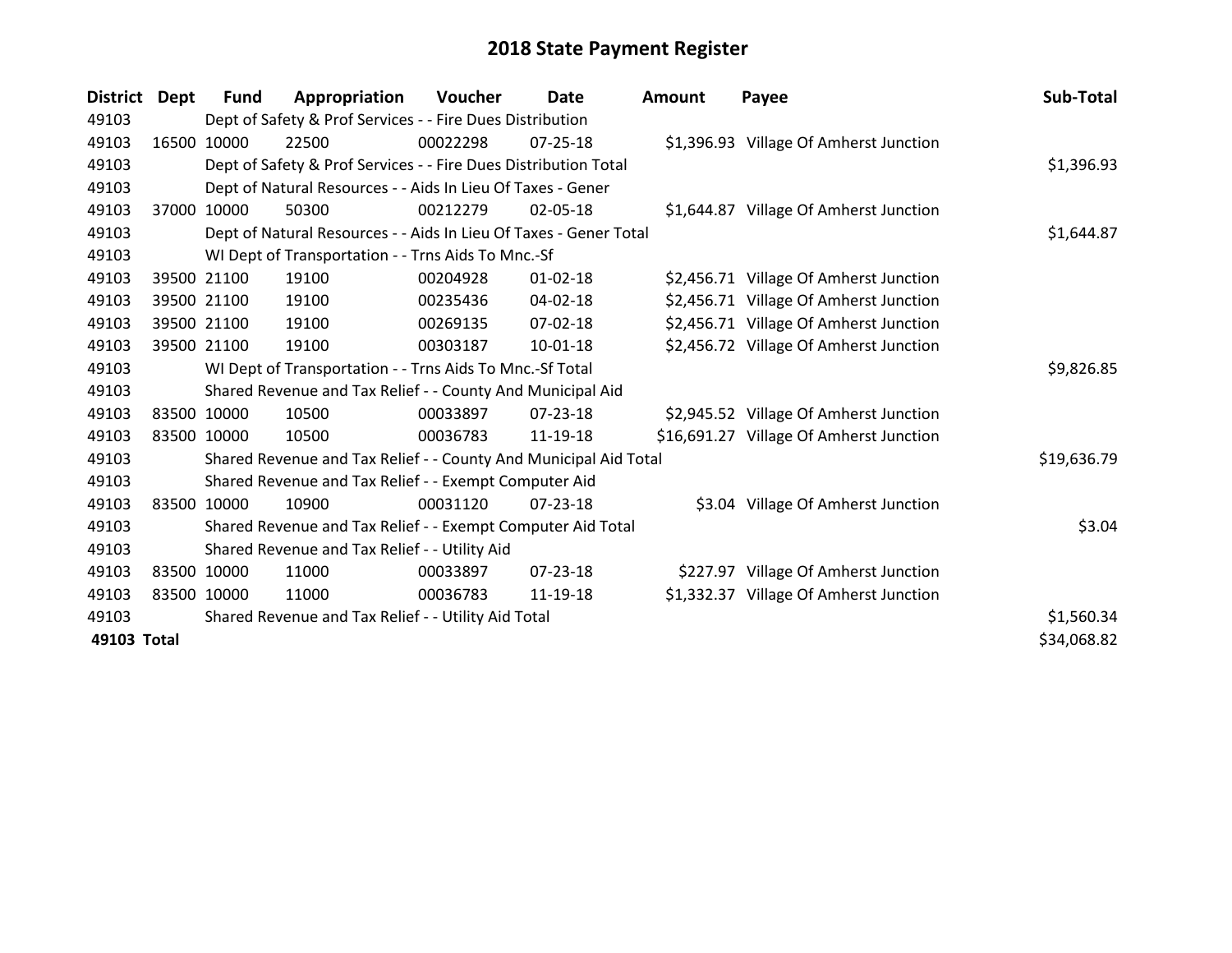# 2018 State Payment Register

| District | Dept | Fund | Appropriation | Voucher | Date | Amount | Payee | Sub-Total |
|---|---|---|---|---|---|---|---|---|
| 49103 | | Dept of Safety & Prof Services - - Fire Dues Distribution | | | | | | |
| 49103 | 16500 | 10000 | 22500 | 00022298 | 07-25-18 | $1,396.93 | Village Of Amherst Junction | |
| 49103 | | Dept of Safety & Prof Services - - Fire Dues Distribution Total | | | | | | $1,396.93 |
| 49103 | | Dept of Natural Resources - - Aids In Lieu Of Taxes - Gener | | | | | | |
| 49103 | 37000 | 10000 | 50300 | 00212279 | 02-05-18 | $1,644.87 | Village Of Amherst Junction | |
| 49103 | | Dept of Natural Resources - - Aids In Lieu Of Taxes - Gener Total | | | | | | $1,644.87 |
| 49103 | | WI Dept of Transportation - - Trns Aids To Mnc.-Sf | | | | | | |
| 49103 | 39500 | 21100 | 19100 | 00204928 | 01-02-18 | $2,456.71 | Village Of Amherst Junction | |
| 49103 | 39500 | 21100 | 19100 | 00235436 | 04-02-18 | $2,456.71 | Village Of Amherst Junction | |
| 49103 | 39500 | 21100 | 19100 | 00269135 | 07-02-18 | $2,456.71 | Village Of Amherst Junction | |
| 49103 | 39500 | 21100 | 19100 | 00303187 | 10-01-18 | $2,456.72 | Village Of Amherst Junction | |
| 49103 | | WI Dept of Transportation - - Trns Aids To Mnc.-Sf Total | | | | | | $9,826.85 |
| 49103 | | Shared Revenue and Tax Relief - - County And Municipal Aid | | | | | | |
| 49103 | 83500 | 10000 | 10500 | 00033897 | 07-23-18 | $2,945.52 | Village Of Amherst Junction | |
| 49103 | 83500 | 10000 | 10500 | 00036783 | 11-19-18 | $16,691.27 | Village Of Amherst Junction | |
| 49103 | | Shared Revenue and Tax Relief - - County And Municipal Aid Total | | | | | | $19,636.79 |
| 49103 | | Shared Revenue and Tax Relief - - Exempt Computer Aid | | | | | | |
| 49103 | 83500 | 10000 | 10900 | 00031120 | 07-23-18 | $3.04 | Village Of Amherst Junction | |
| 49103 | | Shared Revenue and Tax Relief - - Exempt Computer Aid Total | | | | | | $3.04 |
| 49103 | | Shared Revenue and Tax Relief - - Utility Aid | | | | | | |
| 49103 | 83500 | 10000 | 11000 | 00033897 | 07-23-18 | $227.97 | Village Of Amherst Junction | |
| 49103 | 83500 | 10000 | 11000 | 00036783 | 11-19-18 | $1,332.37 | Village Of Amherst Junction | |
| 49103 | | Shared Revenue and Tax Relief - - Utility Aid Total | | | | | | $1,560.34 |
| **49103 Total** | | | | | | | | $34,068.82 |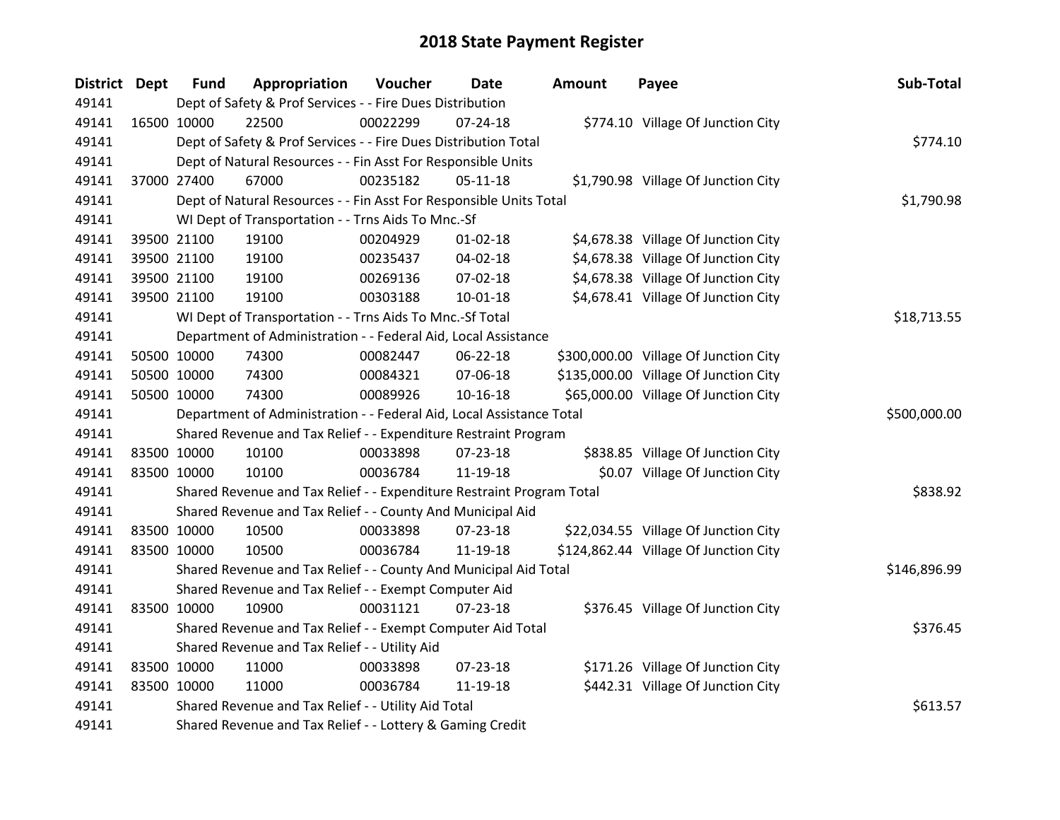# 2018 State Payment Register

| District | Dept | Fund | Appropriation | Voucher | Date | Amount | Payee | Sub-Total |
|---|---|---|---|---|---|---|---|---|
| 49141 | | Dept of Safety & Prof Services - - Fire Dues Distribution | | | | | | |
| 49141 | 16500 | 10000 | 22500 | 00022299 | 07-24-18 | $774.10 | Village Of Junction City | |
| 49141 | | Dept of Safety & Prof Services - - Fire Dues Distribution Total | | | | | | $774.10 |
| 49141 | | Dept of Natural Resources - - Fin Asst For Responsible Units | | | | | | |
| 49141 | 37000 | 27400 | 67000 | 00235182 | 05-11-18 | $1,790.98 | Village Of Junction City | |
| 49141 | | Dept of Natural Resources - - Fin Asst For Responsible Units Total | | | | | | $1,790.98 |
| 49141 | | WI Dept of Transportation - - Trns Aids To Mnc.-Sf | | | | | | |
| 49141 | 39500 | 21100 | 19100 | 00204929 | 01-02-18 | $4,678.38 | Village Of Junction City | |
| 49141 | 39500 | 21100 | 19100 | 00235437 | 04-02-18 | $4,678.38 | Village Of Junction City | |
| 49141 | 39500 | 21100 | 19100 | 00269136 | 07-02-18 | $4,678.38 | Village Of Junction City | |
| 49141 | 39500 | 21100 | 19100 | 00303188 | 10-01-18 | $4,678.41 | Village Of Junction City | |
| 49141 | | WI Dept of Transportation - - Trns Aids To Mnc.-Sf Total | | | | | | $18,713.55 |
| 49141 | | Department of Administration - - Federal Aid, Local Assistance | | | | | | |
| 49141 | 50500 | 10000 | 74300 | 00082447 | 06-22-18 | $300,000.00 | Village Of Junction City | |
| 49141 | 50500 | 10000 | 74300 | 00084321 | 07-06-18 | $135,000.00 | Village Of Junction City | |
| 49141 | 50500 | 10000 | 74300 | 00089926 | 10-16-18 | $65,000.00 | Village Of Junction City | |
| 49141 | | Department of Administration - - Federal Aid, Local Assistance Total | | | | | | $500,000.00 |
| 49141 | | Shared Revenue and Tax Relief - - Expenditure Restraint Program | | | | | | |
| 49141 | 83500 | 10000 | 10100 | 00033898 | 07-23-18 | $838.85 | Village Of Junction City | |
| 49141 | 83500 | 10000 | 10100 | 00036784 | 11-19-18 | $0.07 | Village Of Junction City | |
| 49141 | | Shared Revenue and Tax Relief - - Expenditure Restraint Program Total | | | | | | $838.92 |
| 49141 | | Shared Revenue and Tax Relief - - County And Municipal Aid | | | | | | |
| 49141 | 83500 | 10000 | 10500 | 00033898 | 07-23-18 | $22,034.55 | Village Of Junction City | |
| 49141 | 83500 | 10000 | 10500 | 00036784 | 11-19-18 | $124,862.44 | Village Of Junction City | |
| 49141 | | Shared Revenue and Tax Relief - - County And Municipal Aid Total | | | | | | $146,896.99 |
| 49141 | | Shared Revenue and Tax Relief - - Exempt Computer Aid | | | | | | |
| 49141 | 83500 | 10000 | 10900 | 00031121 | 07-23-18 | $376.45 | Village Of Junction City | |
| 49141 | | Shared Revenue and Tax Relief - - Exempt Computer Aid Total | | | | | | $376.45 |
| 49141 | | Shared Revenue and Tax Relief - - Utility Aid | | | | | | |
| 49141 | 83500 | 10000 | 11000 | 00033898 | 07-23-18 | $171.26 | Village Of Junction City | |
| 49141 | 83500 | 10000 | 11000 | 00036784 | 11-19-18 | $442.31 | Village Of Junction City | |
| 49141 | | Shared Revenue and Tax Relief - - Utility Aid Total | | | | | | $613.57 |
| 49141 | | Shared Revenue and Tax Relief - - Lottery & Gaming Credit | | | | | | |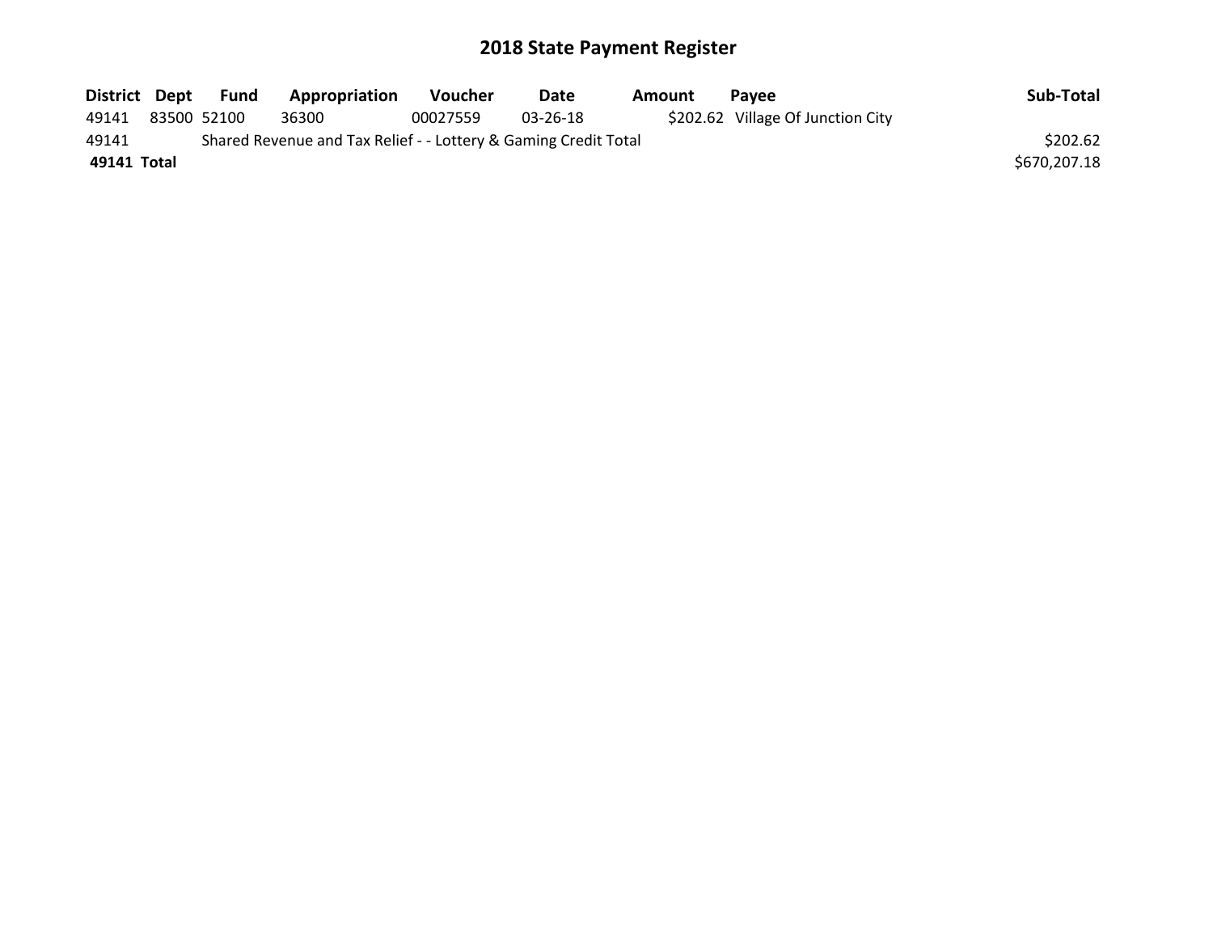# 2018 State Payment Register

| District | Dept | Fund | Appropriation | Voucher | Date | Amount | Payee | Sub-Total |
|---|---|---|---|---|---|---|---|---|
| 49141 | 83500 | 52100 | 36300 | 00027559 | 03-26-18 | $202.62 | Village Of Junction City | |
| 49141 | | Shared Revenue and Tax Relief - - Lottery & Gaming Credit Total | | | | | | $202.62 |
| **49141** | **Total** | | | | | | | $670,207.18 |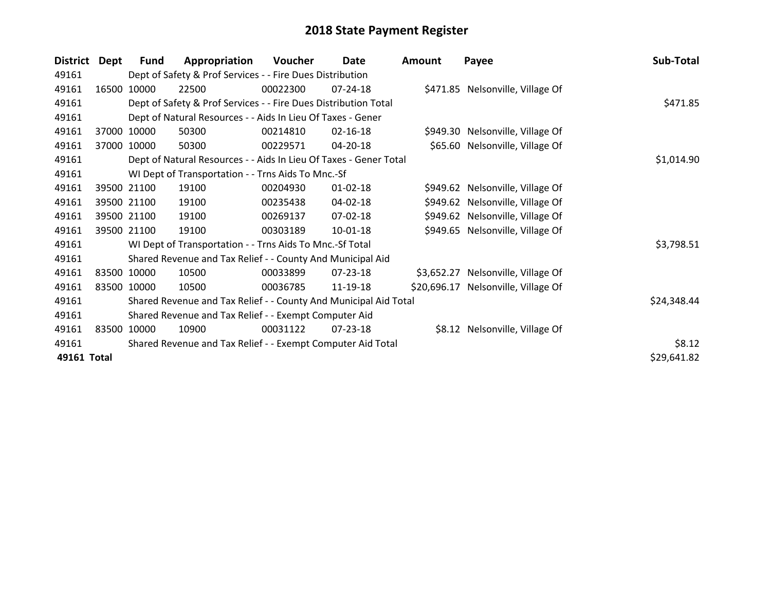# 2018 State Payment Register

| District | Dept | Fund | Appropriation | Voucher | Date | Amount | Payee | Sub-Total |
|---|---|---|---|---|---|---|---|---|
| 49161 | | Dept of Safety & Prof Services - - Fire Dues Distribution | | | | | | |
| 49161 | 16500 | 10000 | 22500 | 00022300 | 07-24-18 | $471.85 | Nelsonville, Village Of | |
| 49161 | | Dept of Safety & Prof Services - - Fire Dues Distribution Total | | | | | | $471.85 |
| 49161 | | Dept of Natural Resources - - Aids In Lieu Of Taxes - Gener | | | | | | |
| 49161 | 37000 | 10000 | 50300 | 00214810 | 02-16-18 | $949.30 | Nelsonville, Village Of | |
| 49161 | 37000 | 10000 | 50300 | 00229571 | 04-20-18 | $65.60 | Nelsonville, Village Of | |
| 49161 | | Dept of Natural Resources - - Aids In Lieu Of Taxes - Gener Total | | | | | | $1,014.90 |
| 49161 | | WI Dept of Transportation - - Trns Aids To Mnc.-Sf | | | | | | |
| 49161 | 39500 | 21100 | 19100 | 00204930 | 01-02-18 | $949.62 | Nelsonville, Village Of | |
| 49161 | 39500 | 21100 | 19100 | 00235438 | 04-02-18 | $949.62 | Nelsonville, Village Of | |
| 49161 | 39500 | 21100 | 19100 | 00269137 | 07-02-18 | $949.62 | Nelsonville, Village Of | |
| 49161 | 39500 | 21100 | 19100 | 00303189 | 10-01-18 | $949.65 | Nelsonville, Village Of | |
| 49161 | | WI Dept of Transportation - - Trns Aids To Mnc.-Sf Total | | | | | | $3,798.51 |
| 49161 | | Shared Revenue and Tax Relief - - County And Municipal Aid | | | | | | |
| 49161 | 83500 | 10000 | 10500 | 00033899 | 07-23-18 | $3,652.27 | Nelsonville, Village Of | |
| 49161 | 83500 | 10000 | 10500 | 00036785 | 11-19-18 | $20,696.17 | Nelsonville, Village Of | |
| 49161 | | Shared Revenue and Tax Relief - - County And Municipal Aid Total | | | | | | $24,348.44 |
| 49161 | | Shared Revenue and Tax Relief - - Exempt Computer Aid | | | | | | |
| 49161 | 83500 | 10000 | 10900 | 00031122 | 07-23-18 | $8.12 | Nelsonville, Village Of | |
| 49161 | | Shared Revenue and Tax Relief - - Exempt Computer Aid Total | | | | | | $8.12 |
| **49161 Total** | | | | | | | | $29,641.82 |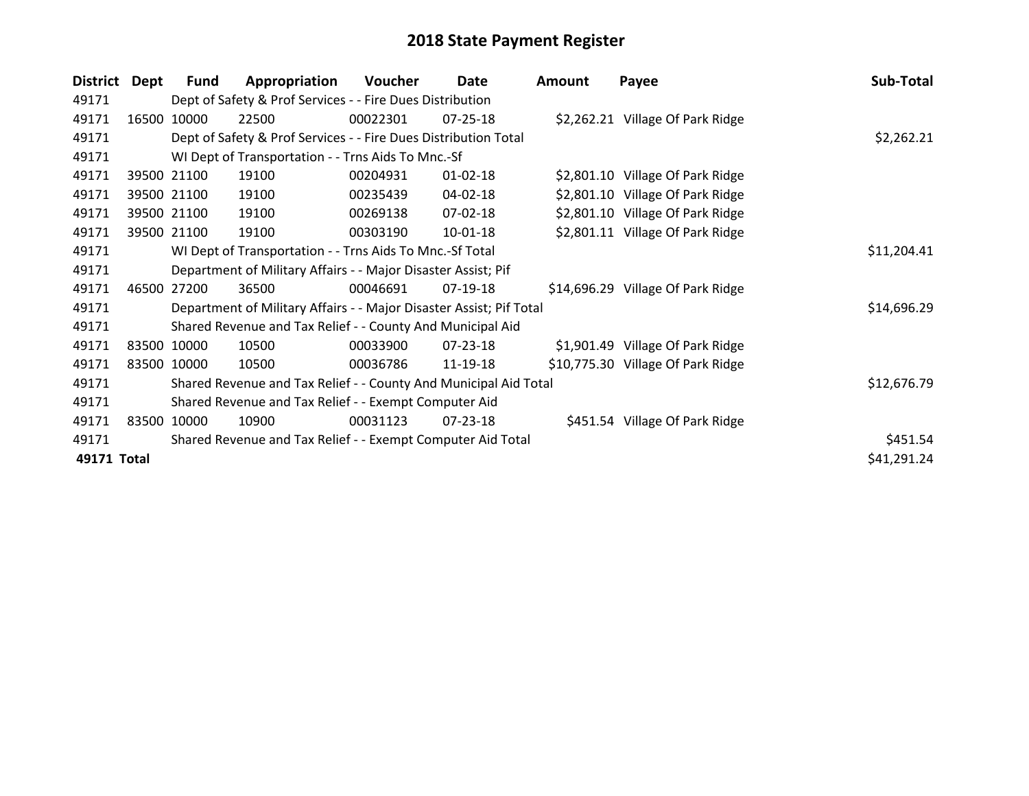# 2018 State Payment Register

| District | Dept | Fund | Appropriation | Voucher | Date | Amount | Payee | Sub-Total |
|---|---|---|---|---|---|---|---|---|
| 49171 | | Dept of Safety & Prof Services - - Fire Dues Distribution | | | | | | |
| 49171 | 16500 | 10000 | 22500 | 00022301 | 07-25-18 | $2,262.21 | Village Of Park Ridge | |
| 49171 | | Dept of Safety & Prof Services - - Fire Dues Distribution Total | | | | | | $2,262.21 |
| 49171 | | WI Dept of Transportation - - Trns Aids To Mnc.-Sf | | | | | | |
| 49171 | 39500 | 21100 | 19100 | 00204931 | 01-02-18 | $2,801.10 | Village Of Park Ridge | |
| 49171 | 39500 | 21100 | 19100 | 00235439 | 04-02-18 | $2,801.10 | Village Of Park Ridge | |
| 49171 | 39500 | 21100 | 19100 | 00269138 | 07-02-18 | $2,801.10 | Village Of Park Ridge | |
| 49171 | 39500 | 21100 | 19100 | 00303190 | 10-01-18 | $2,801.11 | Village Of Park Ridge | |
| 49171 | | WI Dept of Transportation - - Trns Aids To Mnc.-Sf Total | | | | | | $11,204.41 |
| 49171 | | Department of Military Affairs - - Major Disaster Assist; Pif | | | | | | |
| 49171 | 46500 | 27200 | 36500 | 00046691 | 07-19-18 | $14,696.29 | Village Of Park Ridge | |
| 49171 | | Department of Military Affairs - - Major Disaster Assist; Pif Total | | | | | | $14,696.29 |
| 49171 | | Shared Revenue and Tax Relief - - County And Municipal Aid | | | | | | |
| 49171 | 83500 | 10000 | 10500 | 00033900 | 07-23-18 | $1,901.49 | Village Of Park Ridge | |
| 49171 | 83500 | 10000 | 10500 | 00036786 | 11-19-18 | $10,775.30 | Village Of Park Ridge | |
| 49171 | | Shared Revenue and Tax Relief - - County And Municipal Aid Total | | | | | | $12,676.79 |
| 49171 | | Shared Revenue and Tax Relief - - Exempt Computer Aid | | | | | | |
| 49171 | 83500 | 10000 | 10900 | 00031123 | 07-23-18 | $451.54 | Village Of Park Ridge | |
| 49171 | | Shared Revenue and Tax Relief - - Exempt Computer Aid Total | | | | | | $451.54 |
| **49171 Total** | | | | | | | | $41,291.24 |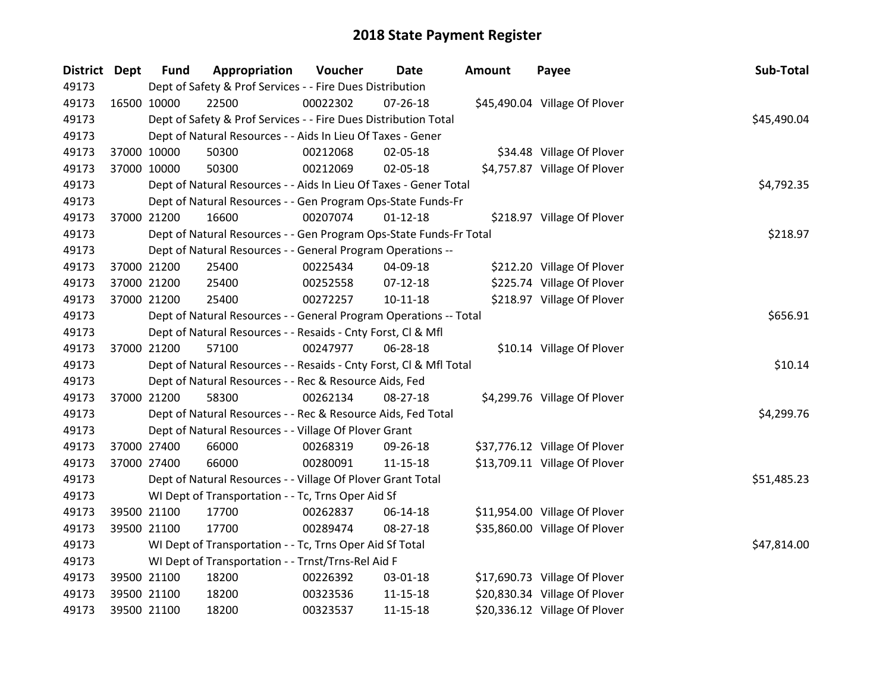# 2018 State Payment Register

| District | Dept | Fund | Appropriation | Voucher | Date | Amount | Payee | Sub-Total |
|---|---|---|---|---|---|---|---|---|
| 49173 | | Dept of Safety & Prof Services - - Fire Dues Distribution | | | | | | |
| 49173 | 16500 | 10000 | 22500 | 00022302 | 07-26-18 | $45,490.04 | Village Of Plover | |
| 49173 | | Dept of Safety & Prof Services - - Fire Dues Distribution Total | | | | | | $45,490.04 |
| 49173 | | Dept of Natural Resources - - Aids In Lieu Of Taxes - Gener | | | | | | |
| 49173 | 37000 | 10000 | 50300 | 00212068 | 02-05-18 | $34.48 | Village Of Plover | |
| 49173 | 37000 | 10000 | 50300 | 00212069 | 02-05-18 | $4,757.87 | Village Of Plover | |
| 49173 | | Dept of Natural Resources - - Aids In Lieu Of Taxes - Gener Total | | | | | | $4,792.35 |
| 49173 | | Dept of Natural Resources - - Gen Program Ops-State Funds-Fr | | | | | | |
| 49173 | 37000 | 21200 | 16600 | 00207074 | 01-12-18 | $218.97 | Village Of Plover | |
| 49173 | | Dept of Natural Resources - - Gen Program Ops-State Funds-Fr Total | | | | | | $218.97 |
| 49173 | | Dept of Natural Resources - - General Program Operations -- | | | | | | |
| 49173 | 37000 | 21200 | 25400 | 00225434 | 04-09-18 | $212.20 | Village Of Plover | |
| 49173 | 37000 | 21200 | 25400 | 00252558 | 07-12-18 | $225.74 | Village Of Plover | |
| 49173 | 37000 | 21200 | 25400 | 00272257 | 10-11-18 | $218.97 | Village Of Plover | |
| 49173 | | Dept of Natural Resources - - General Program Operations -- Total | | | | | | $656.91 |
| 49173 | | Dept of Natural Resources - - Resaids - Cnty Forst, Cl & Mfl | | | | | | |
| 49173 | 37000 | 21200 | 57100 | 00247977 | 06-28-18 | $10.14 | Village Of Plover | |
| 49173 | | Dept of Natural Resources - - Resaids - Cnty Forst, Cl & Mfl Total | | | | | | $10.14 |
| 49173 | | Dept of Natural Resources - - Rec & Resource Aids, Fed | | | | | | |
| 49173 | 37000 | 21200 | 58300 | 00262134 | 08-27-18 | $4,299.76 | Village Of Plover | |
| 49173 | | Dept of Natural Resources - - Rec & Resource Aids, Fed Total | | | | | | $4,299.76 |
| 49173 | | Dept of Natural Resources - - Village Of Plover Grant | | | | | | |
| 49173 | 37000 | 27400 | 66000 | 00268319 | 09-26-18 | $37,776.12 | Village Of Plover | |
| 49173 | 37000 | 27400 | 66000 | 00280091 | 11-15-18 | $13,709.11 | Village Of Plover | |
| 49173 | | Dept of Natural Resources - - Village Of Plover Grant Total | | | | | | $51,485.23 |
| 49173 | | WI Dept of Transportation - - Tc, Trns Oper Aid Sf | | | | | | |
| 49173 | 39500 | 21100 | 17700 | 00262837 | 06-14-18 | $11,954.00 | Village Of Plover | |
| 49173 | 39500 | 21100 | 17700 | 00289474 | 08-27-18 | $35,860.00 | Village Of Plover | |
| 49173 | | WI Dept of Transportation - - Tc, Trns Oper Aid Sf Total | | | | | | $47,814.00 |
| 49173 | | WI Dept of Transportation - - Trnst/Trns-Rel Aid F | | | | | | |
| 49173 | 39500 | 21100 | 18200 | 00226392 | 03-01-18 | $17,690.73 | Village Of Plover | |
| 49173 | 39500 | 21100 | 18200 | 00323536 | 11-15-18 | $20,830.34 | Village Of Plover | |
| 49173 | 39500 | 21100 | 18200 | 00323537 | 11-15-18 | $20,336.12 | Village Of Plover | |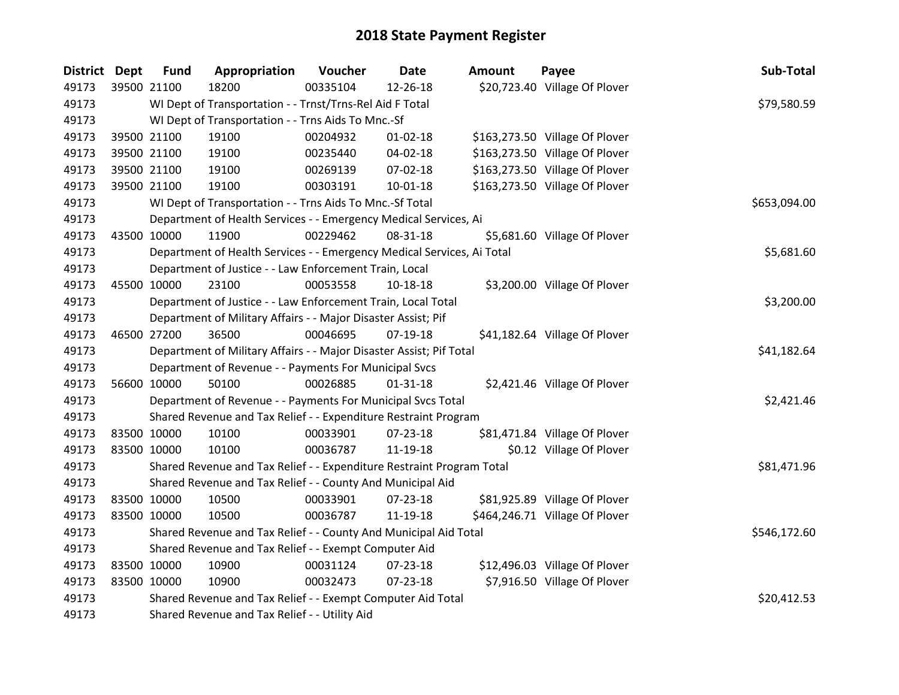# 2018 State Payment Register

| District | Dept | Fund | Appropriation | Voucher | Date | Amount | Payee | Sub-Total |
|---|---|---|---|---|---|---|---|---|
| 49173 | 39500 | 21100 | 18200 | 00335104 | 12-26-18 | $20,723.40 | Village Of Plover | |
| 49173 | | WI Dept of Transportation - - Trnst/Trns-Rel Aid F Total | | | | | | $79,580.59 |
| 49173 | | WI Dept of Transportation - - Trns Aids To Mnc.-Sf | | | | | | |
| 49173 | 39500 | 21100 | 19100 | 00204932 | 01-02-18 | $163,273.50 | Village Of Plover | |
| 49173 | 39500 | 21100 | 19100 | 00235440 | 04-02-18 | $163,273.50 | Village Of Plover | |
| 49173 | 39500 | 21100 | 19100 | 00269139 | 07-02-18 | $163,273.50 | Village Of Plover | |
| 49173 | 39500 | 21100 | 19100 | 00303191 | 10-01-18 | $163,273.50 | Village Of Plover | |
| 49173 | | WI Dept of Transportation - - Trns Aids To Mnc.-Sf Total | | | | | | $653,094.00 |
| 49173 | | Department of Health Services - - Emergency Medical Services, Ai | | | | | | |
| 49173 | 43500 | 10000 | 11900 | 00229462 | 08-31-18 | $5,681.60 | Village Of Plover | |
| 49173 | | Department of Health Services - - Emergency Medical Services, Ai Total | | | | | | $5,681.60 |
| 49173 | | Department of Justice - - Law Enforcement Train, Local | | | | | | |
| 49173 | 45500 | 10000 | 23100 | 00053558 | 10-18-18 | $3,200.00 | Village Of Plover | |
| 49173 | | Department of Justice - - Law Enforcement Train, Local Total | | | | | | $3,200.00 |
| 49173 | | Department of Military Affairs - - Major Disaster Assist; Pif | | | | | | |
| 49173 | 46500 | 27200 | 36500 | 00046695 | 07-19-18 | $41,182.64 | Village Of Plover | |
| 49173 | | Department of Military Affairs - - Major Disaster Assist; Pif Total | | | | | | $41,182.64 |
| 49173 | | Department of Revenue - - Payments For Municipal Svcs | | | | | | |
| 49173 | 56600 | 10000 | 50100 | 00026885 | 01-31-18 | $2,421.46 | Village Of Plover | |
| 49173 | | Department of Revenue - - Payments For Municipal Svcs Total | | | | | | $2,421.46 |
| 49173 | | Shared Revenue and Tax Relief - - Expenditure Restraint Program | | | | | | |
| 49173 | 83500 | 10000 | 10100 | 00033901 | 07-23-18 | $81,471.84 | Village Of Plover | |
| 49173 | 83500 | 10000 | 10100 | 00036787 | 11-19-18 | $0.12 | Village Of Plover | |
| 49173 | | Shared Revenue and Tax Relief - - Expenditure Restraint Program Total | | | | | | $81,471.96 |
| 49173 | | Shared Revenue and Tax Relief - - County And Municipal Aid | | | | | | |
| 49173 | 83500 | 10000 | 10500 | 00033901 | 07-23-18 | $81,925.89 | Village Of Plover | |
| 49173 | 83500 | 10000 | 10500 | 00036787 | 11-19-18 | $464,246.71 | Village Of Plover | |
| 49173 | | Shared Revenue and Tax Relief - - County And Municipal Aid Total | | | | | | $546,172.60 |
| 49173 | | Shared Revenue and Tax Relief - - Exempt Computer Aid | | | | | | |
| 49173 | 83500 | 10000 | 10900 | 00031124 | 07-23-18 | $12,496.03 | Village Of Plover | |
| 49173 | 83500 | 10000 | 10900 | 00032473 | 07-23-18 | $7,916.50 | Village Of Plover | |
| 49173 | | Shared Revenue and Tax Relief - - Exempt Computer Aid Total | | | | | | $20,412.53 |
| 49173 | | Shared Revenue and Tax Relief - - Utility Aid | | | | | | |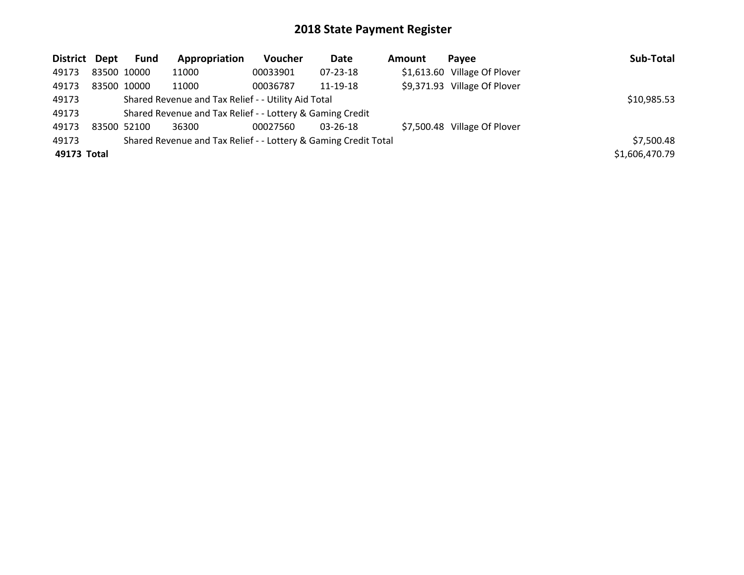# 2018 State Payment Register

| District | Dept | Fund | Appropriation | Voucher | Date | Amount | Payee | Sub-Total |
|---|---|---|---|---|---|---|---|---|
| 49173 | 83500 | 10000 | 11000 | 00033901 | 07-23-18 | $1,613.60 | Village Of Plover | |
| 49173 | 83500 | 10000 | 11000 | 00036787 | 11-19-18 | $9,371.93 | Village Of Plover | |
| 49173 | | Shared Revenue and Tax Relief - - Utility Aid Total | | | | | | $10,985.53 |
| 49173 | | Shared Revenue and Tax Relief - - Lottery & Gaming Credit | | | | | | |
| 49173 | 83500 | 52100 | 36300 | 00027560 | 03-26-18 | $7,500.48 | Village Of Plover | |
| 49173 | | Shared Revenue and Tax Relief - - Lottery & Gaming Credit Total | | | | | | $7,500.48 |
| **49173 Total** | | | | | | | | $1,606,470.79 |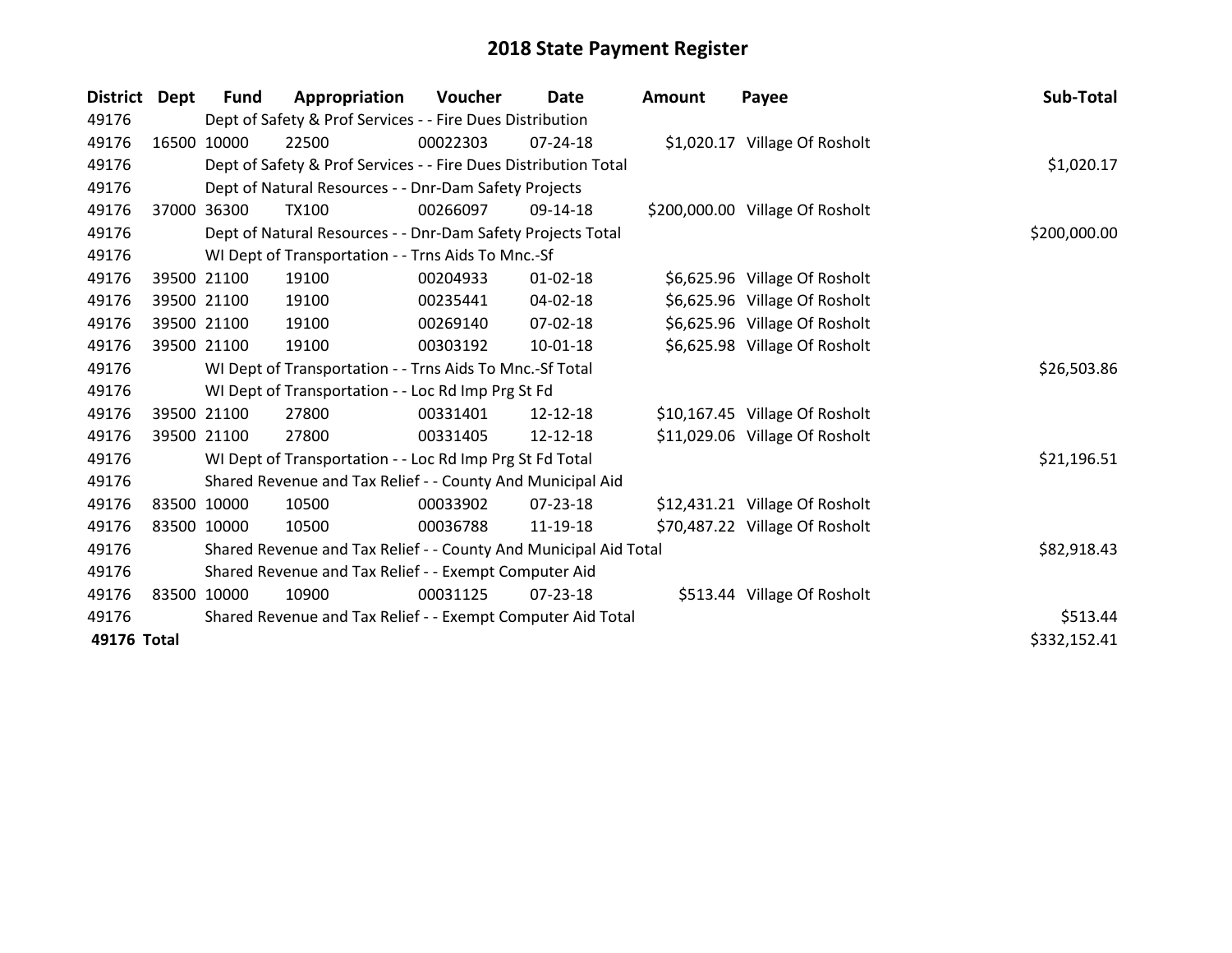# 2018 State Payment Register

| District | Dept | Fund | Appropriation | Voucher | Date | Amount | Payee | Sub-Total |
|---|---|---|---|---|---|---|---|---|
| 49176 | | Dept of Safety & Prof Services - - Fire Dues Distribution | | | | | | |
| 49176 | 16500 | 10000 | 22500 | 00022303 | 07-24-18 | $1,020.17 | Village Of Rosholt | |
| 49176 | | Dept of Safety & Prof Services - - Fire Dues Distribution Total | | | | | | $1,020.17 |
| 49176 | | Dept of Natural Resources - - Dnr-Dam Safety Projects | | | | | | |
| 49176 | 37000 | 36300 | TX100 | 00266097 | 09-14-18 | $200,000.00 | Village Of Rosholt | |
| 49176 | | Dept of Natural Resources - - Dnr-Dam Safety Projects Total | | | | | | $200,000.00 |
| 49176 | | WI Dept of Transportation - - Trns Aids To Mnc.-Sf | | | | | | |
| 49176 | 39500 | 21100 | 19100 | 00204933 | 01-02-18 | $6,625.96 | Village Of Rosholt | |
| 49176 | 39500 | 21100 | 19100 | 00235441 | 04-02-18 | $6,625.96 | Village Of Rosholt | |
| 49176 | 39500 | 21100 | 19100 | 00269140 | 07-02-18 | $6,625.96 | Village Of Rosholt | |
| 49176 | 39500 | 21100 | 19100 | 00303192 | 10-01-18 | $6,625.98 | Village Of Rosholt | |
| 49176 | | WI Dept of Transportation - - Trns Aids To Mnc.-Sf Total | | | | | | $26,503.86 |
| 49176 | | WI Dept of Transportation - - Loc Rd Imp Prg St Fd | | | | | | |
| 49176 | 39500 | 21100 | 27800 | 00331401 | 12-12-18 | $10,167.45 | Village Of Rosholt | |
| 49176 | 39500 | 21100 | 27800 | 00331405 | 12-12-18 | $11,029.06 | Village Of Rosholt | |
| 49176 | | WI Dept of Transportation - - Loc Rd Imp Prg St Fd Total | | | | | | $21,196.51 |
| 49176 | | Shared Revenue and Tax Relief - - County And Municipal Aid | | | | | | |
| 49176 | 83500 | 10000 | 10500 | 00033902 | 07-23-18 | $12,431.21 | Village Of Rosholt | |
| 49176 | 83500 | 10000 | 10500 | 00036788 | 11-19-18 | $70,487.22 | Village Of Rosholt | |
| 49176 | | Shared Revenue and Tax Relief - - County And Municipal Aid Total | | | | | | $82,918.43 |
| 49176 | | Shared Revenue and Tax Relief - - Exempt Computer Aid | | | | | | |
| 49176 | 83500 | 10000 | 10900 | 00031125 | 07-23-18 | $513.44 | Village Of Rosholt | |
| 49176 | | Shared Revenue and Tax Relief - - Exempt Computer Aid Total | | | | | | $513.44 |
| **49176** | **Total** | | | | | | | $332,152.41 |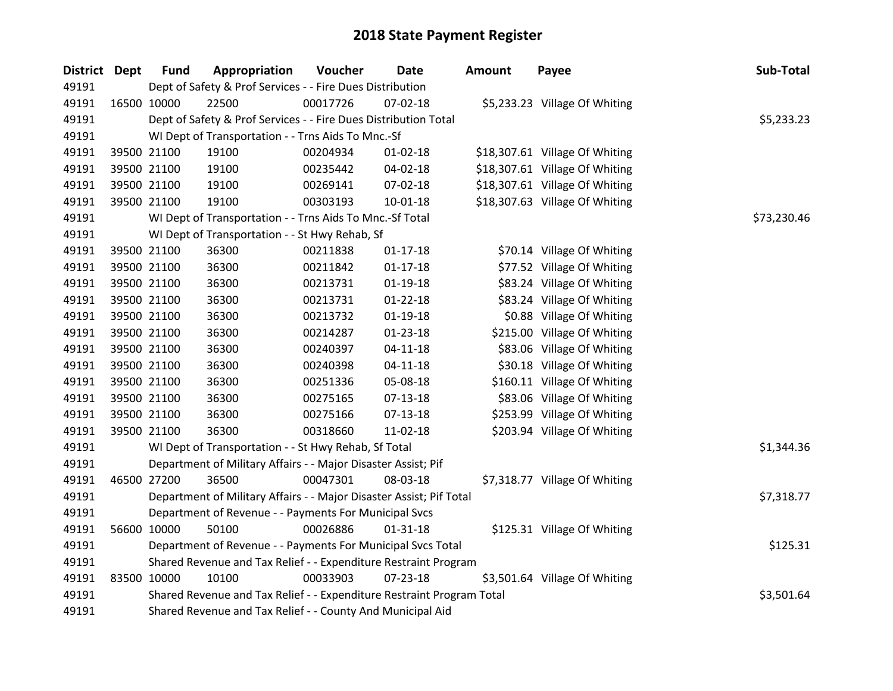# 2018 State Payment Register

| District | Dept | Fund | Appropriation | Voucher | Date | Amount | Payee | Sub-Total |
|---|---|---|---|---|---|---|---|---|
| 49191 | | Dept of Safety & Prof Services - - Fire Dues Distribution | | | | | | |
| 49191 | 16500 | 10000 | 22500 | 00017726 | 07-02-18 | $5,233.23 | Village Of Whiting | |
| 49191 | | Dept of Safety & Prof Services - - Fire Dues Distribution Total | | | | | | $5,233.23 |
| 49191 | | WI Dept of Transportation - - Trns Aids To Mnc.-Sf | | | | | | |
| 49191 | 39500 | 21100 | 19100 | 00204934 | 01-02-18 | $18,307.61 | Village Of Whiting | |
| 49191 | 39500 | 21100 | 19100 | 00235442 | 04-02-18 | $18,307.61 | Village Of Whiting | |
| 49191 | 39500 | 21100 | 19100 | 00269141 | 07-02-18 | $18,307.61 | Village Of Whiting | |
| 49191 | 39500 | 21100 | 19100 | 00303193 | 10-01-18 | $18,307.63 | Village Of Whiting | |
| 49191 | | WI Dept of Transportation - - Trns Aids To Mnc.-Sf Total | | | | | | $73,230.46 |
| 49191 | | WI Dept of Transportation - - St Hwy Rehab, Sf | | | | | | |
| 49191 | 39500 | 21100 | 36300 | 00211838 | 01-17-18 | $70.14 | Village Of Whiting | |
| 49191 | 39500 | 21100 | 36300 | 00211842 | 01-17-18 | $77.52 | Village Of Whiting | |
| 49191 | 39500 | 21100 | 36300 | 00213731 | 01-19-18 | $83.24 | Village Of Whiting | |
| 49191 | 39500 | 21100 | 36300 | 00213731 | 01-22-18 | $83.24 | Village Of Whiting | |
| 49191 | 39500 | 21100 | 36300 | 00213732 | 01-19-18 | $0.88 | Village Of Whiting | |
| 49191 | 39500 | 21100 | 36300 | 00214287 | 01-23-18 | $215.00 | Village Of Whiting | |
| 49191 | 39500 | 21100 | 36300 | 00240397 | 04-11-18 | $83.06 | Village Of Whiting | |
| 49191 | 39500 | 21100 | 36300 | 00240398 | 04-11-18 | $30.18 | Village Of Whiting | |
| 49191 | 39500 | 21100 | 36300 | 00251336 | 05-08-18 | $160.11 | Village Of Whiting | |
| 49191 | 39500 | 21100 | 36300 | 00275165 | 07-13-18 | $83.06 | Village Of Whiting | |
| 49191 | 39500 | 21100 | 36300 | 00275166 | 07-13-18 | $253.99 | Village Of Whiting | |
| 49191 | 39500 | 21100 | 36300 | 00318660 | 11-02-18 | $203.94 | Village Of Whiting | |
| 49191 | | WI Dept of Transportation - - St Hwy Rehab, Sf Total | | | | | | $1,344.36 |
| 49191 | | Department of Military Affairs - - Major Disaster Assist; Pif | | | | | | |
| 49191 | 46500 | 27200 | 36500 | 00047301 | 08-03-18 | $7,318.77 | Village Of Whiting | |
| 49191 | | Department of Military Affairs - - Major Disaster Assist; Pif Total | | | | | | $7,318.77 |
| 49191 | | Department of Revenue - - Payments For Municipal Svcs | | | | | | |
| 49191 | 56600 | 10000 | 50100 | 00026886 | 01-31-18 | $125.31 | Village Of Whiting | |
| 49191 | | Department of Revenue - - Payments For Municipal Svcs Total | | | | | | $125.31 |
| 49191 | | Shared Revenue and Tax Relief - - Expenditure Restraint Program | | | | | | |
| 49191 | 83500 | 10000 | 10100 | 00033903 | 07-23-18 | $3,501.64 | Village Of Whiting | |
| 49191 | | Shared Revenue and Tax Relief - - Expenditure Restraint Program Total | | | | | | $3,501.64 |
| 49191 | | Shared Revenue and Tax Relief - - County And Municipal Aid | | | | | | |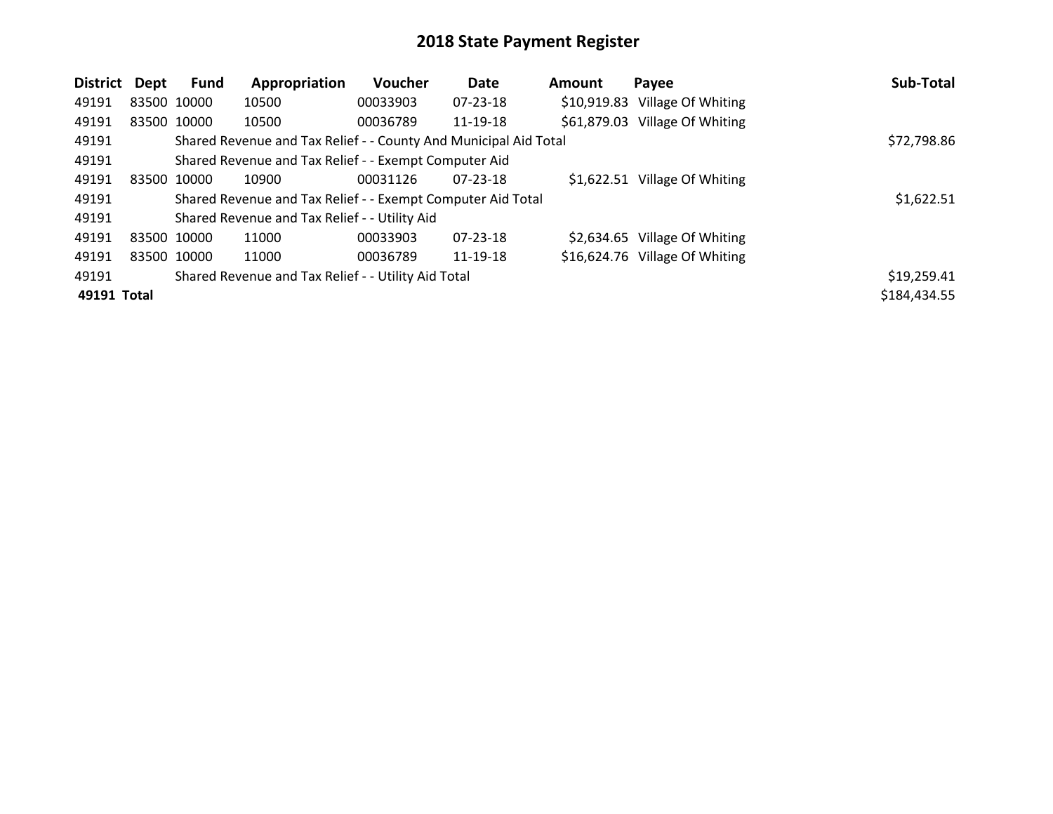# 2018 State Payment Register

| District | Dept | Fund | Appropriation | Voucher | Date | Amount | Payee | Sub-Total |
|---|---|---|---|---|---|---|---|---|
| 49191 | 83500 | 10000 | 10500 | 00033903 | 07-23-18 | $10,919.83 | Village Of Whiting | |
| 49191 | 83500 | 10000 | 10500 | 00036789 | 11-19-18 | $61,879.03 | Village Of Whiting | |
| 49191 | | Shared Revenue and Tax Relief - - County And Municipal Aid Total | | | | | | $72,798.86 |
| 49191 | | Shared Revenue and Tax Relief - - Exempt Computer Aid | | | | | | |
| 49191 | 83500 | 10000 | 10900 | 00031126 | 07-23-18 | $1,622.51 | Village Of Whiting | |
| 49191 | | Shared Revenue and Tax Relief - - Exempt Computer Aid Total | | | | | | $1,622.51 |
| 49191 | | Shared Revenue and Tax Relief - - Utility Aid | | | | | | |
| 49191 | 83500 | 10000 | 11000 | 00033903 | 07-23-18 | $2,634.65 | Village Of Whiting | |
| 49191 | 83500 | 10000 | 11000 | 00036789 | 11-19-18 | $16,624.76 | Village Of Whiting | |
| 49191 | | Shared Revenue and Tax Relief - - Utility Aid Total | | | | | | $19,259.41 |
| **49191 Total** | | | | | | | | $184,434.55 |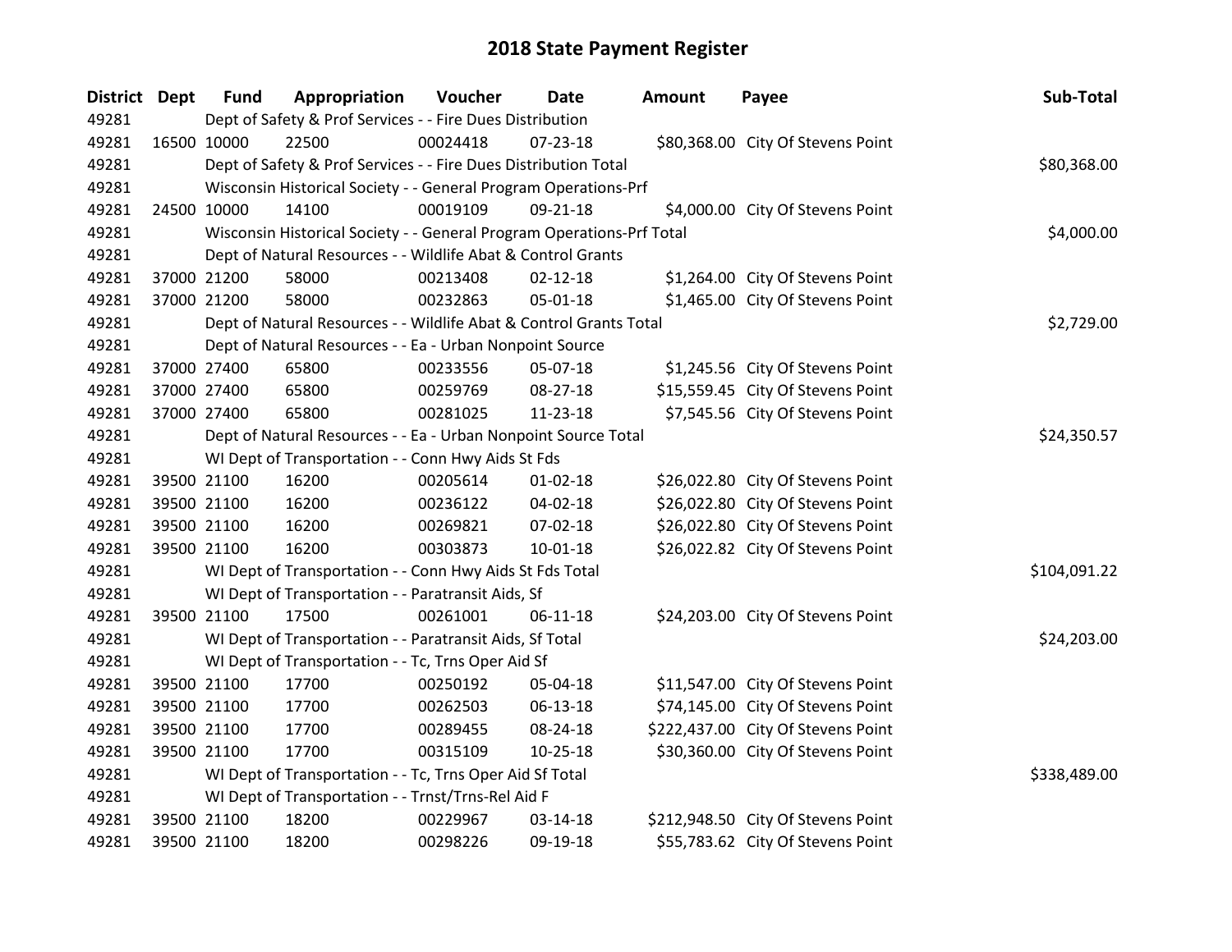# 2018 State Payment Register

| District | Dept | Fund | Appropriation | Voucher | Date | Amount | Payee | Sub-Total |
|---|---|---|---|---|---|---|---|---|
| 49281 | | Dept of Safety & Prof Services - - Fire Dues Distribution | | | | | | |
| 49281 | 16500 | 10000 | 22500 | 00024418 | 07-23-18 | $80,368.00 | City Of Stevens Point | |
| 49281 | | Dept of Safety & Prof Services - - Fire Dues Distribution Total | | | | | | $80,368.00 |
| 49281 | | Wisconsin Historical Society - - General Program Operations-Prf | | | | | | |
| 49281 | 24500 | 10000 | 14100 | 00019109 | 09-21-18 | $4,000.00 | City Of Stevens Point | |
| 49281 | | Wisconsin Historical Society - - General Program Operations-Prf Total | | | | | | $4,000.00 |
| 49281 | | Dept of Natural Resources - - Wildlife Abat & Control Grants | | | | | | |
| 49281 | 37000 | 21200 | 58000 | 00213408 | 02-12-18 | $1,264.00 | City Of Stevens Point | |
| 49281 | 37000 | 21200 | 58000 | 00232863 | 05-01-18 | $1,465.00 | City Of Stevens Point | |
| 49281 | | Dept of Natural Resources - - Wildlife Abat & Control Grants Total | | | | | | $2,729.00 |
| 49281 | | Dept of Natural Resources - - Ea - Urban Nonpoint Source | | | | | | |
| 49281 | 37000 | 27400 | 65800 | 00233556 | 05-07-18 | $1,245.56 | City Of Stevens Point | |
| 49281 | 37000 | 27400 | 65800 | 00259769 | 08-27-18 | $15,559.45 | City Of Stevens Point | |
| 49281 | 37000 | 27400 | 65800 | 00281025 | 11-23-18 | $7,545.56 | City Of Stevens Point | |
| 49281 | | Dept of Natural Resources - - Ea - Urban Nonpoint Source Total | | | | | | $24,350.57 |
| 49281 | | WI Dept of Transportation - - Conn Hwy Aids St Fds | | | | | | |
| 49281 | 39500 | 21100 | 16200 | 00205614 | 01-02-18 | $26,022.80 | City Of Stevens Point | |
| 49281 | 39500 | 21100 | 16200 | 00236122 | 04-02-18 | $26,022.80 | City Of Stevens Point | |
| 49281 | 39500 | 21100 | 16200 | 00269821 | 07-02-18 | $26,022.80 | City Of Stevens Point | |
| 49281 | 39500 | 21100 | 16200 | 00303873 | 10-01-18 | $26,022.82 | City Of Stevens Point | |
| 49281 | | WI Dept of Transportation - - Conn Hwy Aids St Fds Total | | | | | | $104,091.22 |
| 49281 | | WI Dept of Transportation - - Paratransit Aids, Sf | | | | | | |
| 49281 | 39500 | 21100 | 17500 | 00261001 | 06-11-18 | $24,203.00 | City Of Stevens Point | |
| 49281 | | WI Dept of Transportation - - Paratransit Aids, Sf Total | | | | | | $24,203.00 |
| 49281 | | WI Dept of Transportation - - Tc, Trns Oper Aid Sf | | | | | | |
| 49281 | 39500 | 21100 | 17700 | 00250192 | 05-04-18 | $11,547.00 | City Of Stevens Point | |
| 49281 | 39500 | 21100 | 17700 | 00262503 | 06-13-18 | $74,145.00 | City Of Stevens Point | |
| 49281 | 39500 | 21100 | 17700 | 00289455 | 08-24-18 | $222,437.00 | City Of Stevens Point | |
| 49281 | 39500 | 21100 | 17700 | 00315109 | 10-25-18 | $30,360.00 | City Of Stevens Point | |
| 49281 | | WI Dept of Transportation - - Tc, Trns Oper Aid Sf Total | | | | | | $338,489.00 |
| 49281 | | WI Dept of Transportation - - Trnst/Trns-Rel Aid F | | | | | | |
| 49281 | 39500 | 21100 | 18200 | 00229967 | 03-14-18 | $212,948.50 | City Of Stevens Point | |
| 49281 | 39500 | 21100 | 18200 | 00298226 | 09-19-18 | $55,783.62 | City Of Stevens Point | |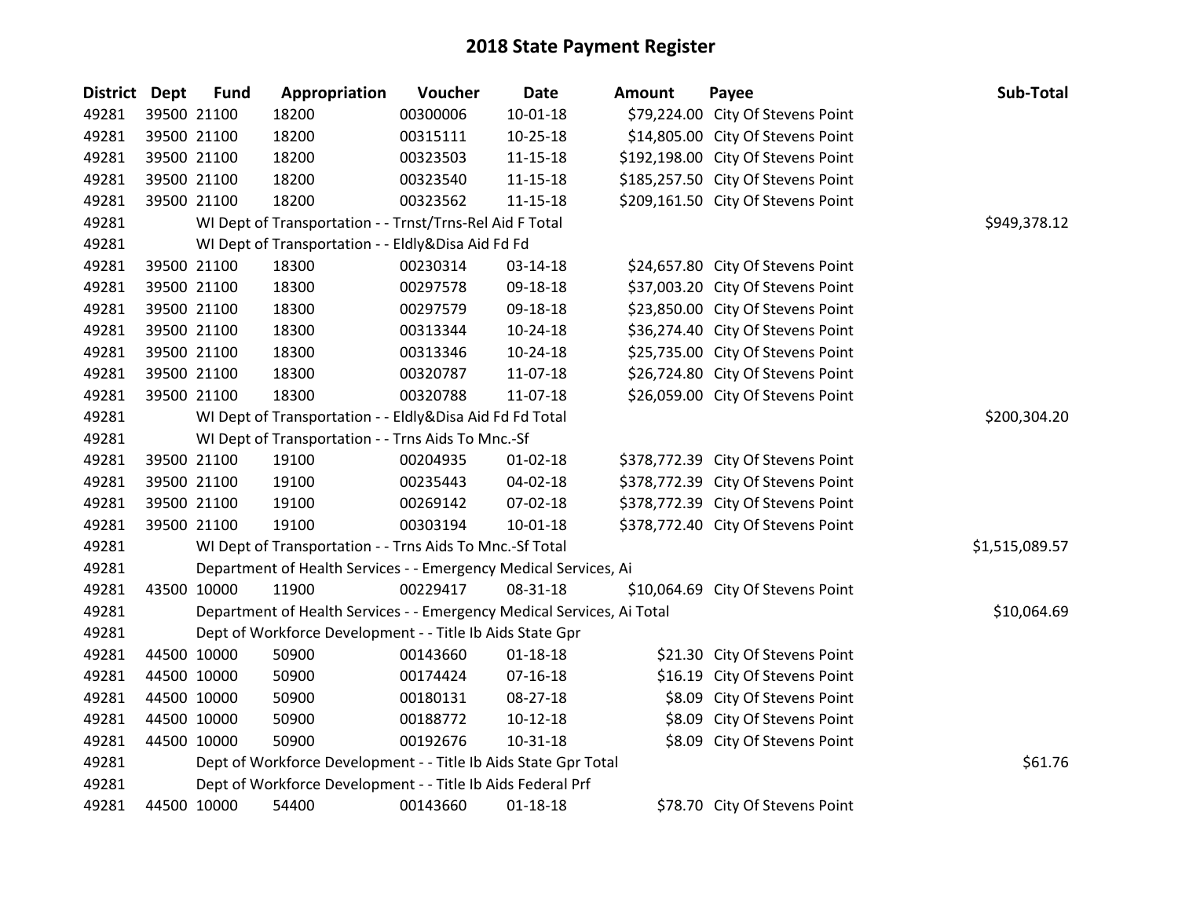# 2018 State Payment Register

| District | Dept | Fund | Appropriation | Voucher | Date | Amount | Payee | Sub-Total |
|---|---|---|---|---|---|---|---|---|
| 49281 | 39500 | 21100 | 18200 | 00300006 | 10-01-18 | $79,224.00 | City Of Stevens Point | |
| 49281 | 39500 | 21100 | 18200 | 00315111 | 10-25-18 | $14,805.00 | City Of Stevens Point | |
| 49281 | 39500 | 21100 | 18200 | 00323503 | 11-15-18 | $192,198.00 | City Of Stevens Point | |
| 49281 | 39500 | 21100 | 18200 | 00323540 | 11-15-18 | $185,257.50 | City Of Stevens Point | |
| 49281 | 39500 | 21100 | 18200 | 00323562 | 11-15-18 | $209,161.50 | City Of Stevens Point | |
| 49281 | | | WI Dept of Transportation - - Trnst/Trns-Rel Aid F Total | | | | | $949,378.12 |
| 49281 | | | WI Dept of Transportation - - Eldly&Disa Aid Fd Fd | | | | | |
| 49281 | 39500 | 21100 | 18300 | 00230314 | 03-14-18 | $24,657.80 | City Of Stevens Point | |
| 49281 | 39500 | 21100 | 18300 | 00297578 | 09-18-18 | $37,003.20 | City Of Stevens Point | |
| 49281 | 39500 | 21100 | 18300 | 00297579 | 09-18-18 | $23,850.00 | City Of Stevens Point | |
| 49281 | 39500 | 21100 | 18300 | 00313344 | 10-24-18 | $36,274.40 | City Of Stevens Point | |
| 49281 | 39500 | 21100 | 18300 | 00313346 | 10-24-18 | $25,735.00 | City Of Stevens Point | |
| 49281 | 39500 | 21100 | 18300 | 00320787 | 11-07-18 | $26,724.80 | City Of Stevens Point | |
| 49281 | 39500 | 21100 | 18300 | 00320788 | 11-07-18 | $26,059.00 | City Of Stevens Point | |
| 49281 | | | WI Dept of Transportation - - Eldly&Disa Aid Fd Fd Total | | | | | $200,304.20 |
| 49281 | | | WI Dept of Transportation - - Trns Aids To Mnc.-Sf | | | | | |
| 49281 | 39500 | 21100 | 19100 | 00204935 | 01-02-18 | $378,772.39 | City Of Stevens Point | |
| 49281 | 39500 | 21100 | 19100 | 00235443 | 04-02-18 | $378,772.39 | City Of Stevens Point | |
| 49281 | 39500 | 21100 | 19100 | 00269142 | 07-02-18 | $378,772.39 | City Of Stevens Point | |
| 49281 | 39500 | 21100 | 19100 | 00303194 | 10-01-18 | $378,772.40 | City Of Stevens Point | |
| 49281 | | | WI Dept of Transportation - - Trns Aids To Mnc.-Sf Total | | | | | $1,515,089.57 |
| 49281 | | | Department of Health Services - - Emergency Medical Services, Ai | | | | | |
| 49281 | 43500 | 10000 | 11900 | 00229417 | 08-31-18 | $10,064.69 | City Of Stevens Point | |
| 49281 | | | Department of Health Services - - Emergency Medical Services, Ai Total | | | | | $10,064.69 |
| 49281 | | | Dept of Workforce Development - - Title Ib Aids State Gpr | | | | | |
| 49281 | 44500 | 10000 | 50900 | 00143660 | 01-18-18 | $21.30 | City Of Stevens Point | |
| 49281 | 44500 | 10000 | 50900 | 00174424 | 07-16-18 | $16.19 | City Of Stevens Point | |
| 49281 | 44500 | 10000 | 50900 | 00180131 | 08-27-18 | $8.09 | City Of Stevens Point | |
| 49281 | 44500 | 10000 | 50900 | 00188772 | 10-12-18 | $8.09 | City Of Stevens Point | |
| 49281 | 44500 | 10000 | 50900 | 00192676 | 10-31-18 | $8.09 | City Of Stevens Point | |
| 49281 | | | Dept of Workforce Development - - Title Ib Aids State Gpr Total | | | | | $61.76 |
| 49281 | | | Dept of Workforce Development - - Title Ib Aids Federal Prf | | | | | |
| 49281 | 44500 | 10000 | 54400 | 00143660 | 01-18-18 | $78.70 | City Of Stevens Point | |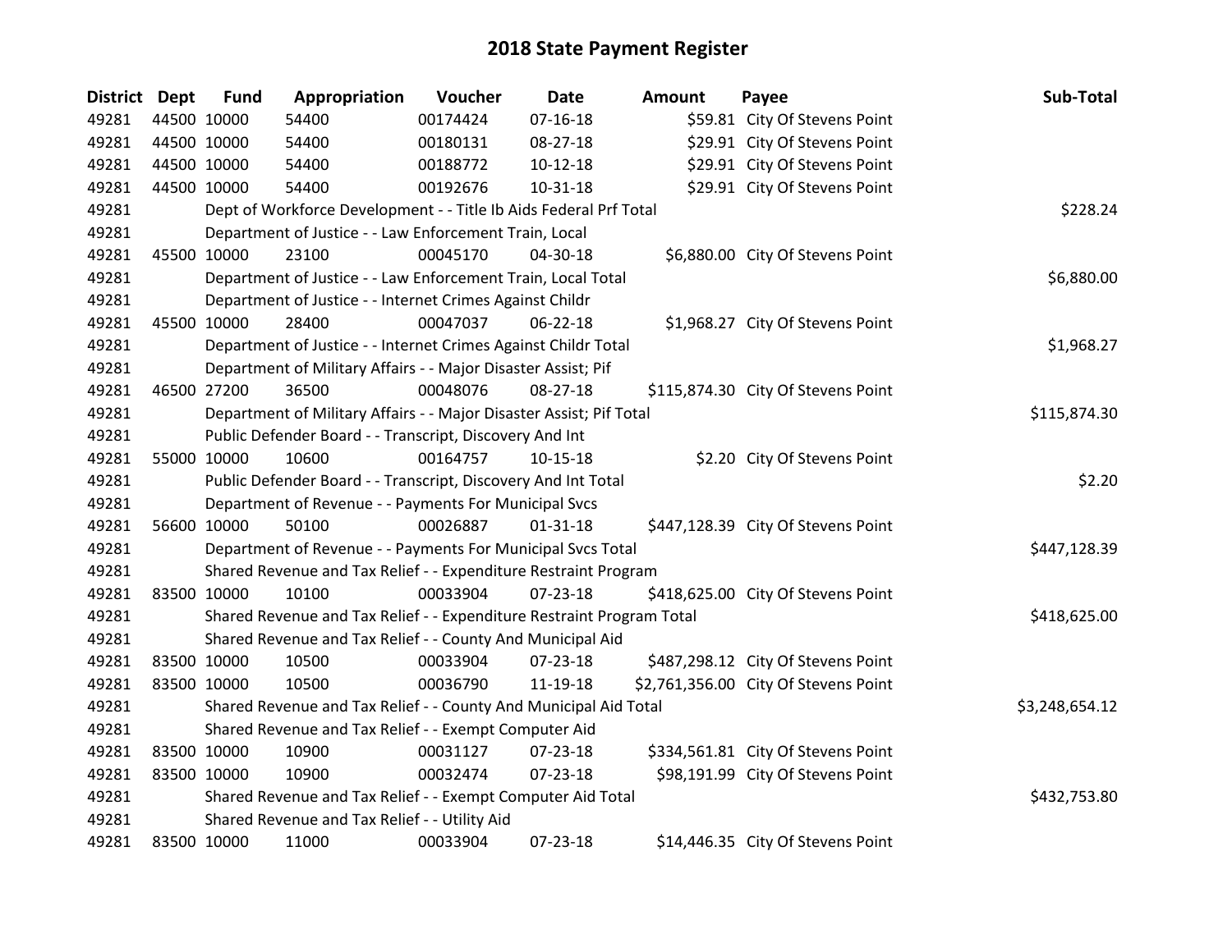# 2018 State Payment Register

| District | Dept | Fund | Appropriation | Voucher | Date | Amount | Payee | Sub-Total |
|---|---|---|---|---|---|---|---|---|
| 49281 | 44500 | 10000 | 54400 | 00174424 | 07-16-18 | $59.81 | City Of Stevens Point | |
| 49281 | 44500 | 10000 | 54400 | 00180131 | 08-27-18 | $29.91 | City Of Stevens Point | |
| 49281 | 44500 | 10000 | 54400 | 00188772 | 10-12-18 | $29.91 | City Of Stevens Point | |
| 49281 | 44500 | 10000 | 54400 | 00192676 | 10-31-18 | $29.91 | City Of Stevens Point | |
| 49281 | | Dept of Workforce Development - - Title Ib Aids Federal Prf Total | | | | | | $228.24 |
| 49281 | | Department of Justice - - Law Enforcement Train, Local | | | | | | |
| 49281 | 45500 | 10000 | 23100 | 00045170 | 04-30-18 | $6,880.00 | City Of Stevens Point | |
| 49281 | | Department of Justice - - Law Enforcement Train, Local Total | | | | | | $6,880.00 |
| 49281 | | Department of Justice - - Internet Crimes Against Childr | | | | | | |
| 49281 | 45500 | 10000 | 28400 | 00047037 | 06-22-18 | $1,968.27 | City Of Stevens Point | |
| 49281 | | Department of Justice - - Internet Crimes Against Childr Total | | | | | | $1,968.27 |
| 49281 | | Department of Military Affairs - - Major Disaster Assist; Pif | | | | | | |
| 49281 | 46500 | 27200 | 36500 | 00048076 | 08-27-18 | $115,874.30 | City Of Stevens Point | |
| 49281 | | Department of Military Affairs - - Major Disaster Assist; Pif Total | | | | | | $115,874.30 |
| 49281 | | Public Defender Board - - Transcript, Discovery And Int | | | | | | |
| 49281 | 55000 | 10000 | 10600 | 00164757 | 10-15-18 | $2.20 | City Of Stevens Point | |
| 49281 | | Public Defender Board - - Transcript, Discovery And Int Total | | | | | | $2.20 |
| 49281 | | Department of Revenue - - Payments For Municipal Svcs | | | | | | |
| 49281 | 56600 | 10000 | 50100 | 00026887 | 01-31-18 | $447,128.39 | City Of Stevens Point | |
| 49281 | | Department of Revenue - - Payments For Municipal Svcs Total | | | | | | $447,128.39 |
| 49281 | | Shared Revenue and Tax Relief - - Expenditure Restraint Program | | | | | | |
| 49281 | 83500 | 10000 | 10100 | 00033904 | 07-23-18 | $418,625.00 | City Of Stevens Point | |
| 49281 | | Shared Revenue and Tax Relief - - Expenditure Restraint Program Total | | | | | | $418,625.00 |
| 49281 | | Shared Revenue and Tax Relief - - County And Municipal Aid | | | | | | |
| 49281 | 83500 | 10000 | 10500 | 00033904 | 07-23-18 | $487,298.12 | City Of Stevens Point | |
| 49281 | 83500 | 10000 | 10500 | 00036790 | 11-19-18 | $2,761,356.00 | City Of Stevens Point | |
| 49281 | | Shared Revenue and Tax Relief - - County And Municipal Aid Total | | | | | | $3,248,654.12 |
| 49281 | | Shared Revenue and Tax Relief - - Exempt Computer Aid | | | | | | |
| 49281 | 83500 | 10000 | 10900 | 00031127 | 07-23-18 | $334,561.81 | City Of Stevens Point | |
| 49281 | 83500 | 10000 | 10900 | 00032474 | 07-23-18 | $98,191.99 | City Of Stevens Point | |
| 49281 | | Shared Revenue and Tax Relief - - Exempt Computer Aid Total | | | | | | $432,753.80 |
| 49281 | | Shared Revenue and Tax Relief - - Utility Aid | | | | | | |
| 49281 | 83500 | 10000 | 11000 | 00033904 | 07-23-18 | $14,446.35 | City Of Stevens Point | |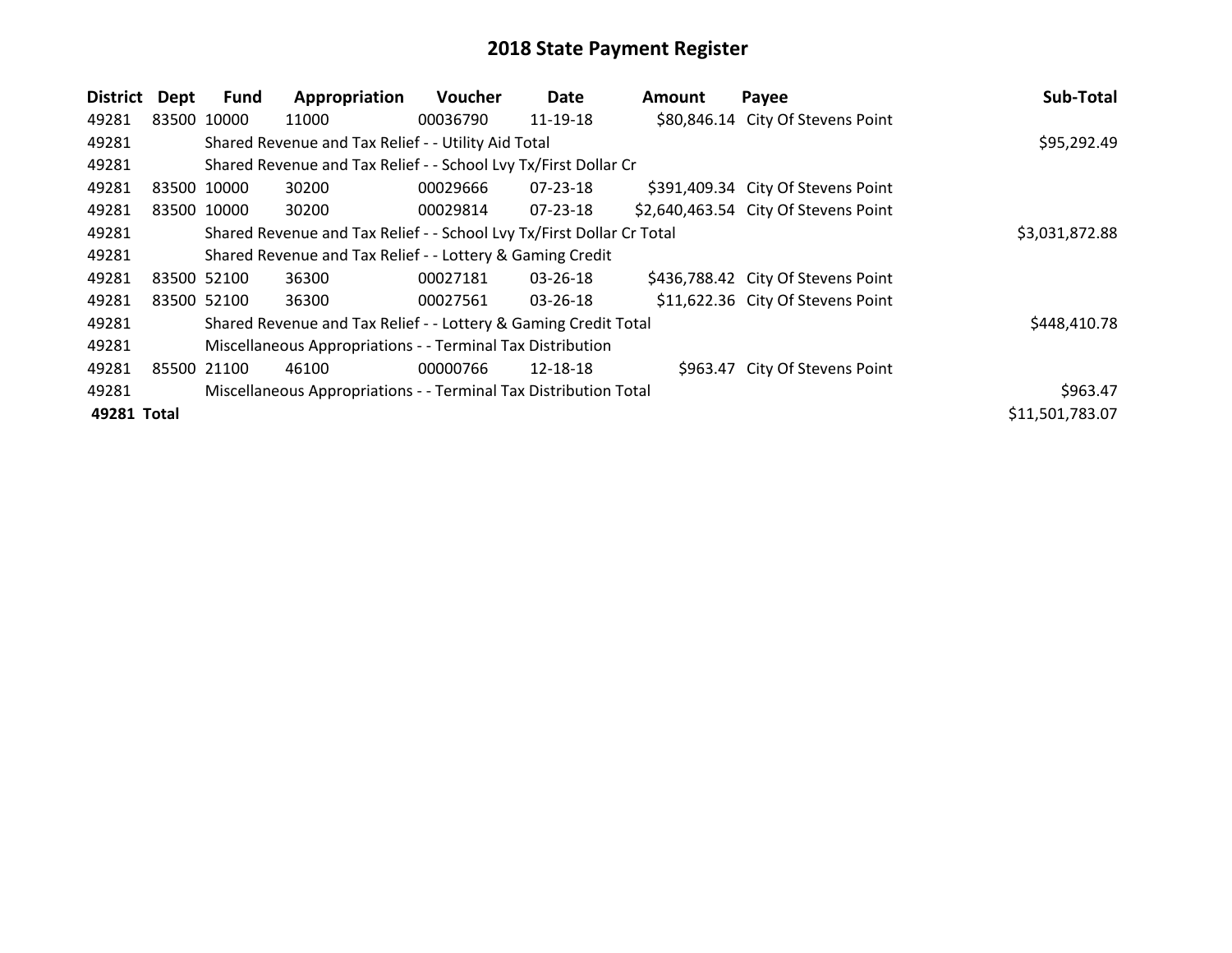# 2018 State Payment Register

| District | Dept | Fund | Appropriation | Voucher | Date | Amount | Payee | Sub-Total |
|---|---|---|---|---|---|---|---|---|
| 49281 | 83500 | 10000 | 11000 | 00036790 | 11-19-18 | $80,846.14 | City Of Stevens Point | |
| 49281 | | Shared Revenue and Tax Relief - - Utility Aid Total | | | | | | $95,292.49 |
| 49281 | | Shared Revenue and Tax Relief - - School Lvy Tx/First Dollar Cr | | | | | | |
| 49281 | 83500 | 10000 | 30200 | 00029666 | 07-23-18 | $391,409.34 | City Of Stevens Point | |
| 49281 | 83500 | 10000 | 30200 | 00029814 | 07-23-18 | $2,640,463.54 | City Of Stevens Point | |
| 49281 | | Shared Revenue and Tax Relief - - School Lvy Tx/First Dollar Cr Total | | | | | | $3,031,872.88 |
| 49281 | | Shared Revenue and Tax Relief - - Lottery & Gaming Credit | | | | | | |
| 49281 | 83500 | 52100 | 36300 | 00027181 | 03-26-18 | $436,788.42 | City Of Stevens Point | |
| 49281 | 83500 | 52100 | 36300 | 00027561 | 03-26-18 | $11,622.36 | City Of Stevens Point | |
| 49281 | | Shared Revenue and Tax Relief - - Lottery & Gaming Credit Total | | | | | | $448,410.78 |
| 49281 | | Miscellaneous Appropriations - - Terminal Tax Distribution | | | | | | |
| 49281 | 85500 | 21100 | 46100 | 00000766 | 12-18-18 | $963.47 | City Of Stevens Point | |
| 49281 | | Miscellaneous Appropriations - - Terminal Tax Distribution Total | | | | | | $963.47 |
| **49281 Total** | | | | | | | | $11,501,783.07 |